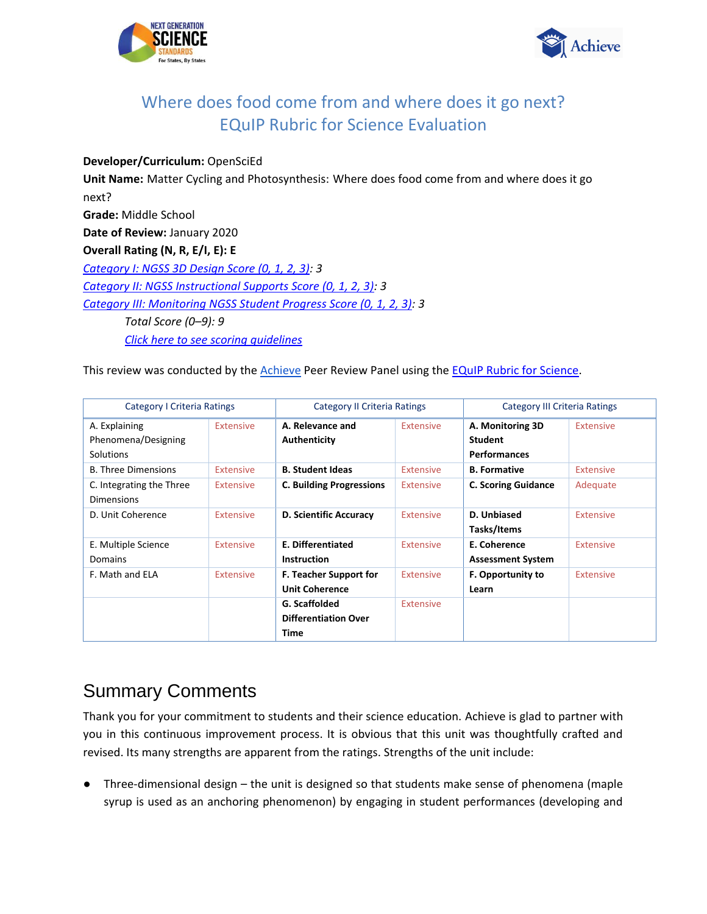# Where does food come from and where does it go next?
# EQuIP Rubric for Science Evaluation

**Developer/Curriculum:** OpenSciEd

**Unit Name:** Matter Cycling and Photosynthesis: Where does food come from and where does it go next?

**Grade:** Middle School

**Date of Review:** January 2020

**Overall Rating (N, R, E/I, E): E**

*Category I: NGSS 3D Design Score (0, 1, 2, 3): 3*

*Category II: NGSS Instructional Supports Score (0, 1, 2, 3): 3*

*Category III: Monitoring NGSS Student Progress Score (0, 1, 2, 3): 3*

*Total Score (0–9): 9*

*Click here to see scoring guidelines*

This review was conducted by the Achieve Peer Review Panel using the EQuIP Rubric for Science.

| Category I Criteria Ratings | | Category II Criteria Ratings | | Category III Criteria Ratings | |
|---|---|---|---|---|---|
| A. Explaining Phenomena/Designing Solutions | Extensive | **A. Relevance and Authenticity** | Extensive | **A. Monitoring 3D Student Performances** | Extensive |
| B. Three Dimensions | Extensive | **B. Student Ideas** | Extensive | **B. Formative** | Extensive |
| C. Integrating the Three Dimensions | Extensive | **C. Building Progressions** | Extensive | **C. Scoring Guidance** | Adequate |
| D. Unit Coherence | Extensive | **D. Scientific Accuracy** | Extensive | **D. Unbiased Tasks/Items** | Extensive |
| E. Multiple Science Domains | Extensive | **E. Differentiated Instruction** | Extensive | **E. Coherence Assessment System** | Extensive |
| F. Math and ELA | Extensive | **F. Teacher Support for Unit Coherence** | Extensive | **F. Opportunity to Learn** | Extensive |
| | | **G. Scaffolded Differentiation Over Time** | Extensive | | |

## Summary Comments

Thank you for your commitment to students and their science education. Achieve is glad to partner with you in this continuous improvement process. It is obvious that this unit was thoughtfully crafted and revised. Its many strengths are apparent from the ratings. Strengths of the unit include:

- Three-dimensional design – the unit is designed so that students make sense of phenomena (maple syrup is used as an anchoring phenomenon) by engaging in student performances (developing and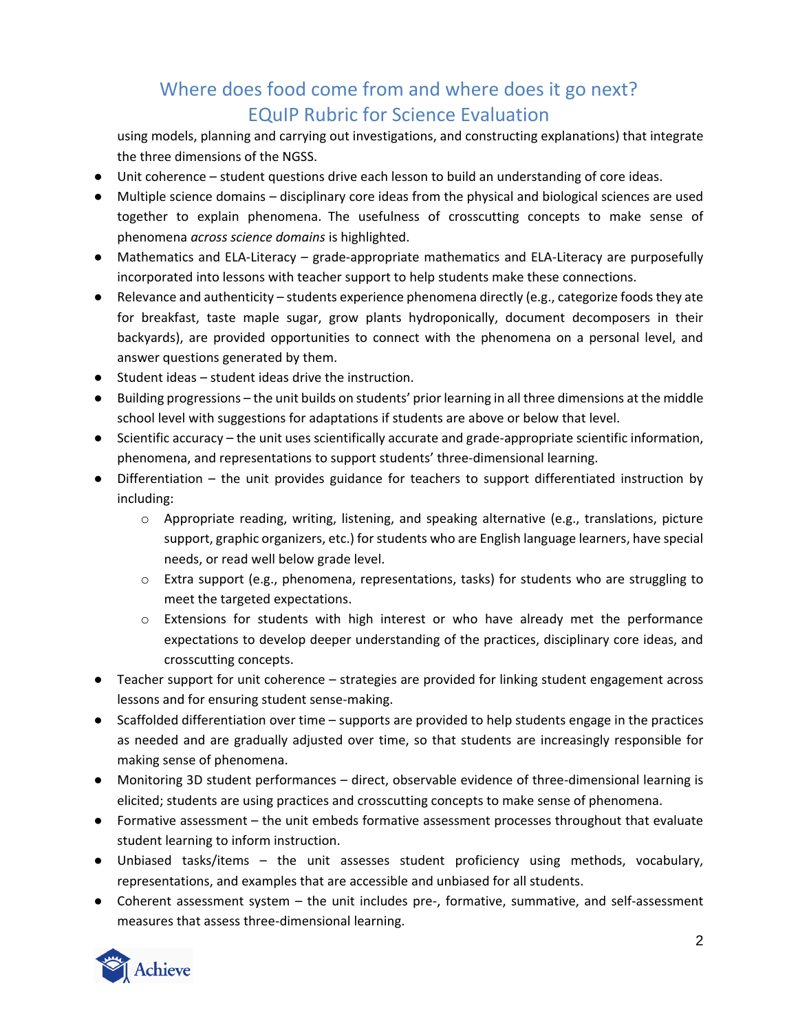using models, planning and carrying out investigations, and constructing explanations) that integrate the three dimensions of the NGSS.

- Unit coherence – student questions drive each lesson to build an understanding of core ideas.
- Multiple science domains – disciplinary core ideas from the physical and biological sciences are used together to explain phenomena. The usefulness of crosscutting concepts to make sense of phenomena *across science domains* is highlighted.
- Mathematics and ELA-Literacy – grade-appropriate mathematics and ELA-Literacy are purposefully incorporated into lessons with teacher support to help students make these connections.
- Relevance and authenticity – students experience phenomena directly (e.g., categorize foods they ate for breakfast, taste maple sugar, grow plants hydroponically, document decomposers in their backyards), are provided opportunities to connect with the phenomena on a personal level, and answer questions generated by them.
- Student ideas – student ideas drive the instruction.
- Building progressions – the unit builds on students' prior learning in all three dimensions at the middle school level with suggestions for adaptations if students are above or below that level.
- Scientific accuracy – the unit uses scientifically accurate and grade-appropriate scientific information, phenomena, and representations to support students' three-dimensional learning.
- Differentiation – the unit provides guidance for teachers to support differentiated instruction by including:
  - Appropriate reading, writing, listening, and speaking alternative (e.g., translations, picture support, graphic organizers, etc.) for students who are English language learners, have special needs, or read well below grade level.
  - Extra support (e.g., phenomena, representations, tasks) for students who are struggling to meet the targeted expectations.
  - Extensions for students with high interest or who have already met the performance expectations to develop deeper understanding of the practices, disciplinary core ideas, and crosscutting concepts.
- Teacher support for unit coherence – strategies are provided for linking student engagement across lessons and for ensuring student sense-making.
- Scaffolded differentiation over time – supports are provided to help students engage in the practices as needed and are gradually adjusted over time, so that students are increasingly responsible for making sense of phenomena.
- Monitoring 3D student performances – direct, observable evidence of three-dimensional learning is elicited; students are using practices and crosscutting concepts to make sense of phenomena.
- Formative assessment – the unit embeds formative assessment processes throughout that evaluate student learning to inform instruction.
- Unbiased tasks/items – the unit assesses student proficiency using methods, vocabulary, representations, and examples that are accessible and unbiased for all students.
- Coherent assessment system – the unit includes pre-, formative, summative, and self-assessment measures that assess three-dimensional learning.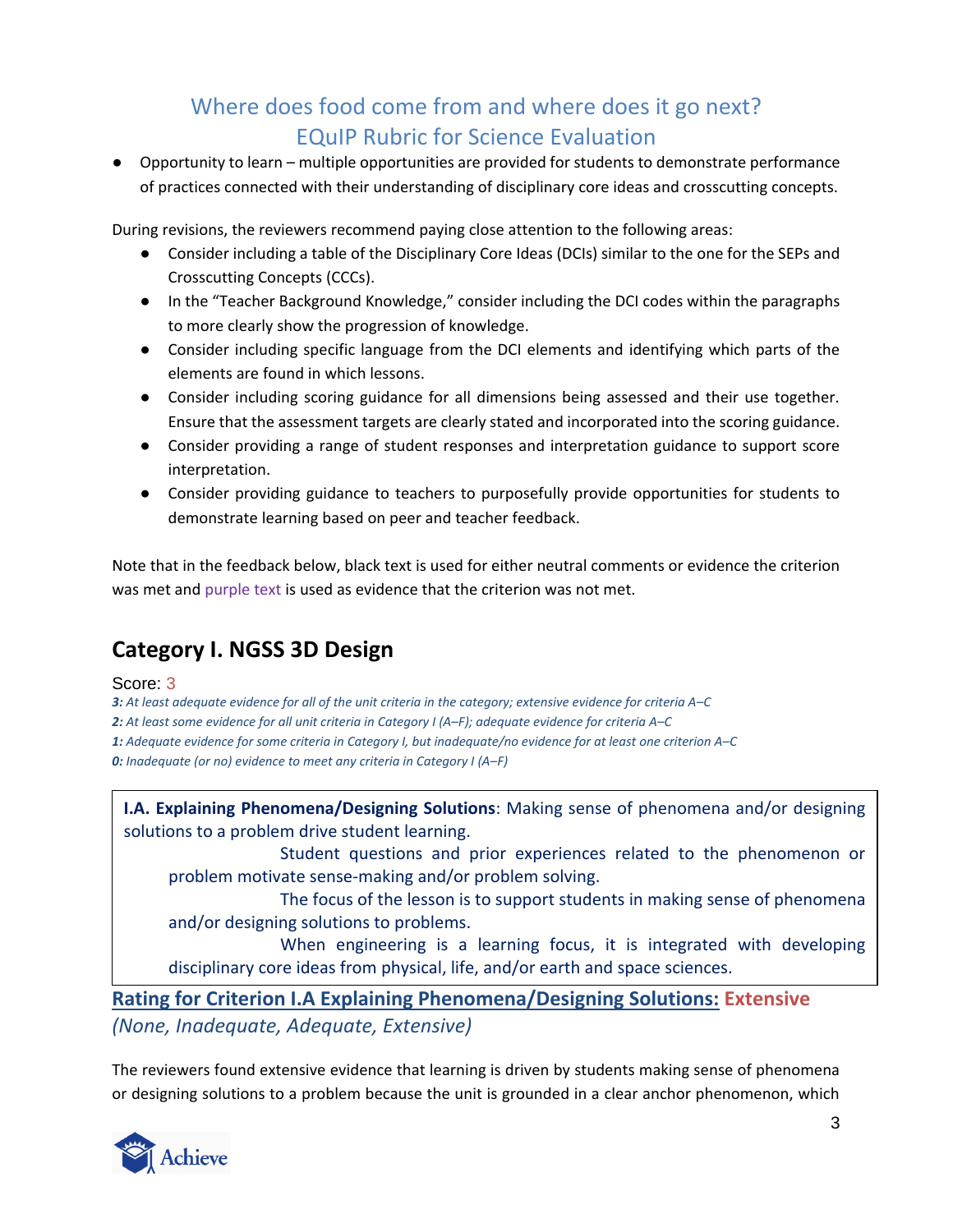# Where does food come from and where does it go next?
# EQuIP Rubric for Science Evaluation

- Opportunity to learn – multiple opportunities are provided for students to demonstrate performance of practices connected with their understanding of disciplinary core ideas and crosscutting concepts.

During revisions, the reviewers recommend paying close attention to the following areas:

- Consider including a table of the Disciplinary Core Ideas (DCIs) similar to the one for the SEPs and Crosscutting Concepts (CCCs).
- In the "Teacher Background Knowledge," consider including the DCI codes within the paragraphs to more clearly show the progression of knowledge.
- Consider including specific language from the DCI elements and identifying which parts of the elements are found in which lessons.
- Consider including scoring guidance for all dimensions being assessed and their use together. Ensure that the assessment targets are clearly stated and incorporated into the scoring guidance.
- Consider providing a range of student responses and interpretation guidance to support score interpretation.
- Consider providing guidance to teachers to purposefully provide opportunities for students to demonstrate learning based on peer and teacher feedback.

Note that in the feedback below, black text is used for either neutral comments or evidence the criterion was met and purple text is used as evidence that the criterion was not met.

## Category I. NGSS 3D Design

Score: 3

*3: At least adequate evidence for all of the unit criteria in the category; extensive evidence for criteria A–C*

*2: At least some evidence for all unit criteria in Category I (A–F); adequate evidence for criteria A–C*

*1: Adequate evidence for some criteria in Category I, but inadequate/no evidence for at least one criterion A–C*

*0: Inadequate (or no) evidence to meet any criteria in Category I (A–F)*

**I.A. Explaining Phenomena/Designing Solutions**: Making sense of phenomena and/or designing solutions to a problem drive student learning.

- Student questions and prior experiences related to the phenomenon or problem motivate sense-making and/or problem solving.
- The focus of the lesson is to support students in making sense of phenomena and/or designing solutions to problems.
- When engineering is a learning focus, it is integrated with developing disciplinary core ideas from physical, life, and/or earth and space sciences.

**Rating for Criterion I.A Explaining Phenomena/Designing Solutions: Extensive**
*(None, Inadequate, Adequate, Extensive)*

The reviewers found extensive evidence that learning is driven by students making sense of phenomena or designing solutions to a problem because the unit is grounded in a clear anchor phenomenon, which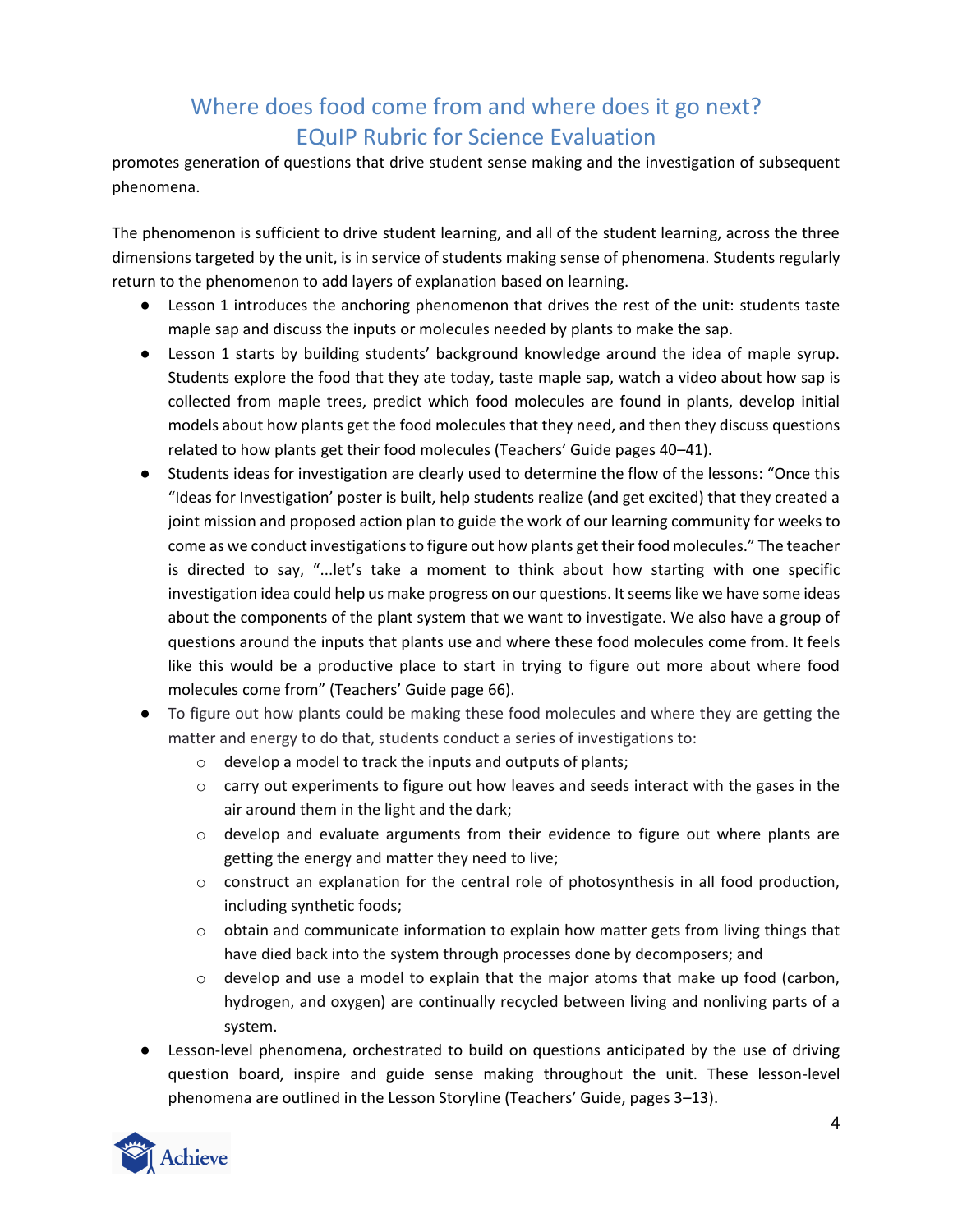promotes generation of questions that drive student sense making and the investigation of subsequent phenomena.

The phenomenon is sufficient to drive student learning, and all of the student learning, across the three dimensions targeted by the unit, is in service of students making sense of phenomena. Students regularly return to the phenomenon to add layers of explanation based on learning.

- Lesson 1 introduces the anchoring phenomenon that drives the rest of the unit: students taste maple sap and discuss the inputs or molecules needed by plants to make the sap.
- Lesson 1 starts by building students' background knowledge around the idea of maple syrup. Students explore the food that they ate today, taste maple sap, watch a video about how sap is collected from maple trees, predict which food molecules are found in plants, develop initial models about how plants get the food molecules that they need, and then they discuss questions related to how plants get their food molecules (Teachers' Guide pages 40–41).
- Students ideas for investigation are clearly used to determine the flow of the lessons: "Once this "Ideas for Investigation' poster is built, help students realize (and get excited) that they created a joint mission and proposed action plan to guide the work of our learning community for weeks to come as we conduct investigations to figure out how plants get their food molecules." The teacher is directed to say, "...let's take a moment to think about how starting with one specific investigation idea could help us make progress on our questions. It seems like we have some ideas about the components of the plant system that we want to investigate. We also have a group of questions around the inputs that plants use and where these food molecules come from. It feels like this would be a productive place to start in trying to figure out more about where food molecules come from" (Teachers' Guide page 66).
- To figure out how plants could be making these food molecules and where they are getting the matter and energy to do that, students conduct a series of investigations to:
  - develop a model to track the inputs and outputs of plants;
  - carry out experiments to figure out how leaves and seeds interact with the gases in the air around them in the light and the dark;
  - develop and evaluate arguments from their evidence to figure out where plants are getting the energy and matter they need to live;
  - construct an explanation for the central role of photosynthesis in all food production, including synthetic foods;
  - obtain and communicate information to explain how matter gets from living things that have died back into the system through processes done by decomposers; and
  - develop and use a model to explain that the major atoms that make up food (carbon, hydrogen, and oxygen) are continually recycled between living and nonliving parts of a system.
- Lesson-level phenomena, orchestrated to build on questions anticipated by the use of driving question board, inspire and guide sense making throughout the unit. These lesson-level phenomena are outlined in the Lesson Storyline (Teachers' Guide, pages 3–13).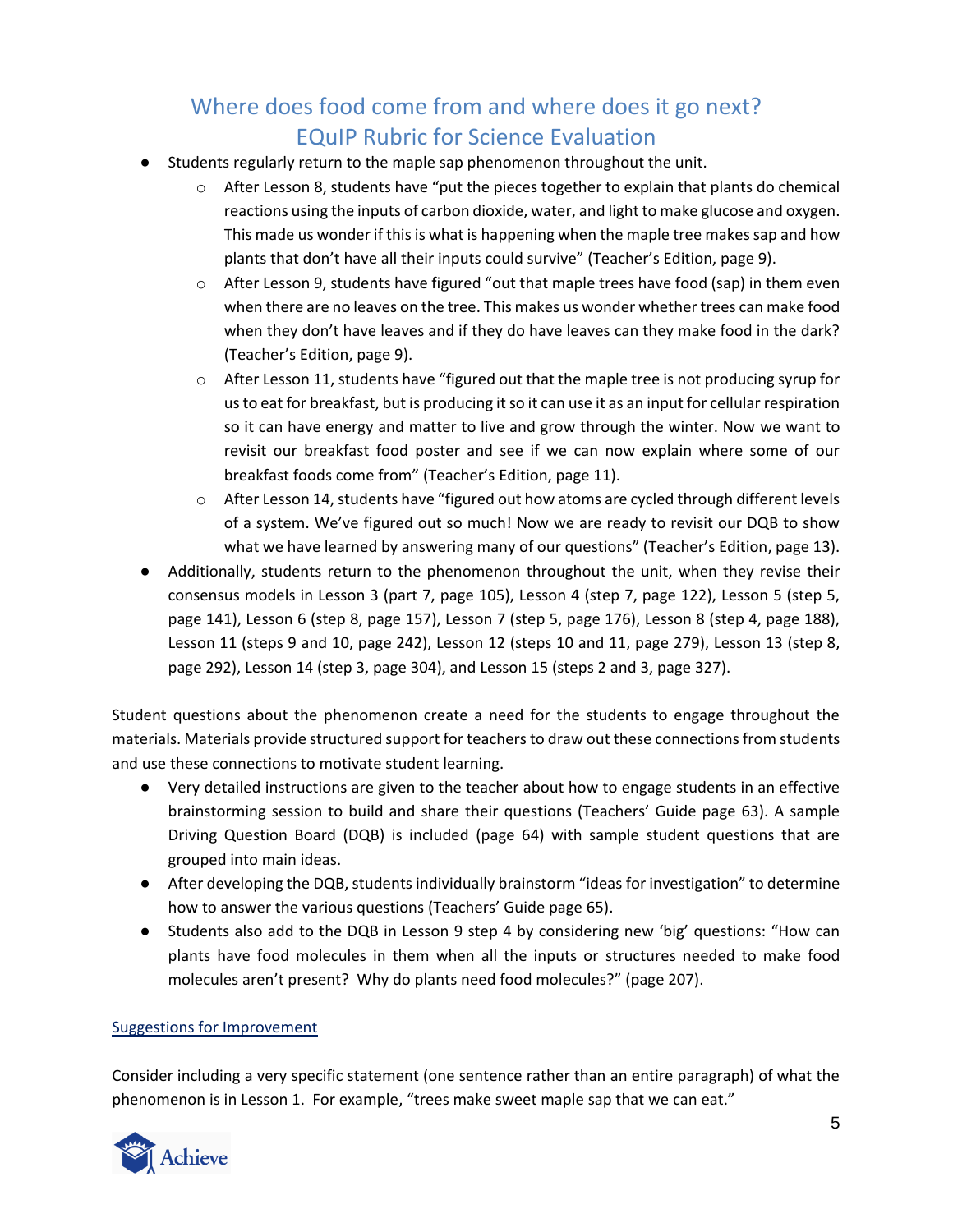- Students regularly return to the maple sap phenomenon throughout the unit.
  - After Lesson 8, students have "put the pieces together to explain that plants do chemical reactions using the inputs of carbon dioxide, water, and light to make glucose and oxygen. This made us wonder if this is what is happening when the maple tree makes sap and how plants that don't have all their inputs could survive" (Teacher's Edition, page 9).
  - After Lesson 9, students have figured "out that maple trees have food (sap) in them even when there are no leaves on the tree. This makes us wonder whether trees can make food when they don't have leaves and if they do have leaves can they make food in the dark? (Teacher's Edition, page 9).
  - After Lesson 11, students have "figured out that the maple tree is not producing syrup for us to eat for breakfast, but is producing it so it can use it as an input for cellular respiration so it can have energy and matter to live and grow through the winter. Now we want to revisit our breakfast food poster and see if we can now explain where some of our breakfast foods come from" (Teacher's Edition, page 11).
  - After Lesson 14, students have "figured out how atoms are cycled through different levels of a system. We've figured out so much! Now we are ready to revisit our DQB to show what we have learned by answering many of our questions" (Teacher's Edition, page 13).
- Additionally, students return to the phenomenon throughout the unit, when they revise their consensus models in Lesson 3 (part 7, page 105), Lesson 4 (step 7, page 122), Lesson 5 (step 5, page 141), Lesson 6 (step 8, page 157), Lesson 7 (step 5, page 176), Lesson 8 (step 4, page 188), Lesson 11 (steps 9 and 10, page 242), Lesson 12 (steps 10 and 11, page 279), Lesson 13 (step 8, page 292), Lesson 14 (step 3, page 304), and Lesson 15 (steps 2 and 3, page 327).

Student questions about the phenomenon create a need for the students to engage throughout the materials. Materials provide structured support for teachers to draw out these connections from students and use these connections to motivate student learning.

- Very detailed instructions are given to the teacher about how to engage students in an effective brainstorming session to build and share their questions (Teachers' Guide page 63). A sample Driving Question Board (DQB) is included (page 64) with sample student questions that are grouped into main ideas.
- After developing the DQB, students individually brainstorm "ideas for investigation" to determine how to answer the various questions (Teachers' Guide page 65).
- Students also add to the DQB in Lesson 9 step 4 by considering new 'big' questions: "How can plants have food molecules in them when all the inputs or structures needed to make food molecules aren't present? Why do plants need food molecules?" (page 207).

Suggestions for Improvement

Consider including a very specific statement (one sentence rather than an entire paragraph) of what the phenomenon is in Lesson 1. For example, "trees make sweet maple sap that we can eat."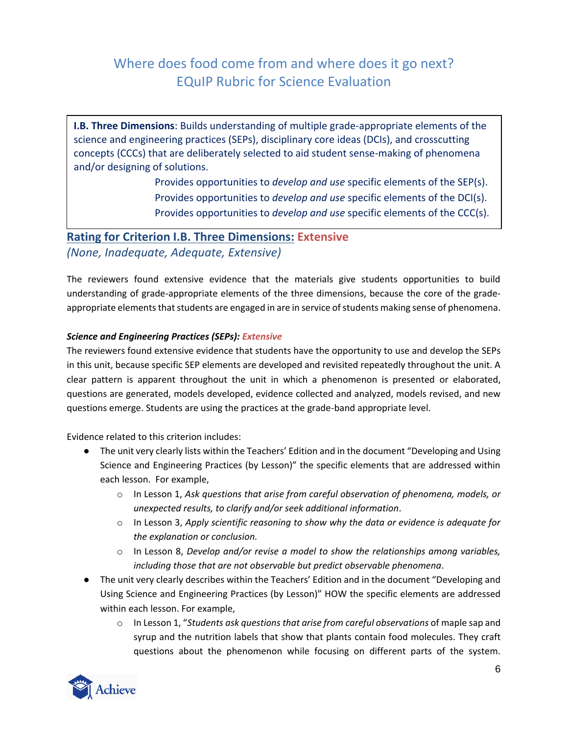# Where does food come from and where does it go next?
# EQuIP Rubric for Science Evaluation

**I.B. Three Dimensions**: Builds understanding of multiple grade-appropriate elements of the science and engineering practices (SEPs), disciplinary core ideas (DCIs), and crosscutting concepts (CCCs) that are deliberately selected to aid student sense-making of phenomena and/or designing of solutions.

Provides opportunities to *develop and use* specific elements of the SEP(s).
Provides opportunities to *develop and use* specific elements of the DCI(s).
Provides opportunities to *develop and use* specific elements of the CCC(s).

## Rating for Criterion I.B. Three Dimensions: Extensive

*(None, Inadequate, Adequate, Extensive)*

The reviewers found extensive evidence that the materials give students opportunities to build understanding of grade-appropriate elements of the three dimensions, because the core of the grade-appropriate elements that students are engaged in are in service of students making sense of phenomena.

***Science and Engineering Practices (SEPs): Extensive***

The reviewers found extensive evidence that students have the opportunity to use and develop the SEPs in this unit, because specific SEP elements are developed and revisited repeatedly throughout the unit. A clear pattern is apparent throughout the unit in which a phenomenon is presented or elaborated, questions are generated, models developed, evidence collected and analyzed, models revised, and new questions emerge. Students are using the practices at the grade-band appropriate level.

Evidence related to this criterion includes:

- The unit very clearly lists within the Teachers' Edition and in the document "Developing and Using Science and Engineering Practices (by Lesson)" the specific elements that are addressed within each lesson. For example,
  - In Lesson 1, *Ask questions that arise from careful observation of phenomena, models, or unexpected results, to clarify and/or seek additional information*.
  - In Lesson 3, *Apply scientific reasoning to show why the data or evidence is adequate for the explanation or conclusion.*
  - In Lesson 8, *Develop and/or revise a model to show the relationships among variables, including those that are not observable but predict observable phenomena*.
- The unit very clearly describes within the Teachers' Edition and in the document "Developing and Using Science and Engineering Practices (by Lesson)" HOW the specific elements are addressed within each lesson. For example,
  - In Lesson 1, "*Students ask questions that arise from careful observations* of maple sap and syrup and the nutrition labels that show that plants contain food molecules. They craft questions about the phenomenon while focusing on different parts of the system.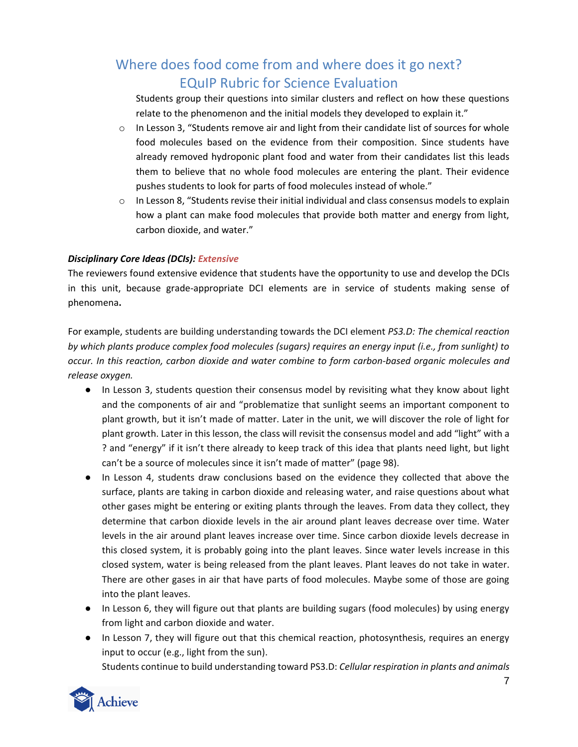Students group their questions into similar clusters and reflect on how these questions relate to the phenomenon and the initial models they developed to explain it."

- In Lesson 3, "Students remove air and light from their candidate list of sources for whole food molecules based on the evidence from their composition. Since students have already removed hydroponic plant food and water from their candidates list this leads them to believe that no whole food molecules are entering the plant. Their evidence pushes students to look for parts of food molecules instead of whole."
- In Lesson 8, "Students revise their initial individual and class consensus models to explain how a plant can make food molecules that provide both matter and energy from light, carbon dioxide, and water."

***Disciplinary Core Ideas (DCIs): Extensive***

The reviewers found extensive evidence that students have the opportunity to use and develop the DCIs in this unit, because grade-appropriate DCI elements are in service of students making sense of phenomena**.**

For example, students are building understanding towards the DCI element *PS3.D: The chemical reaction by which plants produce complex food molecules (sugars) requires an energy input (i.e., from sunlight) to occur. In this reaction, carbon dioxide and water combine to form carbon-based organic molecules and release oxygen.*

- In Lesson 3, students question their consensus model by revisiting what they know about light and the components of air and "problematize that sunlight seems an important component to plant growth, but it isn't made of matter. Later in the unit, we will discover the role of light for plant growth. Later in this lesson, the class will revisit the consensus model and add "light" with a ? and "energy" if it isn't there already to keep track of this idea that plants need light, but light can't be a source of molecules since it isn't made of matter" (page 98).
- In Lesson 4, students draw conclusions based on the evidence they collected that above the surface, plants are taking in carbon dioxide and releasing water, and raise questions about what other gases might be entering or exiting plants through the leaves. From data they collect, they determine that carbon dioxide levels in the air around plant leaves decrease over time. Water levels in the air around plant leaves increase over time. Since carbon dioxide levels decrease in this closed system, it is probably going into the plant leaves. Since water levels increase in this closed system, water is being released from the plant leaves. Plant leaves do not take in water. There are other gases in air that have parts of food molecules. Maybe some of those are going into the plant leaves.
- In Lesson 6, they will figure out that plants are building sugars (food molecules) by using energy from light and carbon dioxide and water.
- In Lesson 7, they will figure out that this chemical reaction, photosynthesis, requires an energy input to occur (e.g., light from the sun).

  Students continue to build understanding toward PS3.D: *Cellular respiration in plants and animals*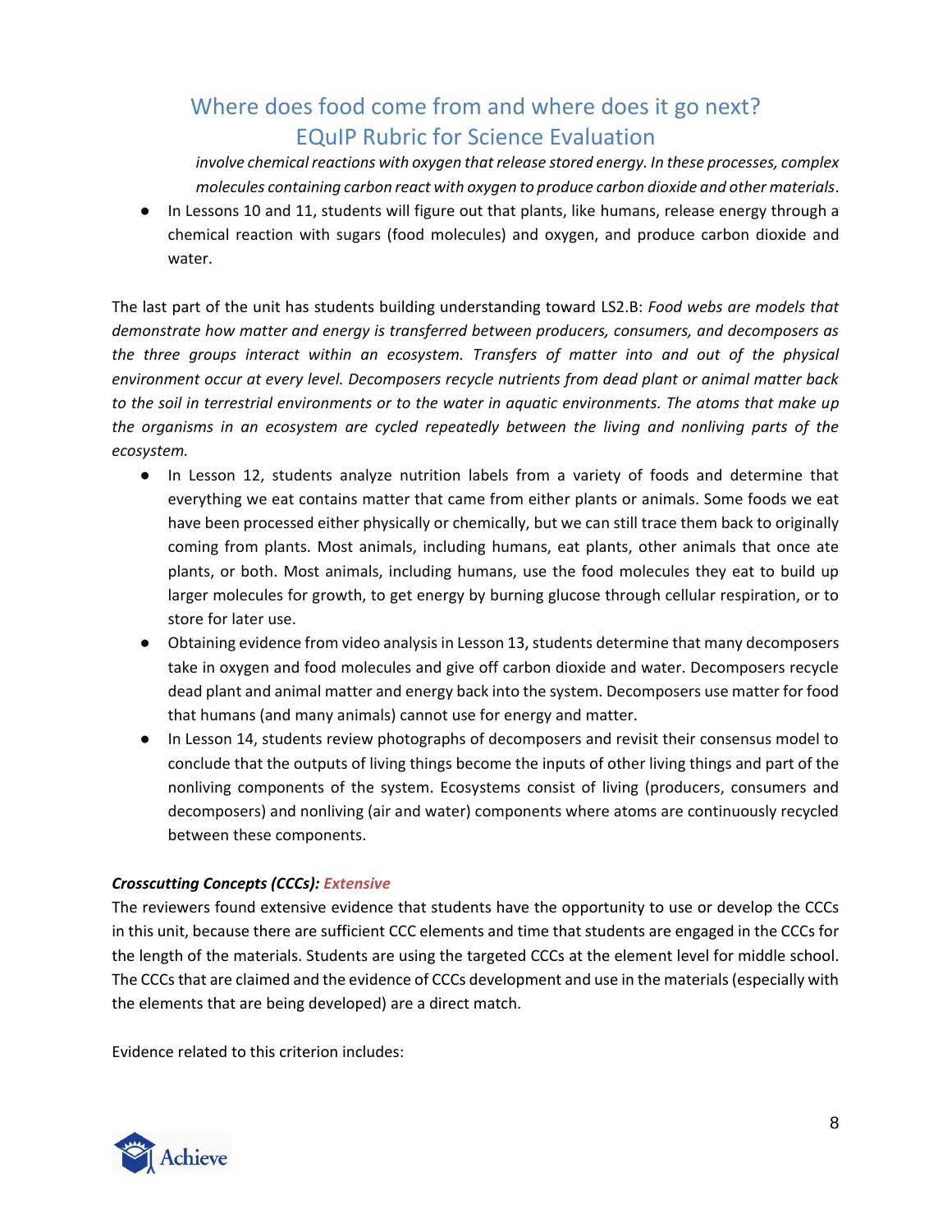*involve chemical reactions with oxygen that release stored energy. In these processes, complex molecules containing carbon react with oxygen to produce carbon dioxide and other materials*.

- In Lessons 10 and 11, students will figure out that plants, like humans, release energy through a chemical reaction with sugars (food molecules) and oxygen, and produce carbon dioxide and water.

The last part of the unit has students building understanding toward LS2.B: *Food webs are models that demonstrate how matter and energy is transferred between producers, consumers, and decomposers as the three groups interact within an ecosystem. Transfers of matter into and out of the physical environment occur at every level. Decomposers recycle nutrients from dead plant or animal matter back to the soil in terrestrial environments or to the water in aquatic environments. The atoms that make up the organisms in an ecosystem are cycled repeatedly between the living and nonliving parts of the ecosystem.*

- In Lesson 12, students analyze nutrition labels from a variety of foods and determine that everything we eat contains matter that came from either plants or animals. Some foods we eat have been processed either physically or chemically, but we can still trace them back to originally coming from plants. Most animals, including humans, eat plants, other animals that once ate plants, or both. Most animals, including humans, use the food molecules they eat to build up larger molecules for growth, to get energy by burning glucose through cellular respiration, or to store for later use.
- Obtaining evidence from video analysis in Lesson 13, students determine that many decomposers take in oxygen and food molecules and give off carbon dioxide and water. Decomposers recycle dead plant and animal matter and energy back into the system. Decomposers use matter for food that humans (and many animals) cannot use for energy and matter.
- In Lesson 14, students review photographs of decomposers and revisit their consensus model to conclude that the outputs of living things become the inputs of other living things and part of the nonliving components of the system. Ecosystems consist of living (producers, consumers and decomposers) and nonliving (air and water) components where atoms are continuously recycled between these components.

***Crosscutting Concepts (CCCs): Extensive***

The reviewers found extensive evidence that students have the opportunity to use or develop the CCCs in this unit, because there are sufficient CCC elements and time that students are engaged in the CCCs for the length of the materials. Students are using the targeted CCCs at the element level for middle school. The CCCs that are claimed and the evidence of CCCs development and use in the materials (especially with the elements that are being developed) are a direct match.

Evidence related to this criterion includes: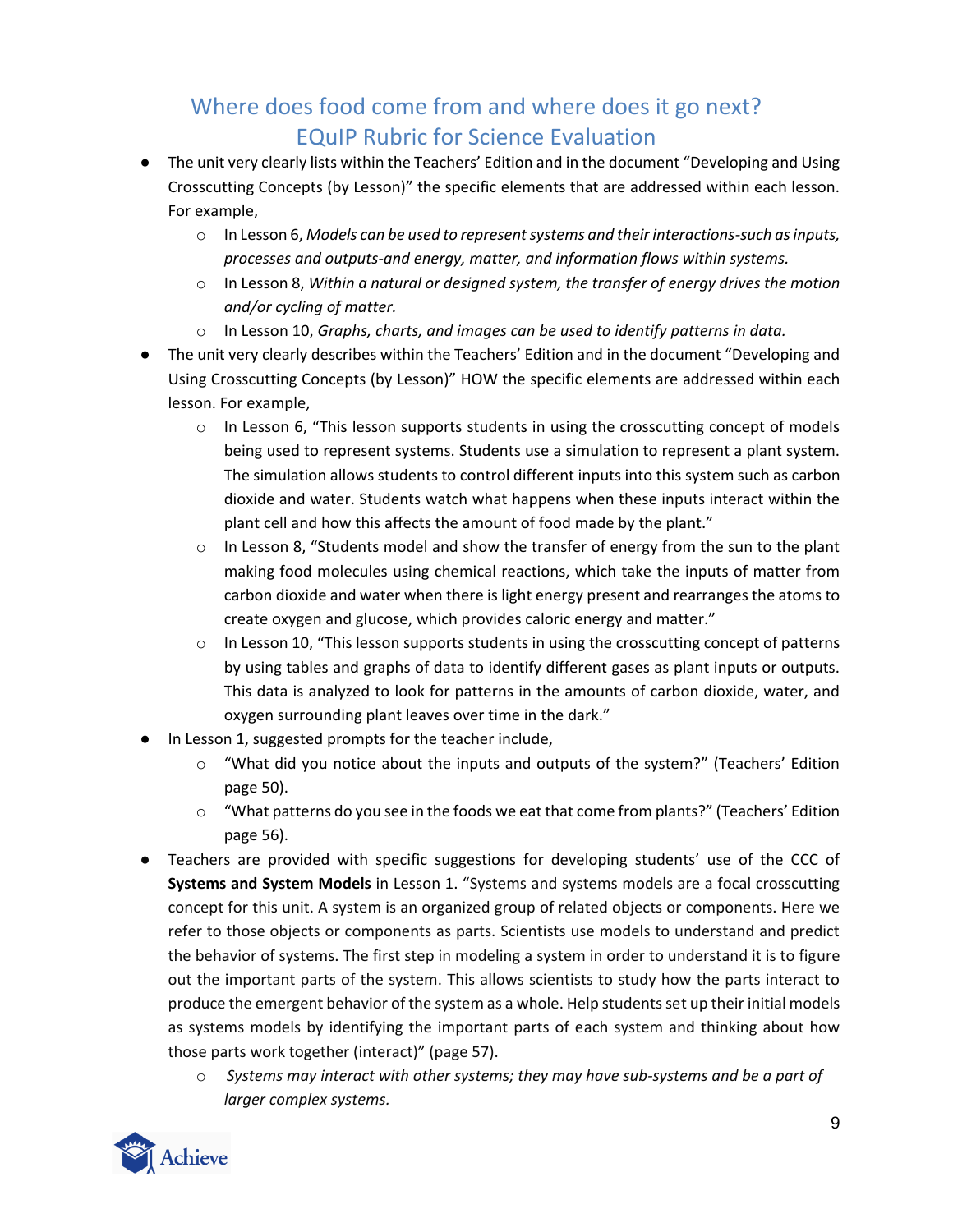- The unit very clearly lists within the Teachers' Edition and in the document "Developing and Using Crosscutting Concepts (by Lesson)" the specific elements that are addressed within each lesson. For example,
  - In Lesson 6, *Models can be used to represent systems and their interactions-such as inputs, processes and outputs-and energy, matter, and information flows within systems.*
  - In Lesson 8, *Within a natural or designed system, the transfer of energy drives the motion and/or cycling of matter.*
  - In Lesson 10, *Graphs, charts, and images can be used to identify patterns in data.*
- The unit very clearly describes within the Teachers' Edition and in the document "Developing and Using Crosscutting Concepts (by Lesson)" HOW the specific elements are addressed within each lesson. For example,
  - In Lesson 6, "This lesson supports students in using the crosscutting concept of models being used to represent systems. Students use a simulation to represent a plant system. The simulation allows students to control different inputs into this system such as carbon dioxide and water. Students watch what happens when these inputs interact within the plant cell and how this affects the amount of food made by the plant."
  - In Lesson 8, "Students model and show the transfer of energy from the sun to the plant making food molecules using chemical reactions, which take the inputs of matter from carbon dioxide and water when there is light energy present and rearranges the atoms to create oxygen and glucose, which provides caloric energy and matter."
  - In Lesson 10, "This lesson supports students in using the crosscutting concept of patterns by using tables and graphs of data to identify different gases as plant inputs or outputs. This data is analyzed to look for patterns in the amounts of carbon dioxide, water, and oxygen surrounding plant leaves over time in the dark."
- In Lesson 1, suggested prompts for the teacher include,
  - "What did you notice about the inputs and outputs of the system?" (Teachers' Edition page 50).
  - "What patterns do you see in the foods we eat that come from plants?" (Teachers' Edition page 56).
- Teachers are provided with specific suggestions for developing students' use of the CCC of **Systems and System Models** in Lesson 1. "Systems and systems models are a focal crosscutting concept for this unit. A system is an organized group of related objects or components. Here we refer to those objects or components as parts. Scientists use models to understand and predict the behavior of systems. The first step in modeling a system in order to understand it is to figure out the important parts of the system. This allows scientists to study how the parts interact to produce the emergent behavior of the system as a whole. Help students set up their initial models as systems models by identifying the important parts of each system and thinking about how those parts work together (interact)" (page 57).
  - *Systems may interact with other systems; they may have sub-systems and be a part of larger complex systems.*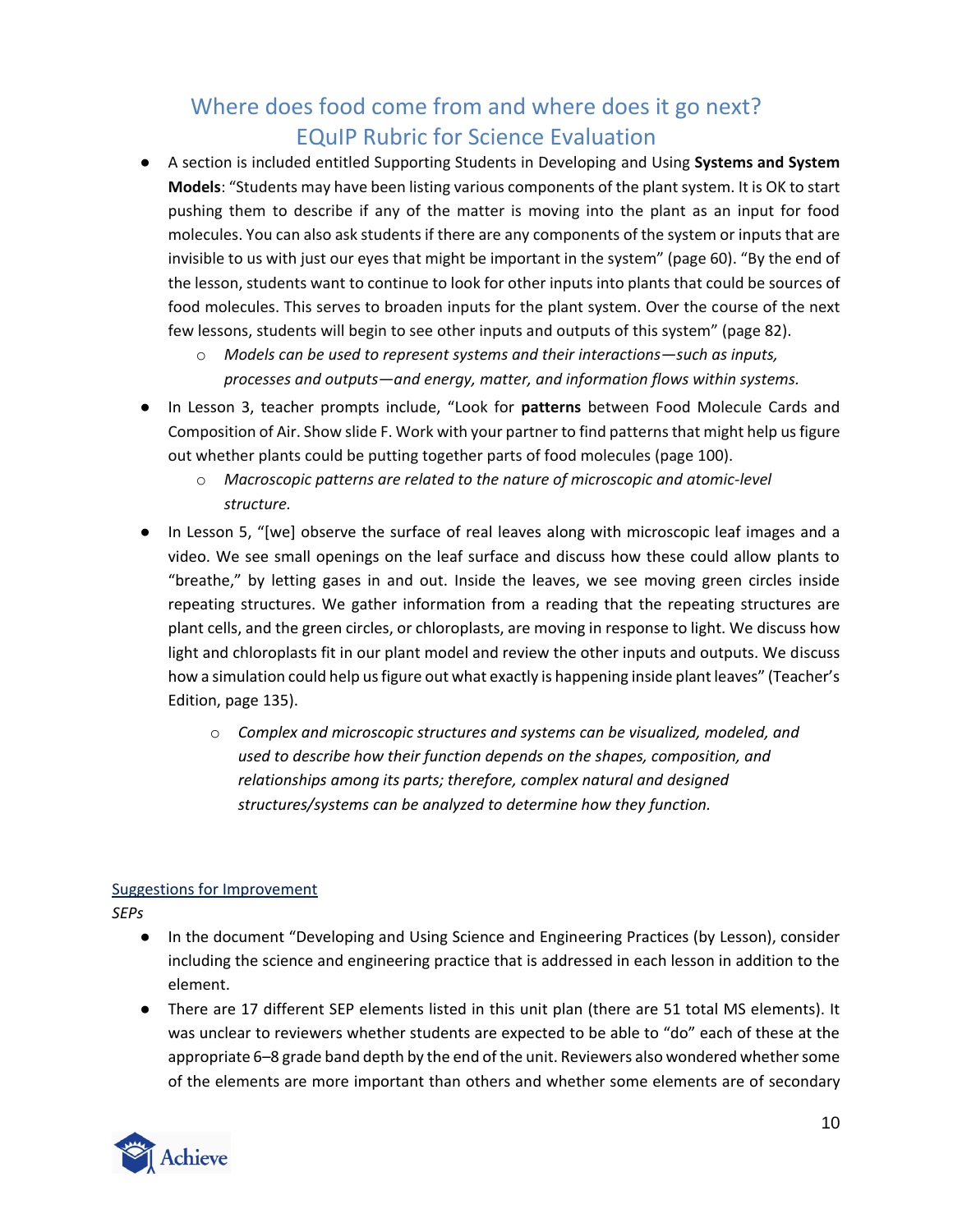- A section is included entitled Supporting Students in Developing and Using **Systems and System Models**: "Students may have been listing various components of the plant system. It is OK to start pushing them to describe if any of the matter is moving into the plant as an input for food molecules. You can also ask students if there are any components of the system or inputs that are invisible to us with just our eyes that might be important in the system" (page 60). "By the end of the lesson, students want to continue to look for other inputs into plants that could be sources of food molecules. This serves to broaden inputs for the plant system. Over the course of the next few lessons, students will begin to see other inputs and outputs of this system" (page 82).
    - *Models can be used to represent systems and their interactions—such as inputs, processes and outputs—and energy, matter, and information flows within systems.*
- In Lesson 3, teacher prompts include, "Look for **patterns** between Food Molecule Cards and Composition of Air. Show slide F. Work with your partner to find patterns that might help us figure out whether plants could be putting together parts of food molecules (page 100).
    - *Macroscopic patterns are related to the nature of microscopic and atomic-level structure.*
- In Lesson 5, "[we] observe the surface of real leaves along with microscopic leaf images and a video. We see small openings on the leaf surface and discuss how these could allow plants to "breathe," by letting gases in and out. Inside the leaves, we see moving green circles inside repeating structures. We gather information from a reading that the repeating structures are plant cells, and the green circles, or chloroplasts, are moving in response to light. We discuss how light and chloroplasts fit in our plant model and review the other inputs and outputs. We discuss how a simulation could help us figure out what exactly is happening inside plant leaves" (Teacher's Edition, page 135).
    - *Complex and microscopic structures and systems can be visualized, modeled, and used to describe how their function depends on the shapes, composition, and relationships among its parts; therefore, complex natural and designed structures/systems can be analyzed to determine how they function.*

Suggestions for Improvement

*SEPs*

- In the document "Developing and Using Science and Engineering Practices (by Lesson), consider including the science and engineering practice that is addressed in each lesson in addition to the element.
- There are 17 different SEP elements listed in this unit plan (there are 51 total MS elements). It was unclear to reviewers whether students are expected to be able to "do" each of these at the appropriate 6–8 grade band depth by the end of the unit. Reviewers also wondered whether some of the elements are more important than others and whether some elements are of secondary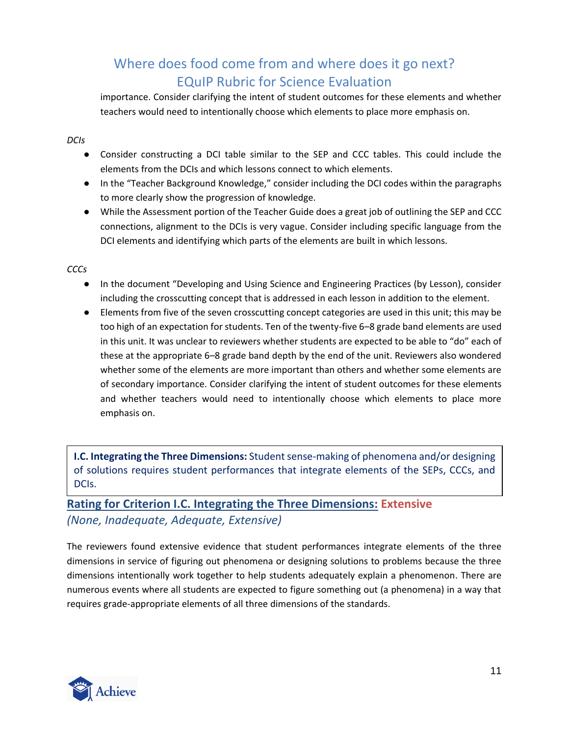importance. Consider clarifying the intent of student outcomes for these elements and whether teachers would need to intentionally choose which elements to place more emphasis on.

*DCIs*

- Consider constructing a DCI table similar to the SEP and CCC tables. This could include the elements from the DCIs and which lessons connect to which elements.
- In the "Teacher Background Knowledge," consider including the DCI codes within the paragraphs to more clearly show the progression of knowledge.
- While the Assessment portion of the Teacher Guide does a great job of outlining the SEP and CCC connections, alignment to the DCIs is very vague. Consider including specific language from the DCI elements and identifying which parts of the elements are built in which lessons.

*CCCs*

- In the document "Developing and Using Science and Engineering Practices (by Lesson), consider including the crosscutting concept that is addressed in each lesson in addition to the element.
- Elements from five of the seven crosscutting concept categories are used in this unit; this may be too high of an expectation for students. Ten of the twenty-five 6–8 grade band elements are used in this unit. It was unclear to reviewers whether students are expected to be able to "do" each of these at the appropriate 6–8 grade band depth by the end of the unit. Reviewers also wondered whether some of the elements are more important than others and whether some elements are of secondary importance. Consider clarifying the intent of student outcomes for these elements and whether teachers would need to intentionally choose which elements to place more emphasis on.

**I.C. Integrating the Three Dimensions:** Student sense-making of phenomena and/or designing of solutions requires student performances that integrate elements of the SEPs, CCCs, and DCIs.

## Rating for Criterion I.C. Integrating the Three Dimensions: Extensive

*(None, Inadequate, Adequate, Extensive)*

The reviewers found extensive evidence that student performances integrate elements of the three dimensions in service of figuring out phenomena or designing solutions to problems because the three dimensions intentionally work together to help students adequately explain a phenomenon. There are numerous events where all students are expected to figure something out (a phenomena) in a way that requires grade-appropriate elements of all three dimensions of the standards.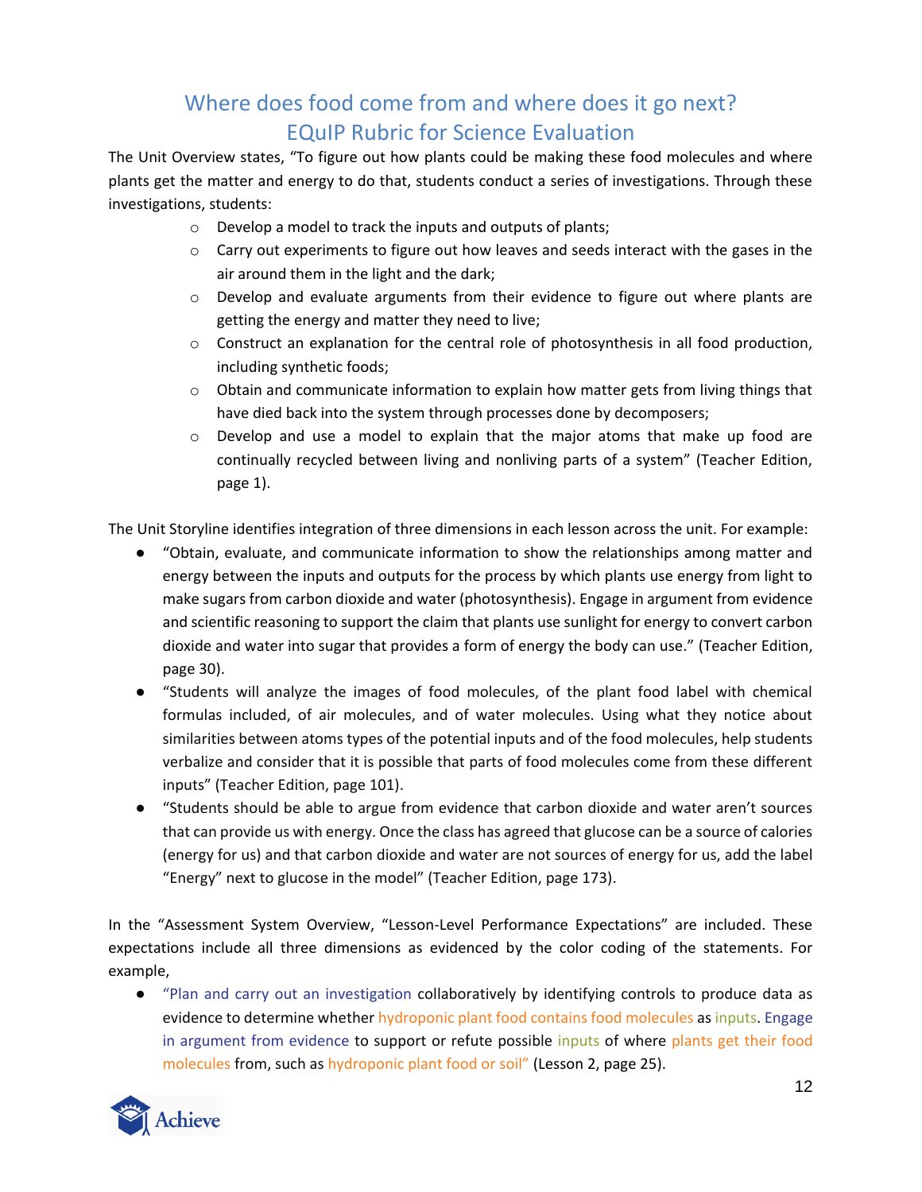## Where does food come from and where does it go next?
## EQuIP Rubric for Science Evaluation

The Unit Overview states, "To figure out how plants could be making these food molecules and where plants get the matter and energy to do that, students conduct a series of investigations. Through these investigations, students:

- Develop a model to track the inputs and outputs of plants;
- Carry out experiments to figure out how leaves and seeds interact with the gases in the air around them in the light and the dark;
- Develop and evaluate arguments from their evidence to figure out where plants are getting the energy and matter they need to live;
- Construct an explanation for the central role of photosynthesis in all food production, including synthetic foods;
- Obtain and communicate information to explain how matter gets from living things that have died back into the system through processes done by decomposers;
- Develop and use a model to explain that the major atoms that make up food are continually recycled between living and nonliving parts of a system" (Teacher Edition, page 1).

The Unit Storyline identifies integration of three dimensions in each lesson across the unit. For example:

- "Obtain, evaluate, and communicate information to show the relationships among matter and energy between the inputs and outputs for the process by which plants use energy from light to make sugars from carbon dioxide and water (photosynthesis). Engage in argument from evidence and scientific reasoning to support the claim that plants use sunlight for energy to convert carbon dioxide and water into sugar that provides a form of energy the body can use." (Teacher Edition, page 30).
- "Students will analyze the images of food molecules, of the plant food label with chemical formulas included, of air molecules, and of water molecules. Using what they notice about similarities between atoms types of the potential inputs and of the food molecules, help students verbalize and consider that it is possible that parts of food molecules come from these different inputs" (Teacher Edition, page 101).
- "Students should be able to argue from evidence that carbon dioxide and water aren't sources that can provide us with energy. Once the class has agreed that glucose can be a source of calories (energy for us) and that carbon dioxide and water are not sources of energy for us, add the label "Energy" next to glucose in the model" (Teacher Edition, page 173).

In the "Assessment System Overview, "Lesson-Level Performance Expectations" are included. These expectations include all three dimensions as evidenced by the color coding of the statements. For example,

- "Plan and carry out an investigation collaboratively by identifying controls to produce data as evidence to determine whether hydroponic plant food contains food molecules as inputs. Engage in argument from evidence to support or refute possible inputs of where plants get their food molecules from, such as hydroponic plant food or soil" (Lesson 2, page 25).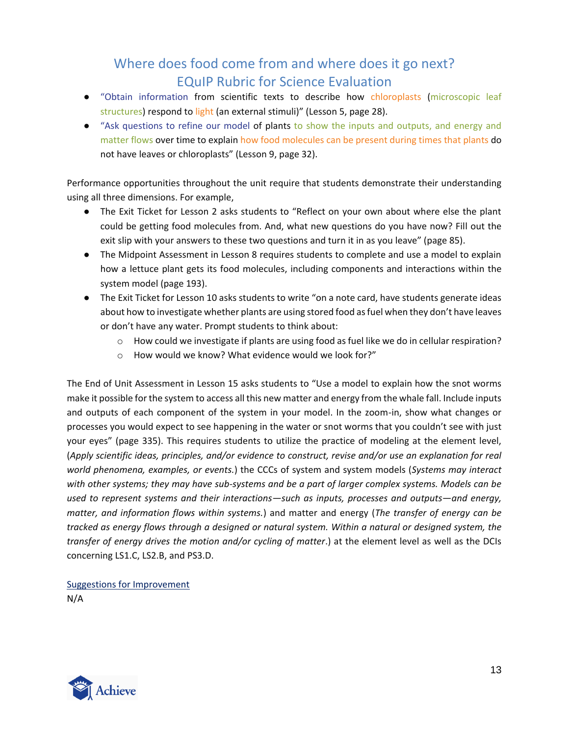- "Obtain information from scientific texts to describe how chloroplasts (microscopic leaf structures) respond to light (an external stimuli)" (Lesson 5, page 28).
- "Ask questions to refine our model of plants to show the inputs and outputs, and energy and matter flows over time to explain how food molecules can be present during times that plants do not have leaves or chloroplasts" (Lesson 9, page 32).

Performance opportunities throughout the unit require that students demonstrate their understanding using all three dimensions. For example,

- The Exit Ticket for Lesson 2 asks students to "Reflect on your own about where else the plant could be getting food molecules from. And, what new questions do you have now? Fill out the exit slip with your answers to these two questions and turn it in as you leave" (page 85).
- The Midpoint Assessment in Lesson 8 requires students to complete and use a model to explain how a lettuce plant gets its food molecules, including components and interactions within the system model (page 193).
- The Exit Ticket for Lesson 10 asks students to write "on a note card, have students generate ideas about how to investigate whether plants are using stored food as fuel when they don't have leaves or don't have any water. Prompt students to think about:
  - How could we investigate if plants are using food as fuel like we do in cellular respiration?
  - How would we know? What evidence would we look for?"

The End of Unit Assessment in Lesson 15 asks students to "Use a model to explain how the snot worms make it possible for the system to access all this new matter and energy from the whale fall. Include inputs and outputs of each component of the system in your model. In the zoom-in, show what changes or processes you would expect to see happening in the water or snot worms that you couldn't see with just your eyes" (page 335). This requires students to utilize the practice of modeling at the element level, (*Apply scientific ideas, principles, and/or evidence to construct, revise and/or use an explanation for real world phenomena, examples, or events.*) the CCCs of system and system models (*Systems may interact with other systems; they may have sub-systems and be a part of larger complex systems. Models can be used to represent systems and their interactions—such as inputs, processes and outputs—and energy, matter, and information flows within systems.*) and matter and energy (*The transfer of energy can be tracked as energy flows through a designed or natural system. Within a natural or designed system, the transfer of energy drives the motion and/or cycling of matter*.) at the element level as well as the DCIs concerning LS1.C, LS2.B, and PS3.D.

Suggestions for Improvement

N/A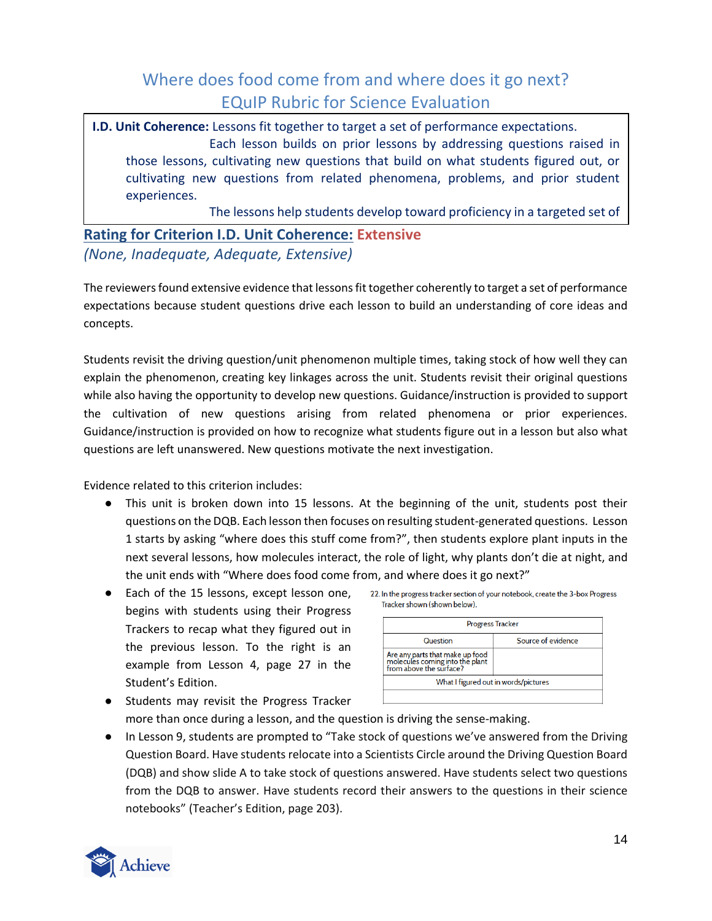## Where does food come from and where does it go next?
## EQuIP Rubric for Science Evaluation

**I.D. Unit Coherence:** Lessons fit together to target a set of performance expectations.

Each lesson builds on prior lessons by addressing questions raised in those lessons, cultivating new questions that build on what students figured out, or cultivating new questions from related phenomena, problems, and prior student experiences.

The lessons help students develop toward proficiency in a targeted set of

**Rating for Criterion I.D. Unit Coherence: Extensive**

*(None, Inadequate, Adequate, Extensive)*

The reviewers found extensive evidence that lessons fit together coherently to target a set of performance expectations because student questions drive each lesson to build an understanding of core ideas and concepts.

Students revisit the driving question/unit phenomenon multiple times, taking stock of how well they can explain the phenomenon, creating key linkages across the unit. Students revisit their original questions while also having the opportunity to develop new questions. Guidance/instruction is provided to support the cultivation of new questions arising from related phenomena or prior experiences. Guidance/instruction is provided on how to recognize what students figure out in a lesson but also what questions are left unanswered. New questions motivate the next investigation.

Evidence related to this criterion includes:

- This unit is broken down into 15 lessons. At the beginning of the unit, students post their questions on the DQB. Each lesson then focuses on resulting student-generated questions. Lesson 1 starts by asking "where does this stuff come from?", then students explore plant inputs in the next several lessons, how molecules interact, the role of light, why plants don't die at night, and the unit ends with "Where does food come from, and where does it go next?"
- Each of the 15 lessons, except lesson one, begins with students using their Progress Trackers to recap what they figured out in the previous lesson. To the right is an example from Lesson 4, page 27 in the Student's Edition.

22. In the progress tracker section of your notebook, create the 3-box Progress Tracker shown (shown below).

| Progress Tracker | |
|---|---|
| Question | Source of evidence |
| Are any parts that make up food molecules coming into the plant from above the surface? | |
| What I figured out in words/pictures | |
| | |

- Students may revisit the Progress Tracker more than once during a lesson, and the question is driving the sense-making.
- In Lesson 9, students are prompted to "Take stock of questions we've answered from the Driving Question Board. Have students relocate into a Scientists Circle around the Driving Question Board (DQB) and show slide A to take stock of questions answered. Have students select two questions from the DQB to answer. Have students record their answers to the questions in their science notebooks" (Teacher's Edition, page 203).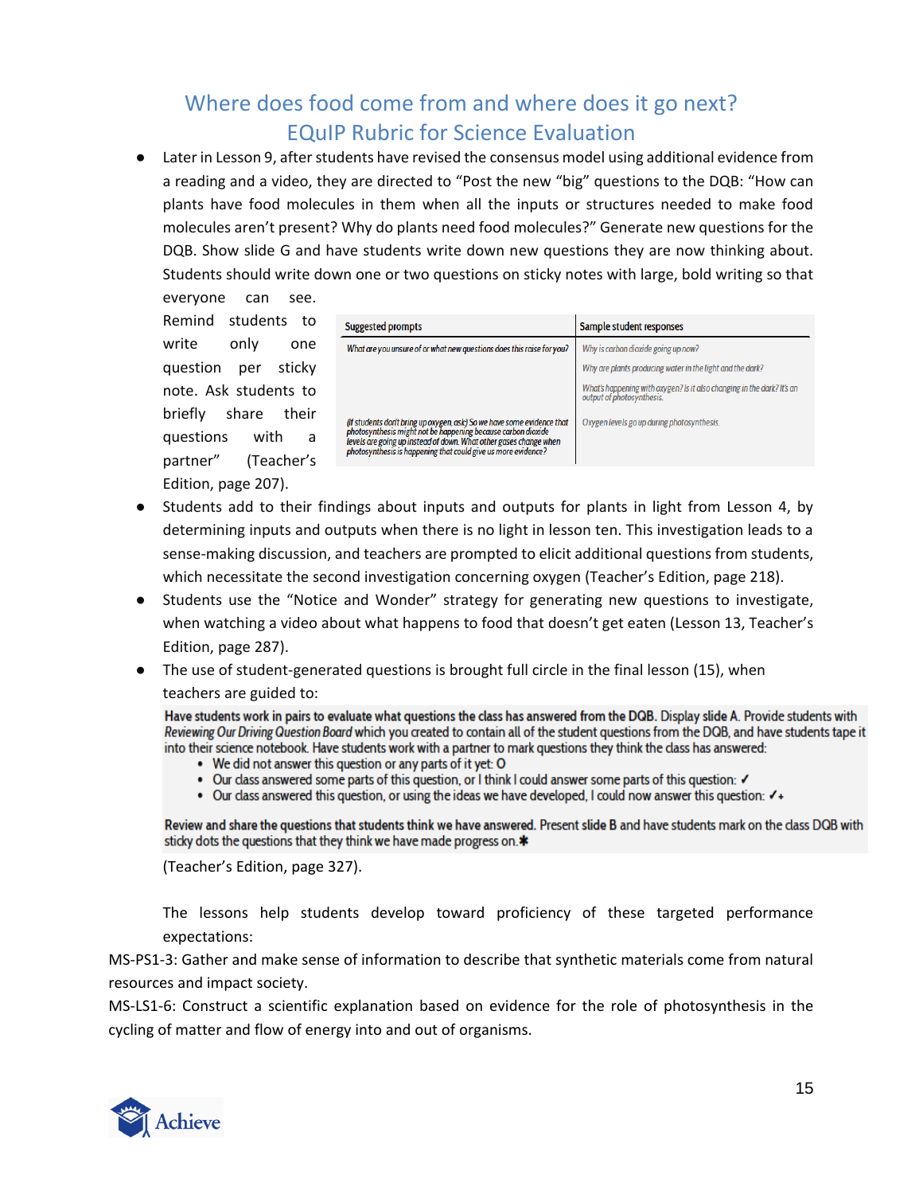# Where does food come from and where does it go next?
## EQuIP Rubric for Science Evaluation

- Later in Lesson 9, after students have revised the consensus model using additional evidence from a reading and a video, they are directed to "Post the new "big" questions to the DQB: "How can plants have food molecules in them when all the inputs or structures needed to make food molecules aren't present? Why do plants need food molecules?" Generate new questions for the DQB. Show slide G and have students write down new questions they are now thinking about. Students should write down one or two questions on sticky notes with large, bold writing so that everyone can see. Remind students to write only one question per sticky note. Ask students to briefly share their questions with a partner" (Teacher's Edition, page 207).

| Suggested prompts | Sample student responses |
|---|---|
| *What are you unsure of or what new questions does this raise for you?* | *Why is carbon dioxide going up now?*<br>*Why are plants producing water in the light and the dark?*<br>*What's happening with oxygen? Is it also changing in the dark? It's an output of photosynthesis.* |
| *(If students don't bring up oxygen, ask:) So we have some evidence that photosynthesis might not be happening because carbon dioxide levels are going up instead of down. What other gases change when photosynthesis is happening that could give us more evidence?* | *Oxygen levels go up during photosynthesis.* |

- Students add to their findings about inputs and outputs for plants in light from Lesson 4, by determining inputs and outputs when there is no light in lesson ten. This investigation leads to a sense-making discussion, and teachers are prompted to elicit additional questions from students, which necessitate the second investigation concerning oxygen (Teacher's Edition, page 218).
- Students use the "Notice and Wonder" strategy for generating new questions to investigate, when watching a video about what happens to food that doesn't get eaten (Lesson 13, Teacher's Edition, page 287).
- The use of student-generated questions is brought full circle in the final lesson (15), when teachers are guided to:

  **Have students work in pairs to evaluate what questions the class has answered from the DQB.** Display slide A. Provide students with *Reviewing Our Driving Question Board* which you created to contain all of the student questions from the DQB, and have students tape it into their science notebook. Have students work with a partner to mark questions they think the class has answered:
  - We did not answer this question or any parts of it yet: O
  - Our class answered some parts of this question, or I think I could answer some parts of this question: ✓
  - Our class answered this question, or using the ideas we have developed, I could now answer this question: ✓+

  **Review and share the questions that students think we have answered.** Present slide B and have students mark on the class DQB with sticky dots the questions that they think we have made progress on.✱

  (Teacher's Edition, page 327).

  The lessons help students develop toward proficiency of these targeted performance expectations:

MS-PS1-3: Gather and make sense of information to describe that synthetic materials come from natural resources and impact society.

MS-LS1-6: Construct a scientific explanation based on evidence for the role of photosynthesis in the cycling of matter and flow of energy into and out of organisms.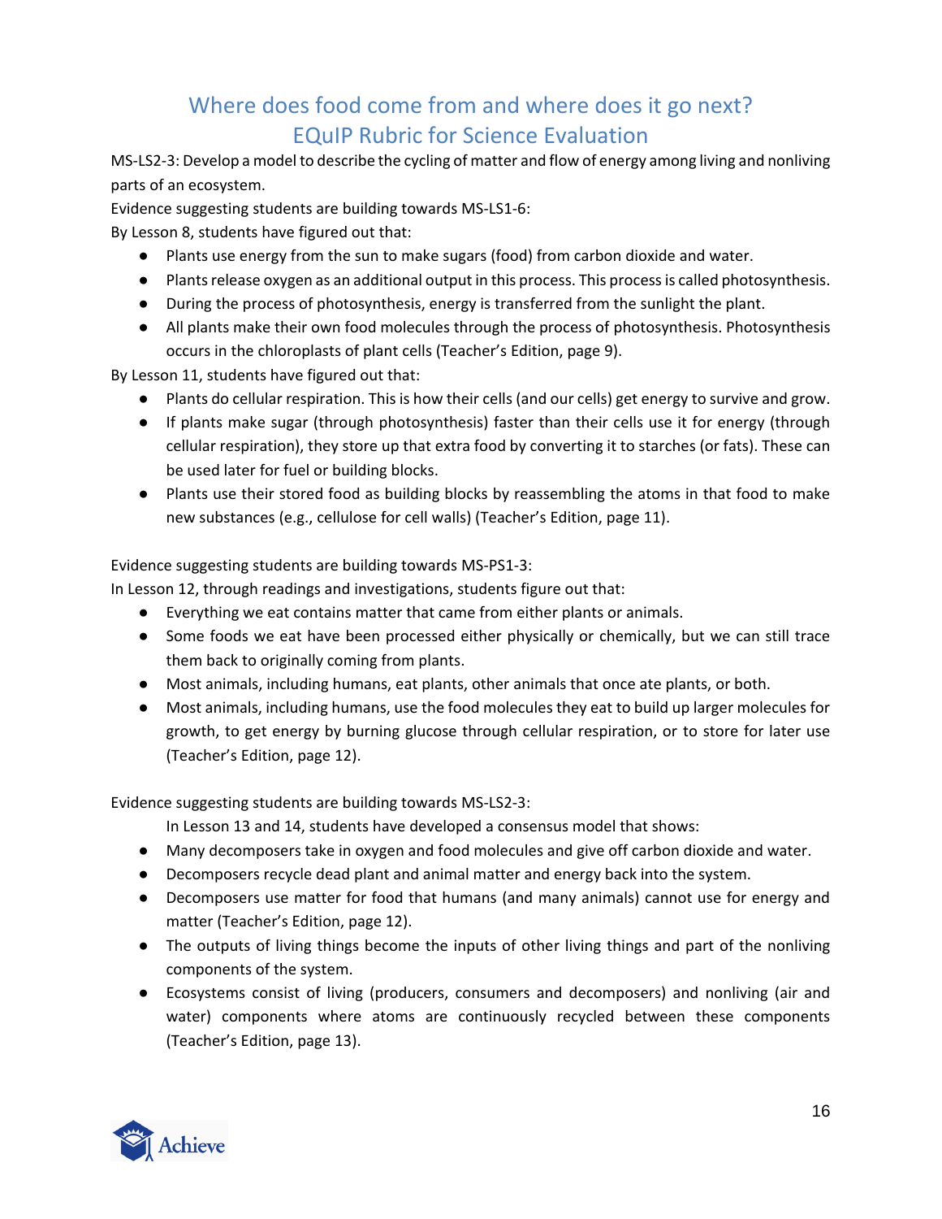# Where does food come from and where does it go next?
# EQuIP Rubric for Science Evaluation

MS-LS2-3: Develop a model to describe the cycling of matter and flow of energy among living and nonliving parts of an ecosystem.

Evidence suggesting students are building towards MS-LS1-6:

By Lesson 8, students have figured out that:

- Plants use energy from the sun to make sugars (food) from carbon dioxide and water.
- Plants release oxygen as an additional output in this process. This process is called photosynthesis.
- During the process of photosynthesis, energy is transferred from the sunlight the plant.
- All plants make their own food molecules through the process of photosynthesis. Photosynthesis occurs in the chloroplasts of plant cells (Teacher's Edition, page 9).

By Lesson 11, students have figured out that:

- Plants do cellular respiration. This is how their cells (and our cells) get energy to survive and grow.
- If plants make sugar (through photosynthesis) faster than their cells use it for energy (through cellular respiration), they store up that extra food by converting it to starches (or fats). These can be used later for fuel or building blocks.
- Plants use their stored food as building blocks by reassembling the atoms in that food to make new substances (e.g., cellulose for cell walls) (Teacher's Edition, page 11).

Evidence suggesting students are building towards MS-PS1-3:

In Lesson 12, through readings and investigations, students figure out that:

- Everything we eat contains matter that came from either plants or animals.
- Some foods we eat have been processed either physically or chemically, but we can still trace them back to originally coming from plants.
- Most animals, including humans, eat plants, other animals that once ate plants, or both.
- Most animals, including humans, use the food molecules they eat to build up larger molecules for growth, to get energy by burning glucose through cellular respiration, or to store for later use (Teacher's Edition, page 12).

Evidence suggesting students are building towards MS-LS2-3:

In Lesson 13 and 14, students have developed a consensus model that shows:

- Many decomposers take in oxygen and food molecules and give off carbon dioxide and water.
- Decomposers recycle dead plant and animal matter and energy back into the system.
- Decomposers use matter for food that humans (and many animals) cannot use for energy and matter (Teacher's Edition, page 12).
- The outputs of living things become the inputs of other living things and part of the nonliving components of the system.
- Ecosystems consist of living (producers, consumers and decomposers) and nonliving (air and water) components where atoms are continuously recycled between these components (Teacher's Edition, page 13).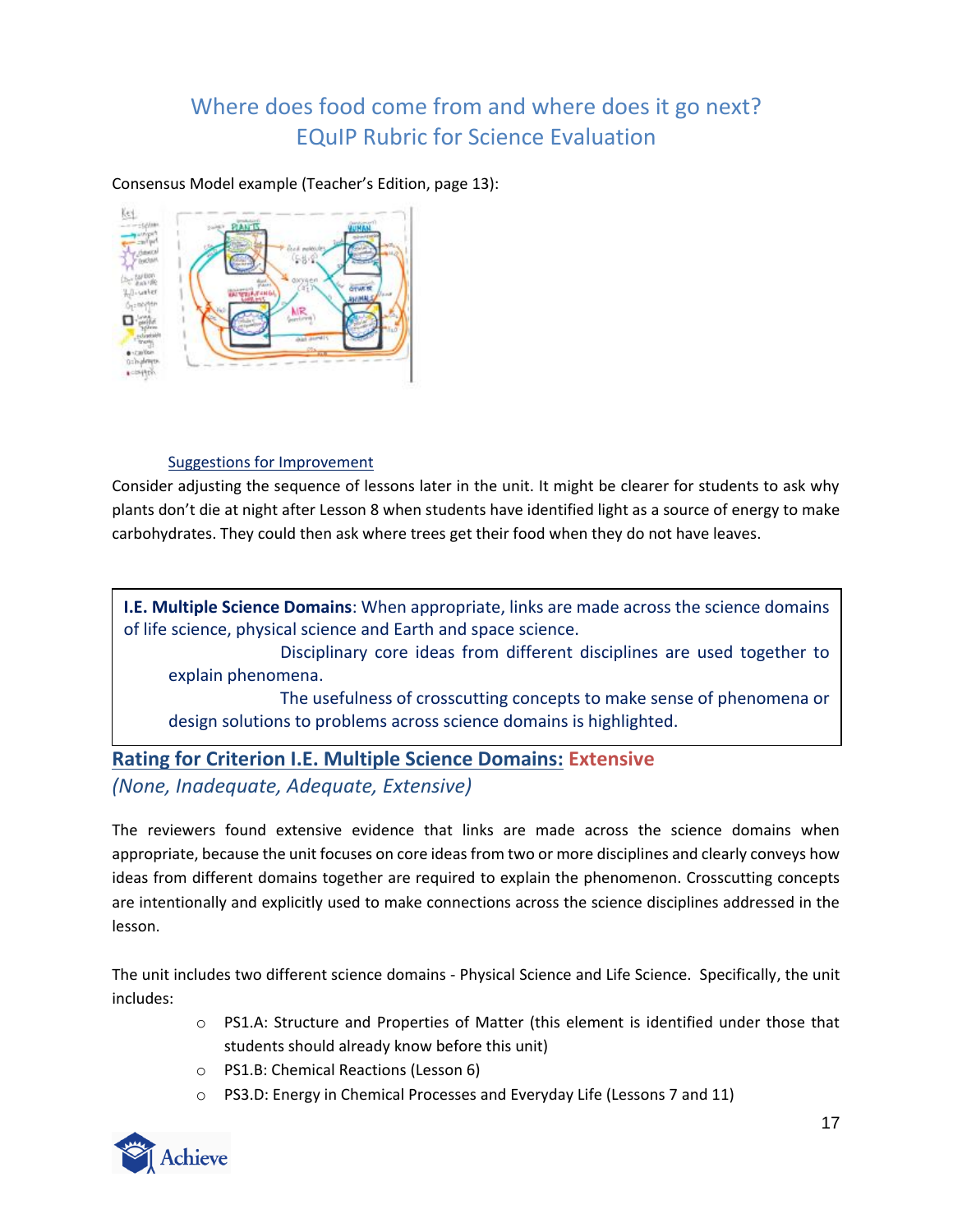# Where does food come from and where does it go next?
## EQuIP Rubric for Science Evaluation

Consensus Model example (Teacher's Edition, page 13):

Suggestions for Improvement

Consider adjusting the sequence of lessons later in the unit. It might be clearer for students to ask why plants don't die at night after Lesson 8 when students have identified light as a source of energy to make carbohydrates. They could then ask where trees get their food when they do not have leaves.

**I.E. Multiple Science Domains**: When appropriate, links are made across the science domains of life science, physical science and Earth and space science.

- Disciplinary core ideas from different disciplines are used together to explain phenomena.
- The usefulness of crosscutting concepts to make sense of phenomena or design solutions to problems across science domains is highlighted.

## Rating for Criterion I.E. Multiple Science Domains: Extensive

*(None, Inadequate, Adequate, Extensive)*

The reviewers found extensive evidence that links are made across the science domains when appropriate, because the unit focuses on core ideas from two or more disciplines and clearly conveys how ideas from different domains together are required to explain the phenomenon. Crosscutting concepts are intentionally and explicitly used to make connections across the science disciplines addressed in the lesson.

The unit includes two different science domains - Physical Science and Life Science. Specifically, the unit includes:

- PS1.A: Structure and Properties of Matter (this element is identified under those that students should already know before this unit)
- PS1.B: Chemical Reactions (Lesson 6)
- PS3.D: Energy in Chemical Processes and Everyday Life (Lessons 7 and 11)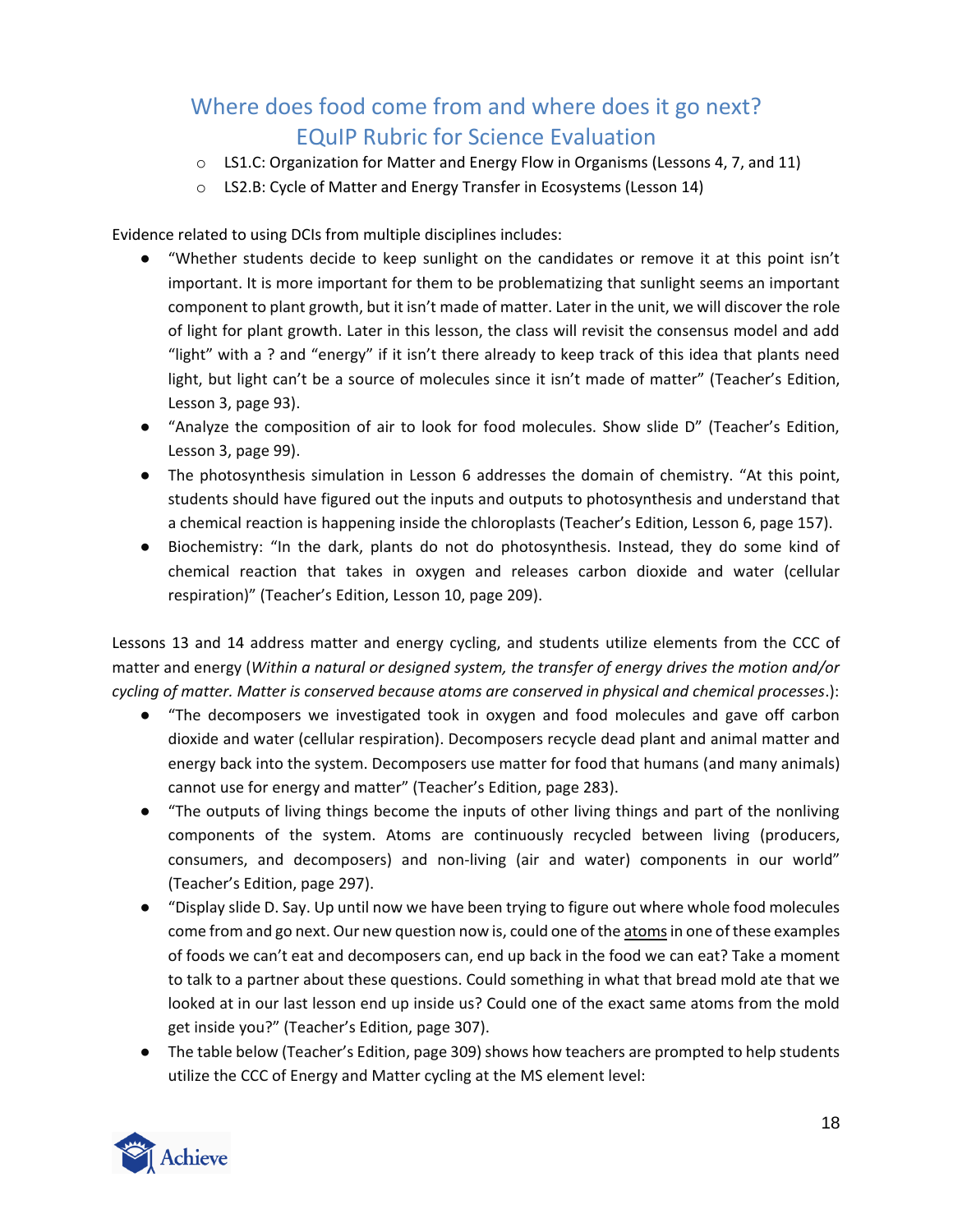- LS1.C: Organization for Matter and Energy Flow in Organisms (Lessons 4, 7, and 11)
- LS2.B: Cycle of Matter and Energy Transfer in Ecosystems (Lesson 14)

Evidence related to using DCIs from multiple disciplines includes:

- "Whether students decide to keep sunlight on the candidates or remove it at this point isn't important. It is more important for them to be problematizing that sunlight seems an important component to plant growth, but it isn't made of matter. Later in the unit, we will discover the role of light for plant growth. Later in this lesson, the class will revisit the consensus model and add "light" with a ? and "energy" if it isn't there already to keep track of this idea that plants need light, but light can't be a source of molecules since it isn't made of matter" (Teacher's Edition, Lesson 3, page 93).
- "Analyze the composition of air to look for food molecules. Show slide D" (Teacher's Edition, Lesson 3, page 99).
- The photosynthesis simulation in Lesson 6 addresses the domain of chemistry. "At this point, students should have figured out the inputs and outputs to photosynthesis and understand that a chemical reaction is happening inside the chloroplasts (Teacher's Edition, Lesson 6, page 157).
- Biochemistry: "In the dark, plants do not do photosynthesis. Instead, they do some kind of chemical reaction that takes in oxygen and releases carbon dioxide and water (cellular respiration)" (Teacher's Edition, Lesson 10, page 209).

Lessons 13 and 14 address matter and energy cycling, and students utilize elements from the CCC of matter and energy (*Within a natural or designed system, the transfer of energy drives the motion and/or cycling of matter. Matter is conserved because atoms are conserved in physical and chemical processes*.):

- "The decomposers we investigated took in oxygen and food molecules and gave off carbon dioxide and water (cellular respiration). Decomposers recycle dead plant and animal matter and energy back into the system. Decomposers use matter for food that humans (and many animals) cannot use for energy and matter" (Teacher's Edition, page 283).
- "The outputs of living things become the inputs of other living things and part of the nonliving components of the system. Atoms are continuously recycled between living (producers, consumers, and decomposers) and non-living (air and water) components in our world" (Teacher's Edition, page 297).
- "Display slide D. Say. Up until now we have been trying to figure out where whole food molecules come from and go next. Our new question now is, could one of the atoms in one of these examples of foods we can't eat and decomposers can, end up back in the food we can eat? Take a moment to talk to a partner about these questions. Could something in what that bread mold ate that we looked at in our last lesson end up inside us? Could one of the exact same atoms from the mold get inside you?" (Teacher's Edition, page 307).
- The table below (Teacher's Edition, page 309) shows how teachers are prompted to help students utilize the CCC of Energy and Matter cycling at the MS element level: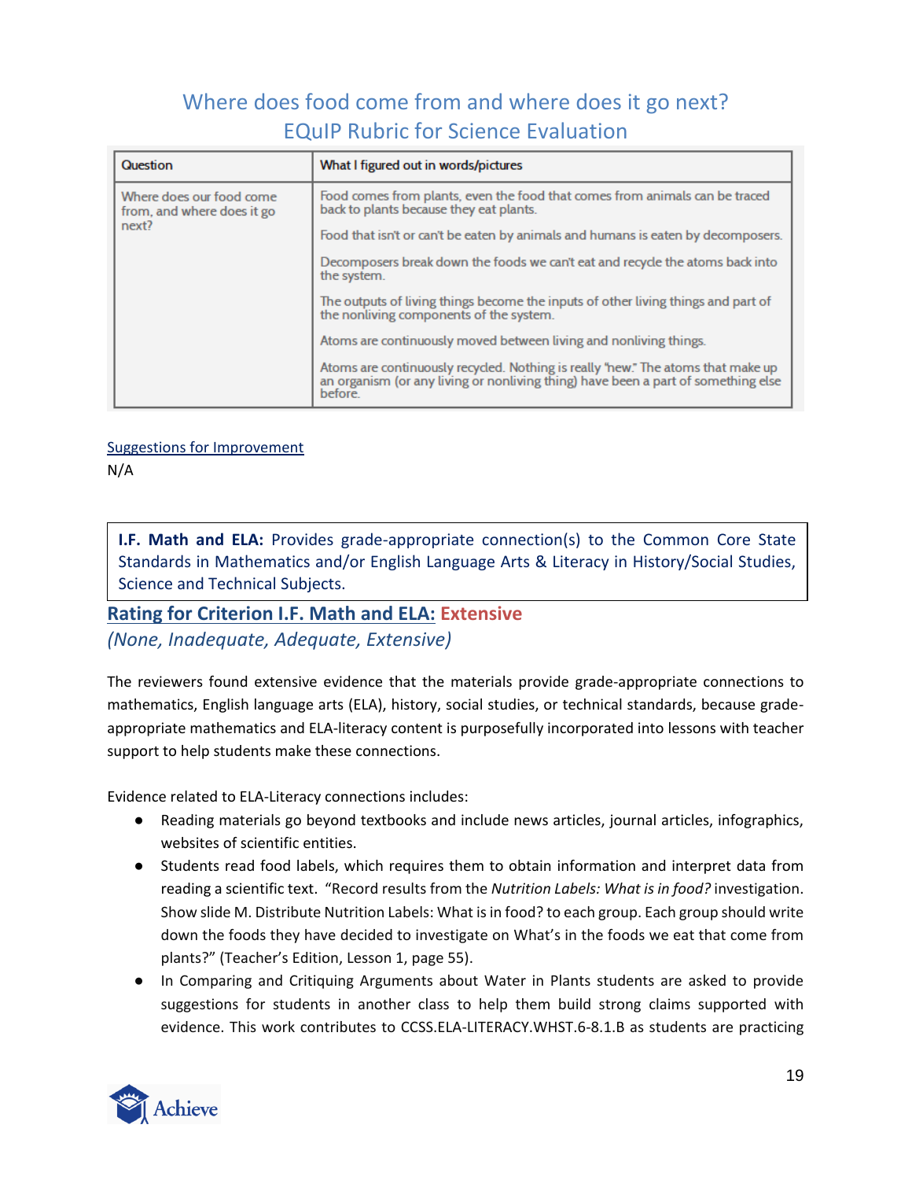| Question | What I figured out in words/pictures |
|---|---|
| Where does our food come from, and where does it go next? | Food comes from plants, even the food that comes from animals can be traced back to plants because they eat plants. Food that isn't or can't be eaten by animals and humans is eaten by decomposers. Decomposers break down the foods we can't eat and recycle the atoms back into the system. The outputs of living things become the inputs of other living things and part of the nonliving components of the system. Atoms are continuously moved between living and nonliving things. Atoms are continuously recycled. Nothing is really "new." The atoms that make up an organism (or any living or nonliving thing) have been a part of something else before. |

Suggestions for Improvement

N/A

**I.F. Math and ELA:** Provides grade-appropriate connection(s) to the Common Core State Standards in Mathematics and/or English Language Arts & Literacy in History/Social Studies, Science and Technical Subjects.

### Rating for Criterion I.F. Math and ELA: Extensive

*(None, Inadequate, Adequate, Extensive)*

The reviewers found extensive evidence that the materials provide grade-appropriate connections to mathematics, English language arts (ELA), history, social studies, or technical standards, because grade-appropriate mathematics and ELA-literacy content is purposefully incorporated into lessons with teacher support to help students make these connections.

Evidence related to ELA-Literacy connections includes:

- Reading materials go beyond textbooks and include news articles, journal articles, infographics, websites of scientific entities.
- Students read food labels, which requires them to obtain information and interpret data from reading a scientific text. "Record results from the *Nutrition Labels: What is in food?* investigation. Show slide M. Distribute Nutrition Labels: What is in food? to each group. Each group should write down the foods they have decided to investigate on What's in the foods we eat that come from plants?" (Teacher's Edition, Lesson 1, page 55).
- In Comparing and Critiquing Arguments about Water in Plants students are asked to provide suggestions for students in another class to help them build strong claims supported with evidence. This work contributes to CCSS.ELA-LITERACY.WHST.6-8.1.B as students are practicing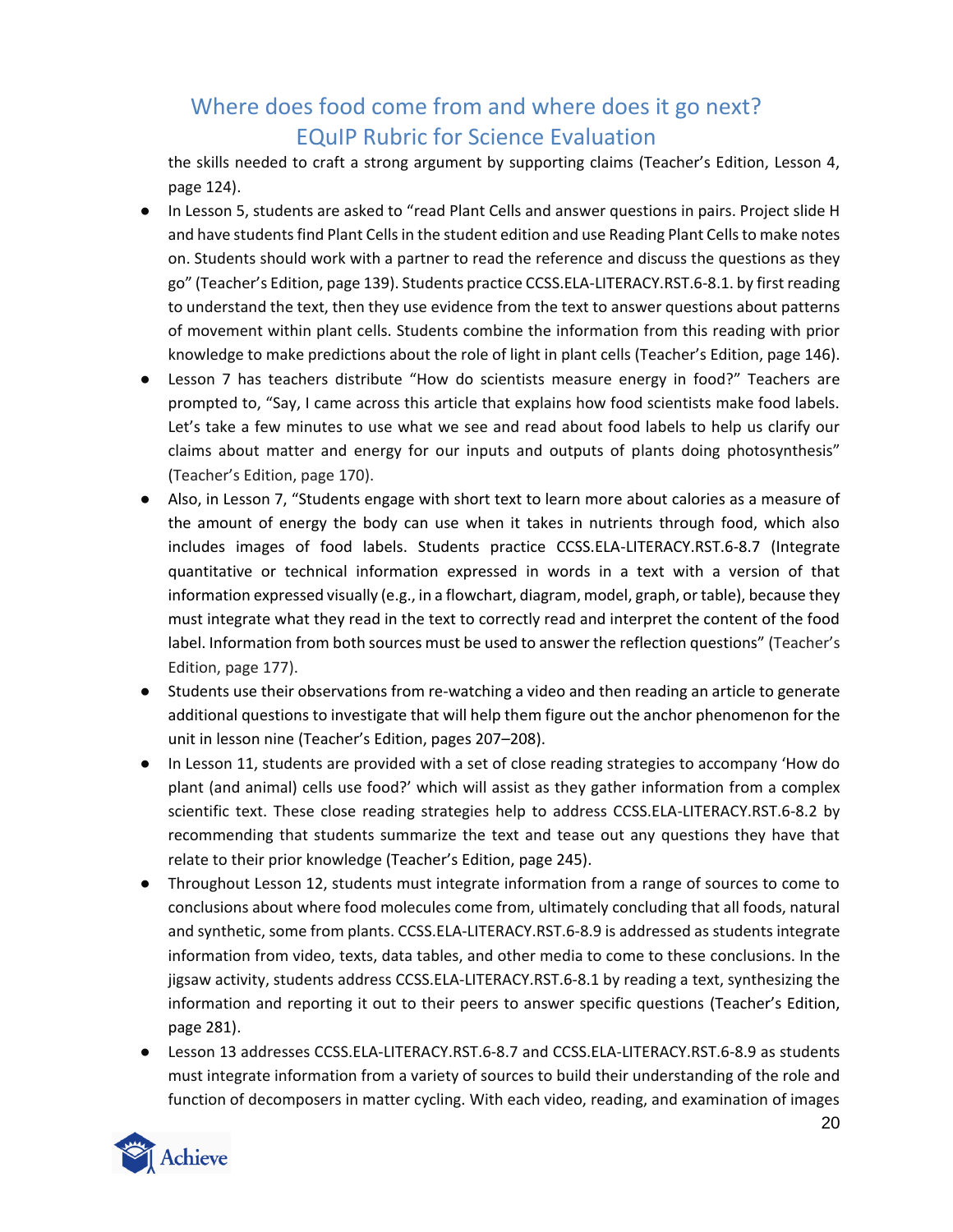the skills needed to craft a strong argument by supporting claims (Teacher's Edition, Lesson 4, page 124).

- In Lesson 5, students are asked to "read Plant Cells and answer questions in pairs. Project slide H and have students find Plant Cells in the student edition and use Reading Plant Cells to make notes on. Students should work with a partner to read the reference and discuss the questions as they go" (Teacher's Edition, page 139). Students practice CCSS.ELA-LITERACY.RST.6-8.1. by first reading to understand the text, then they use evidence from the text to answer questions about patterns of movement within plant cells. Students combine the information from this reading with prior knowledge to make predictions about the role of light in plant cells (Teacher's Edition, page 146).
- Lesson 7 has teachers distribute "How do scientists measure energy in food?" Teachers are prompted to, "Say, I came across this article that explains how food scientists make food labels. Let's take a few minutes to use what we see and read about food labels to help us clarify our claims about matter and energy for our inputs and outputs of plants doing photosynthesis" (Teacher's Edition, page 170).
- Also, in Lesson 7, "Students engage with short text to learn more about calories as a measure of the amount of energy the body can use when it takes in nutrients through food, which also includes images of food labels. Students practice CCSS.ELA-LITERACY.RST.6-8.7 (Integrate quantitative or technical information expressed in words in a text with a version of that information expressed visually (e.g., in a flowchart, diagram, model, graph, or table), because they must integrate what they read in the text to correctly read and interpret the content of the food label. Information from both sources must be used to answer the reflection questions" (Teacher's Edition, page 177).
- Students use their observations from re-watching a video and then reading an article to generate additional questions to investigate that will help them figure out the anchor phenomenon for the unit in lesson nine (Teacher's Edition, pages 207–208).
- In Lesson 11, students are provided with a set of close reading strategies to accompany 'How do plant (and animal) cells use food?' which will assist as they gather information from a complex scientific text. These close reading strategies help to address CCSS.ELA-LITERACY.RST.6-8.2 by recommending that students summarize the text and tease out any questions they have that relate to their prior knowledge (Teacher's Edition, page 245).
- Throughout Lesson 12, students must integrate information from a range of sources to come to conclusions about where food molecules come from, ultimately concluding that all foods, natural and synthetic, some from plants. CCSS.ELA-LITERACY.RST.6-8.9 is addressed as students integrate information from video, texts, data tables, and other media to come to these conclusions. In the jigsaw activity, students address CCSS.ELA-LITERACY.RST.6-8.1 by reading a text, synthesizing the information and reporting it out to their peers to answer specific questions (Teacher's Edition, page 281).
- Lesson 13 addresses CCSS.ELA-LITERACY.RST.6-8.7 and CCSS.ELA-LITERACY.RST.6-8.9 as students must integrate information from a variety of sources to build their understanding of the role and function of decomposers in matter cycling. With each video, reading, and examination of images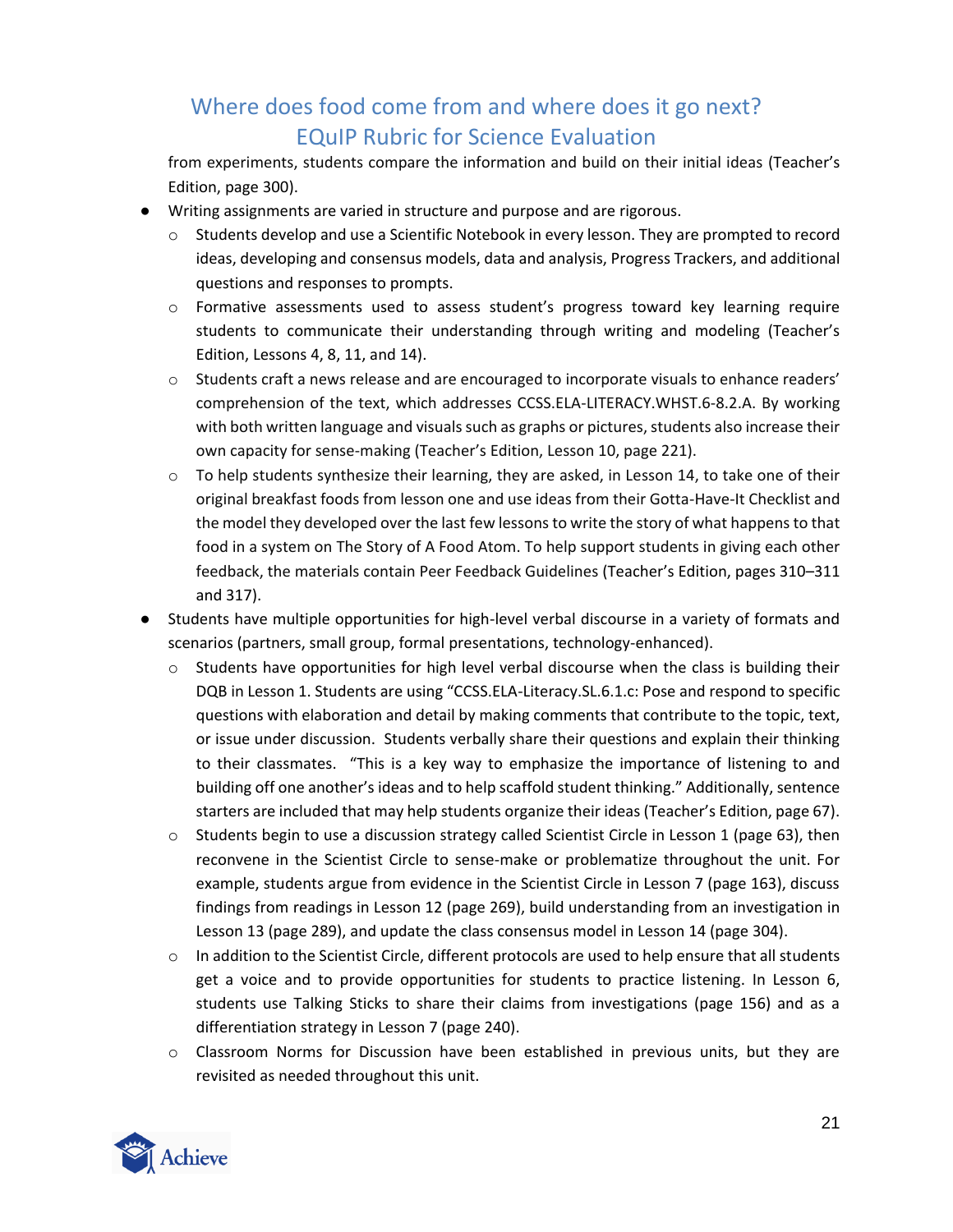from experiments, students compare the information and build on their initial ideas (Teacher's Edition, page 300).

- Writing assignments are varied in structure and purpose and are rigorous.
  - Students develop and use a Scientific Notebook in every lesson. They are prompted to record ideas, developing and consensus models, data and analysis, Progress Trackers, and additional questions and responses to prompts.
  - Formative assessments used to assess student's progress toward key learning require students to communicate their understanding through writing and modeling (Teacher's Edition, Lessons 4, 8, 11, and 14).
  - Students craft a news release and are encouraged to incorporate visuals to enhance readers' comprehension of the text, which addresses CCSS.ELA-LITERACY.WHST.6-8.2.A. By working with both written language and visuals such as graphs or pictures, students also increase their own capacity for sense-making (Teacher's Edition, Lesson 10, page 221).
  - To help students synthesize their learning, they are asked, in Lesson 14, to take one of their original breakfast foods from lesson one and use ideas from their Gotta-Have-It Checklist and the model they developed over the last few lessons to write the story of what happens to that food in a system on The Story of A Food Atom. To help support students in giving each other feedback, the materials contain Peer Feedback Guidelines (Teacher's Edition, pages 310–311 and 317).
- Students have multiple opportunities for high-level verbal discourse in a variety of formats and scenarios (partners, small group, formal presentations, technology-enhanced).
  - Students have opportunities for high level verbal discourse when the class is building their DQB in Lesson 1. Students are using "CCSS.ELA-Literacy.SL.6.1.c: Pose and respond to specific questions with elaboration and detail by making comments that contribute to the topic, text, or issue under discussion. Students verbally share their questions and explain their thinking to their classmates. "This is a key way to emphasize the importance of listening to and building off one another's ideas and to help scaffold student thinking." Additionally, sentence starters are included that may help students organize their ideas (Teacher's Edition, page 67).
  - Students begin to use a discussion strategy called Scientist Circle in Lesson 1 (page 63), then reconvene in the Scientist Circle to sense-make or problematize throughout the unit. For example, students argue from evidence in the Scientist Circle in Lesson 7 (page 163), discuss findings from readings in Lesson 12 (page 269), build understanding from an investigation in Lesson 13 (page 289), and update the class consensus model in Lesson 14 (page 304).
  - In addition to the Scientist Circle, different protocols are used to help ensure that all students get a voice and to provide opportunities for students to practice listening. In Lesson 6, students use Talking Sticks to share their claims from investigations (page 156) and as a differentiation strategy in Lesson 7 (page 240).
  - Classroom Norms for Discussion have been established in previous units, but they are revisited as needed throughout this unit.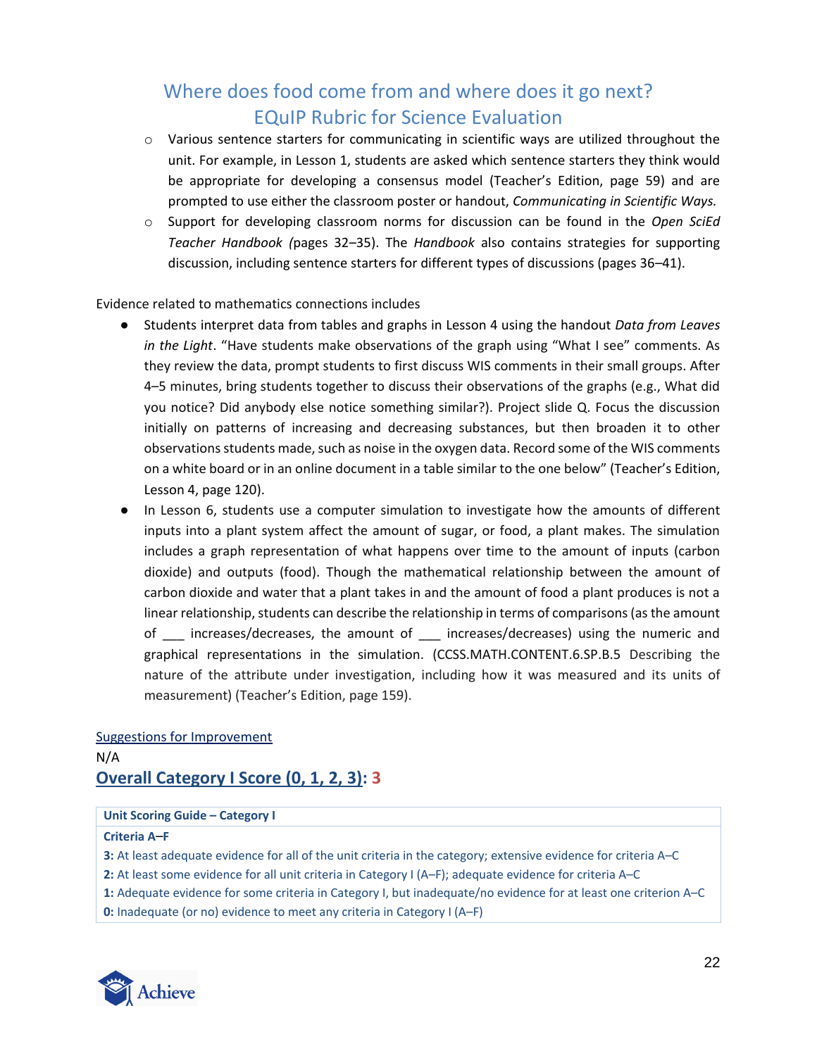- Various sentence starters for communicating in scientific ways are utilized throughout the unit. For example, in Lesson 1, students are asked which sentence starters they think would be appropriate for developing a consensus model (Teacher's Edition, page 59) and are prompted to use either the classroom poster or handout, *Communicating in Scientific Ways.*
- Support for developing classroom norms for discussion can be found in the *Open SciEd Teacher Handbook (*pages 32–35). The *Handbook* also contains strategies for supporting discussion, including sentence starters for different types of discussions (pages 36–41).

Evidence related to mathematics connections includes

- Students interpret data from tables and graphs in Lesson 4 using the handout *Data from Leaves in the Light*. "Have students make observations of the graph using "What I see" comments. As they review the data, prompt students to first discuss WIS comments in their small groups. After 4–5 minutes, bring students together to discuss their observations of the graphs (e.g., What did you notice? Did anybody else notice something similar?). Project slide Q. Focus the discussion initially on patterns of increasing and decreasing substances, but then broaden it to other observations students made, such as noise in the oxygen data. Record some of the WIS comments on a white board or in an online document in a table similar to the one below" (Teacher's Edition, Lesson 4, page 120).
- In Lesson 6, students use a computer simulation to investigate how the amounts of different inputs into a plant system affect the amount of sugar, or food, a plant makes. The simulation includes a graph representation of what happens over time to the amount of inputs (carbon dioxide) and outputs (food). Though the mathematical relationship between the amount of carbon dioxide and water that a plant takes in and the amount of food a plant produces is not a linear relationship, students can describe the relationship in terms of comparisons (as the amount of ___ increases/decreases, the amount of ___ increases/decreases) using the numeric and graphical representations in the simulation. (CCSS.MATH.CONTENT.6.SP.B.5 Describing the nature of the attribute under investigation, including how it was measured and its units of measurement) (Teacher's Edition, page 159).

Suggestions for Improvement

N/A

## Overall Category I Score (0, 1, 2, 3): 3

| Unit Scoring Guide – Category I |
|---|
| **Criteria A–F** |
| **3:** At least adequate evidence for all of the unit criteria in the category; extensive evidence for criteria A–C |
| **2:** At least some evidence for all unit criteria in Category I (A–F); adequate evidence for criteria A–C |
| **1:** Adequate evidence for some criteria in Category I, but inadequate/no evidence for at least one criterion A–C |
| **0:** Inadequate (or no) evidence to meet any criteria in Category I (A–F) |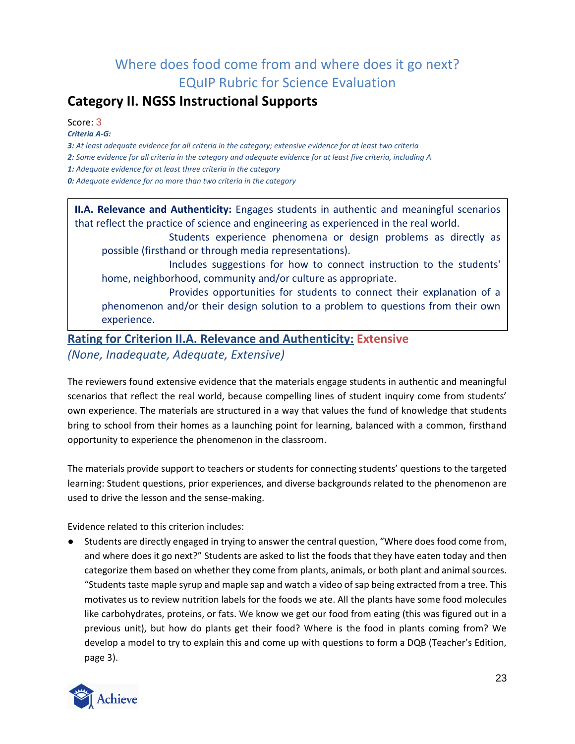# Where does food come from and where does it go next?
# EQuIP Rubric for Science Evaluation

## Category II. NGSS Instructional Supports

Score: 3

***Criteria A-G:***

***3:** At least adequate evidence for all criteria in the category; extensive evidence for at least two criteria*

***2:** Some evidence for all criteria in the category and adequate evidence for at least five criteria, including A*

***1:** Adequate evidence for at least three criteria in the category*

***0:** Adequate evidence for no more than two criteria in the category*

> **II.A. Relevance and Authenticity:** Engages students in authentic and meaningful scenarios that reflect the practice of science and engineering as experienced in the real world.
>
> Students experience phenomena or design problems as directly as possible (firsthand or through media representations).
>
> Includes suggestions for how to connect instruction to the students' home, neighborhood, community and/or culture as appropriate.
>
> Provides opportunities for students to connect their explanation of a phenomenon and/or their design solution to a problem to questions from their own experience.

**Rating for Criterion II.A. Relevance and Authenticity: Extensive**

*(None, Inadequate, Adequate, Extensive)*

The reviewers found extensive evidence that the materials engage students in authentic and meaningful scenarios that reflect the real world, because compelling lines of student inquiry come from students' own experience. The materials are structured in a way that values the fund of knowledge that students bring to school from their homes as a launching point for learning, balanced with a common, firsthand opportunity to experience the phenomenon in the classroom.

The materials provide support to teachers or students for connecting students' questions to the targeted learning: Student questions, prior experiences, and diverse backgrounds related to the phenomenon are used to drive the lesson and the sense-making.

Evidence related to this criterion includes:

- Students are directly engaged in trying to answer the central question, "Where does food come from, and where does it go next?" Students are asked to list the foods that they have eaten today and then categorize them based on whether they come from plants, animals, or both plant and animal sources. "Students taste maple syrup and maple sap and watch a video of sap being extracted from a tree. This motivates us to review nutrition labels for the foods we ate. All the plants have some food molecules like carbohydrates, proteins, or fats. We know we get our food from eating (this was figured out in a previous unit), but how do plants get their food? Where is the food in plants coming from? We develop a model to try to explain this and come up with questions to form a DQB (Teacher's Edition, page 3).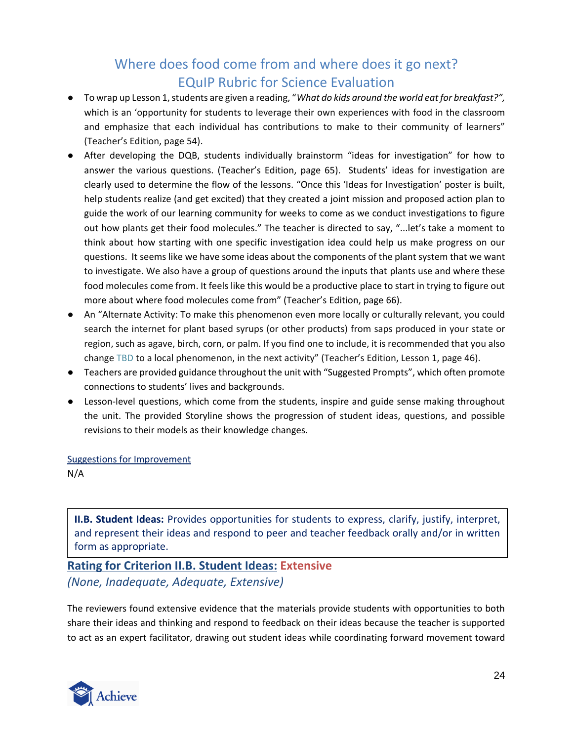- To wrap up Lesson 1, students are given a reading, "*What do kids around the world eat for breakfast?",* which is an 'opportunity for students to leverage their own experiences with food in the classroom and emphasize that each individual has contributions to make to their community of learners" (Teacher's Edition, page 54).
- After developing the DQB, students individually brainstorm "ideas for investigation" for how to answer the various questions. (Teacher's Edition, page 65). Students' ideas for investigation are clearly used to determine the flow of the lessons. "Once this 'Ideas for Investigation' poster is built, help students realize (and get excited) that they created a joint mission and proposed action plan to guide the work of our learning community for weeks to come as we conduct investigations to figure out how plants get their food molecules." The teacher is directed to say, "...let's take a moment to think about how starting with one specific investigation idea could help us make progress on our questions. It seems like we have some ideas about the components of the plant system that we want to investigate. We also have a group of questions around the inputs that plants use and where these food molecules come from. It feels like this would be a productive place to start in trying to figure out more about where food molecules come from" (Teacher's Edition, page 66).
- An "Alternate Activity: To make this phenomenon even more locally or culturally relevant, you could search the internet for plant based syrups (or other products) from saps produced in your state or region, such as agave, birch, corn, or palm. If you find one to include, it is recommended that you also change TBD to a local phenomenon, in the next activity" (Teacher's Edition, Lesson 1, page 46).
- Teachers are provided guidance throughout the unit with "Suggested Prompts", which often promote connections to students' lives and backgrounds.
- Lesson-level questions, which come from the students, inspire and guide sense making throughout the unit. The provided Storyline shows the progression of student ideas, questions, and possible revisions to their models as their knowledge changes.

Suggestions for Improvement

N/A

**II.B. Student Ideas:** Provides opportunities for students to express, clarify, justify, interpret, and represent their ideas and respond to peer and teacher feedback orally and/or in written form as appropriate.

## Rating for Criterion II.B. Student Ideas: Extensive

*(None, Inadequate, Adequate, Extensive)*

The reviewers found extensive evidence that the materials provide students with opportunities to both share their ideas and thinking and respond to feedback on their ideas because the teacher is supported to act as an expert facilitator, drawing out student ideas while coordinating forward movement toward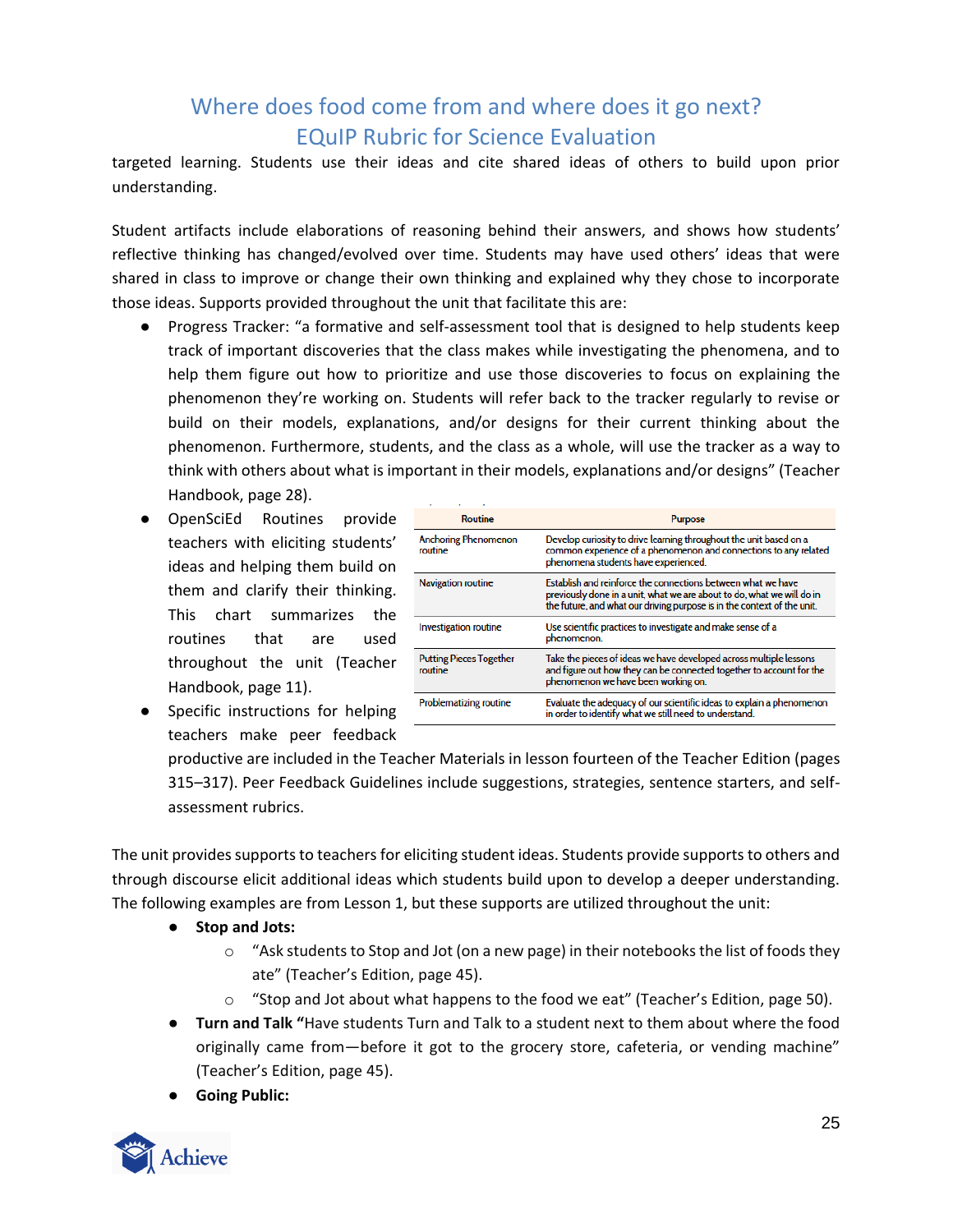targeted learning. Students use their ideas and cite shared ideas of others to build upon prior understanding.

Student artifacts include elaborations of reasoning behind their answers, and shows how students' reflective thinking has changed/evolved over time. Students may have used others' ideas that were shared in class to improve or change their own thinking and explained why they chose to incorporate those ideas. Supports provided throughout the unit that facilitate this are:

- Progress Tracker: "a formative and self-assessment tool that is designed to help students keep track of important discoveries that the class makes while investigating the phenomena, and to help them figure out how to prioritize and use those discoveries to focus on explaining the phenomenon they're working on. Students will refer back to the tracker regularly to revise or build on their models, explanations, and/or designs for their current thinking about the phenomenon. Furthermore, students, and the class as a whole, will use the tracker as a way to think with others about what is important in their models, explanations and/or designs" (Teacher Handbook, page 28).
- OpenSciEd Routines provide teachers with eliciting students' ideas and helping them build on them and clarify their thinking. This chart summarizes the routines that are used throughout the unit (Teacher Handbook, page 11).

| Routine | Purpose |
|---|---|
| Anchoring Phenomenon routine | Develop curiosity to drive learning throughout the unit based on a common experience of a phenomenon and connections to any related phenomena students have experienced. |
| Navigation routine | Establish and reinforce the connections between what we have previously done in a unit, what we are about to do, what we will do in the future, and what our driving purpose is in the context of the unit. |
| Investigation routine | Use scientific practices to investigate and make sense of a phenomenon. |
| Putting Pieces Together routine | Take the pieces of ideas we have developed across multiple lessons and figure out how they can be connected together to account for the phenomenon we have been working on. |
| Problematizing routine | Evaluate the adequacy of our scientific ideas to explain a phenomenon in order to identify what we still need to understand. |

- Specific instructions for helping teachers make peer feedback productive are included in the Teacher Materials in lesson fourteen of the Teacher Edition (pages 315–317). Peer Feedback Guidelines include suggestions, strategies, sentence starters, and self-assessment rubrics.

The unit provides supports to teachers for eliciting student ideas. Students provide supports to others and through discourse elicit additional ideas which students build upon to develop a deeper understanding. The following examples are from Lesson 1, but these supports are utilized throughout the unit:

- **Stop and Jots:**
  - "Ask students to Stop and Jot (on a new page) in their notebooks the list of foods they ate" (Teacher's Edition, page 45).
  - "Stop and Jot about what happens to the food we eat" (Teacher's Edition, page 50).
- **Turn and Talk** "Have students Turn and Talk to a student next to them about where the food originally came from—before it got to the grocery store, cafeteria, or vending machine" (Teacher's Edition, page 45).
- **Going Public:**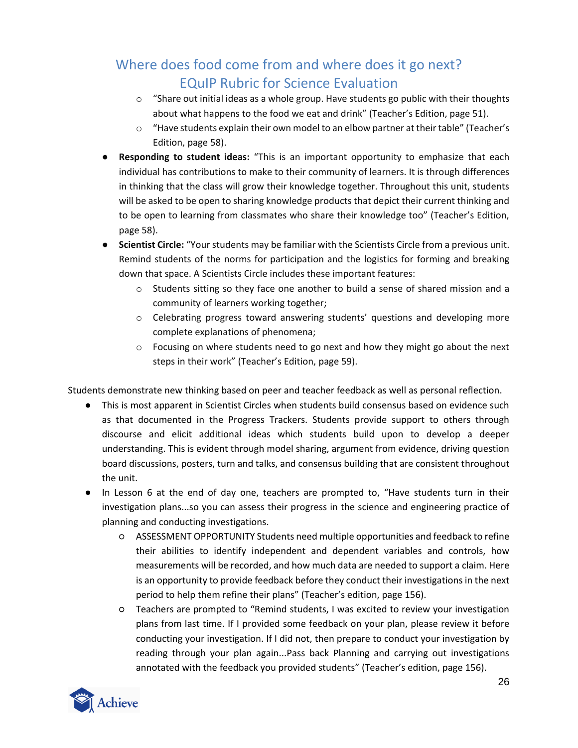- "Share out initial ideas as a whole group. Have students go public with their thoughts about what happens to the food we eat and drink" (Teacher's Edition, page 51).
  - "Have students explain their own model to an elbow partner at their table" (Teacher's Edition, page 58).
- **Responding to student ideas:** "This is an important opportunity to emphasize that each individual has contributions to make to their community of learners. It is through differences in thinking that the class will grow their knowledge together. Throughout this unit, students will be asked to be open to sharing knowledge products that depict their current thinking and to be open to learning from classmates who share their knowledge too" (Teacher's Edition, page 58).
- **Scientist Circle:** "Your students may be familiar with the Scientists Circle from a previous unit. Remind students of the norms for participation and the logistics for forming and breaking down that space. A Scientists Circle includes these important features:
  - Students sitting so they face one another to build a sense of shared mission and a community of learners working together;
  - Celebrating progress toward answering students' questions and developing more complete explanations of phenomena;
  - Focusing on where students need to go next and how they might go about the next steps in their work" (Teacher's Edition, page 59).

Students demonstrate new thinking based on peer and teacher feedback as well as personal reflection.

- This is most apparent in Scientist Circles when students build consensus based on evidence such as that documented in the Progress Trackers. Students provide support to others through discourse and elicit additional ideas which students build upon to develop a deeper understanding. This is evident through model sharing, argument from evidence, driving question board discussions, posters, turn and talks, and consensus building that are consistent throughout the unit.
- In Lesson 6 at the end of day one, teachers are prompted to, "Have students turn in their investigation plans...so you can assess their progress in the science and engineering practice of planning and conducting investigations.
  - ASSESSMENT OPPORTUNITY Students need multiple opportunities and feedback to refine their abilities to identify independent and dependent variables and controls, how measurements will be recorded, and how much data are needed to support a claim. Here is an opportunity to provide feedback before they conduct their investigations in the next period to help them refine their plans" (Teacher's edition, page 156).
  - Teachers are prompted to "Remind students, I was excited to review your investigation plans from last time. If I provided some feedback on your plan, please review it before conducting your investigation. If I did not, then prepare to conduct your investigation by reading through your plan again...Pass back Planning and carrying out investigations annotated with the feedback you provided students" (Teacher's edition, page 156).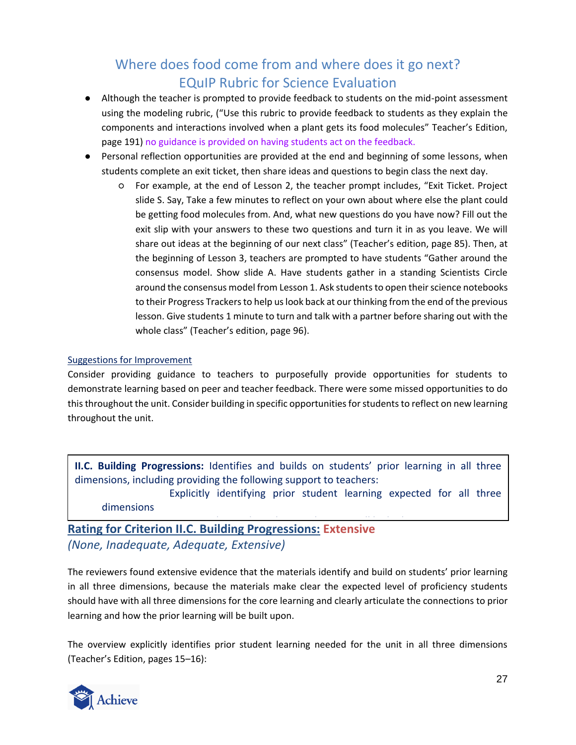- Although the teacher is prompted to provide feedback to students on the mid-point assessment using the modeling rubric, ("Use this rubric to provide feedback to students as they explain the components and interactions involved when a plant gets its food molecules" Teacher's Edition, page 191) no guidance is provided on having students act on the feedback.
- Personal reflection opportunities are provided at the end and beginning of some lessons, when students complete an exit ticket, then share ideas and questions to begin class the next day.
    - For example, at the end of Lesson 2, the teacher prompt includes, "Exit Ticket. Project slide S. Say, Take a few minutes to reflect on your own about where else the plant could be getting food molecules from. And, what new questions do you have now? Fill out the exit slip with your answers to these two questions and turn it in as you leave. We will share out ideas at the beginning of our next class" (Teacher's edition, page 85). Then, at the beginning of Lesson 3, teachers are prompted to have students "Gather around the consensus model. Show slide A. Have students gather in a standing Scientists Circle around the consensus model from Lesson 1. Ask students to open their science notebooks to their Progress Trackers to help us look back at our thinking from the end of the previous lesson. Give students 1 minute to turn and talk with a partner before sharing out with the whole class" (Teacher's edition, page 96).

Suggestions for Improvement

Consider providing guidance to teachers to purposefully provide opportunities for students to demonstrate learning based on peer and teacher feedback. There were some missed opportunities to do this throughout the unit. Consider building in specific opportunities for students to reflect on new learning throughout the unit.

**II.C. Building Progressions:** Identifies and builds on students' prior learning in all three dimensions, including providing the following support to teachers:

Explicitly identifying prior student learning expected for all three dimensions

## Rating for Criterion II.C. Building Progressions: Extensive

*(None, Inadequate, Adequate, Extensive)*

The reviewers found extensive evidence that the materials identify and build on students' prior learning in all three dimensions, because the materials make clear the expected level of proficiency students should have with all three dimensions for the core learning and clearly articulate the connections to prior learning and how the prior learning will be built upon.

The overview explicitly identifies prior student learning needed for the unit in all three dimensions (Teacher's Edition, pages 15–16):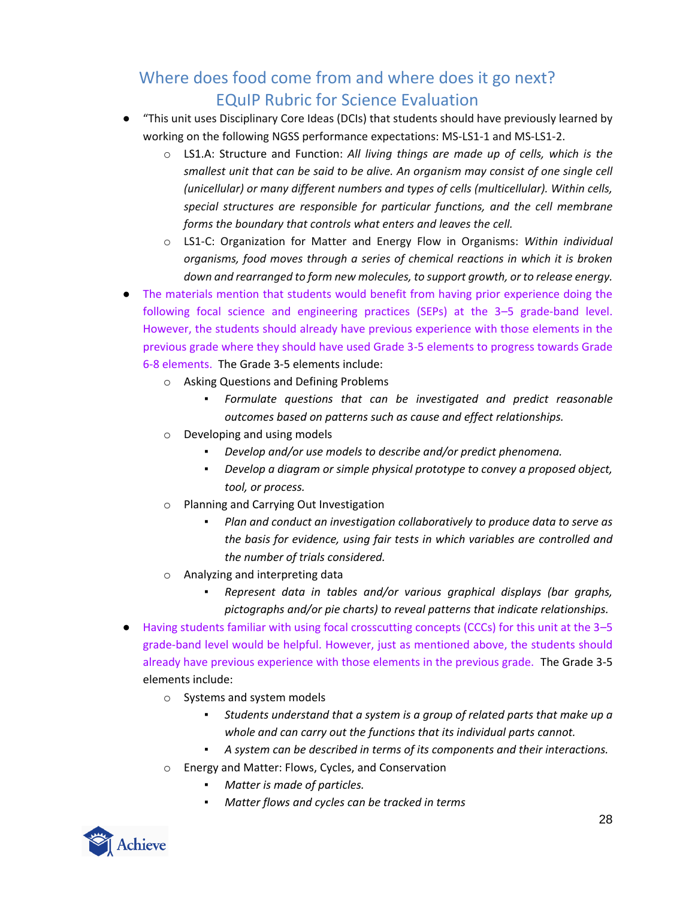## Where does food come from and where does it go next?
## EQuIP Rubric for Science Evaluation

- "This unit uses Disciplinary Core Ideas (DCIs) that students should have previously learned by working on the following NGSS performance expectations: MS-LS1-1 and MS-LS1-2.
  - LS1.A: Structure and Function: *All living things are made up of cells, which is the smallest unit that can be said to be alive. An organism may consist of one single cell (unicellular) or many different numbers and types of cells (multicellular). Within cells, special structures are responsible for particular functions, and the cell membrane forms the boundary that controls what enters and leaves the cell.*
  - LS1-C: Organization for Matter and Energy Flow in Organisms: *Within individual organisms, food moves through a series of chemical reactions in which it is broken down and rearranged to form new molecules, to support growth, or to release energy.*
- The materials mention that students would benefit from having prior experience doing the following focal science and engineering practices (SEPs) at the 3–5 grade-band level. However, the students should already have previous experience with those elements in the previous grade where they should have used Grade 3-5 elements to progress towards Grade 6-8 elements. The Grade 3-5 elements include:
  - Asking Questions and Defining Problems
    - *Formulate questions that can be investigated and predict reasonable outcomes based on patterns such as cause and effect relationships.*
  - Developing and using models
    - *Develop and/or use models to describe and/or predict phenomena.*
    - *Develop a diagram or simple physical prototype to convey a proposed object, tool, or process.*
  - Planning and Carrying Out Investigation
    - *Plan and conduct an investigation collaboratively to produce data to serve as the basis for evidence, using fair tests in which variables are controlled and the number of trials considered.*
  - Analyzing and interpreting data
    - *Represent data in tables and/or various graphical displays (bar graphs, pictographs and/or pie charts) to reveal patterns that indicate relationships.*
- Having students familiar with using focal crosscutting concepts (CCCs) for this unit at the 3–5 grade-band level would be helpful. However, just as mentioned above, the students should already have previous experience with those elements in the previous grade. The Grade 3-5 elements include:
  - Systems and system models
    - *Students understand that a system is a group of related parts that make up a whole and can carry out the functions that its individual parts cannot.*
    - *A system can be described in terms of its components and their interactions.*
  - Energy and Matter: Flows, Cycles, and Conservation
    - *Matter is made of particles.*
    - *Matter flows and cycles can be tracked in terms*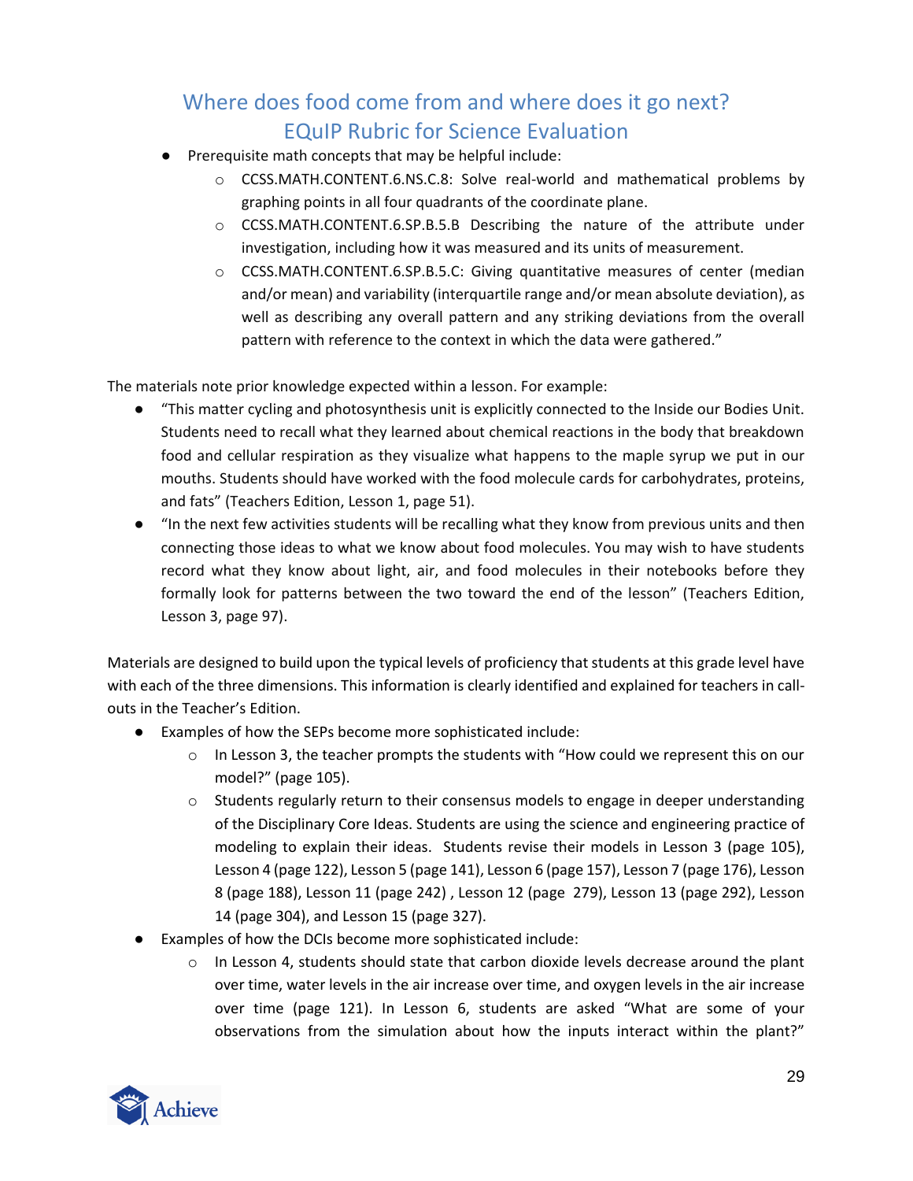- Prerequisite math concepts that may be helpful include:
  - CCSS.MATH.CONTENT.6.NS.C.8: Solve real-world and mathematical problems by graphing points in all four quadrants of the coordinate plane.
  - CCSS.MATH.CONTENT.6.SP.B.5.B Describing the nature of the attribute under investigation, including how it was measured and its units of measurement.
  - CCSS.MATH.CONTENT.6.SP.B.5.C: Giving quantitative measures of center (median and/or mean) and variability (interquartile range and/or mean absolute deviation), as well as describing any overall pattern and any striking deviations from the overall pattern with reference to the context in which the data were gathered."

The materials note prior knowledge expected within a lesson. For example:

- "This matter cycling and photosynthesis unit is explicitly connected to the Inside our Bodies Unit. Students need to recall what they learned about chemical reactions in the body that breakdown food and cellular respiration as they visualize what happens to the maple syrup we put in our mouths. Students should have worked with the food molecule cards for carbohydrates, proteins, and fats" (Teachers Edition, Lesson 1, page 51).
- "In the next few activities students will be recalling what they know from previous units and then connecting those ideas to what we know about food molecules. You may wish to have students record what they know about light, air, and food molecules in their notebooks before they formally look for patterns between the two toward the end of the lesson" (Teachers Edition, Lesson 3, page 97).

Materials are designed to build upon the typical levels of proficiency that students at this grade level have with each of the three dimensions. This information is clearly identified and explained for teachers in call-outs in the Teacher's Edition.

- Examples of how the SEPs become more sophisticated include:
  - In Lesson 3, the teacher prompts the students with "How could we represent this on our model?" (page 105).
  - Students regularly return to their consensus models to engage in deeper understanding of the Disciplinary Core Ideas. Students are using the science and engineering practice of modeling to explain their ideas. Students revise their models in Lesson 3 (page 105), Lesson 4 (page 122), Lesson 5 (page 141), Lesson 6 (page 157), Lesson 7 (page 176), Lesson 8 (page 188), Lesson 11 (page 242) , Lesson 12 (page 279), Lesson 13 (page 292), Lesson 14 (page 304), and Lesson 15 (page 327).
- Examples of how the DCIs become more sophisticated include:
  - In Lesson 4, students should state that carbon dioxide levels decrease around the plant over time, water levels in the air increase over time, and oxygen levels in the air increase over time (page 121). In Lesson 6, students are asked "What are some of your observations from the simulation about how the inputs interact within the plant?"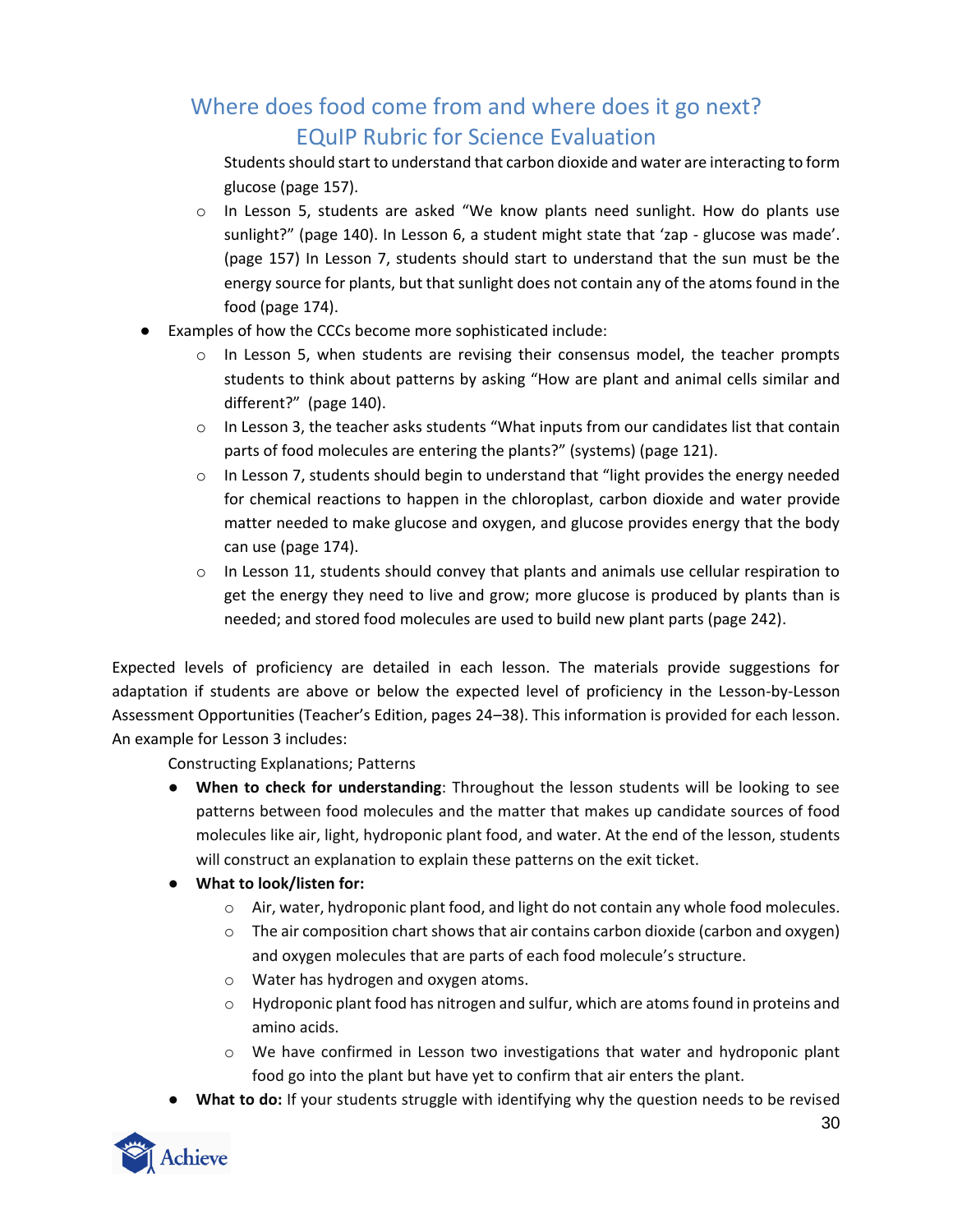Students should start to understand that carbon dioxide and water are interacting to form glucose (page 157).

  - In Lesson 5, students are asked "We know plants need sunlight. How do plants use sunlight?" (page 140). In Lesson 6, a student might state that 'zap - glucose was made'. (page 157) In Lesson 7, students should start to understand that the sun must be the energy source for plants, but that sunlight does not contain any of the atoms found in the food (page 174).

- Examples of how the CCCs become more sophisticated include:
  - In Lesson 5, when students are revising their consensus model, the teacher prompts students to think about patterns by asking "How are plant and animal cells similar and different?" (page 140).
  - In Lesson 3, the teacher asks students "What inputs from our candidates list that contain parts of food molecules are entering the plants?" (systems) (page 121).
  - In Lesson 7, students should begin to understand that "light provides the energy needed for chemical reactions to happen in the chloroplast, carbon dioxide and water provide matter needed to make glucose and oxygen, and glucose provides energy that the body can use (page 174).
  - In Lesson 11, students should convey that plants and animals use cellular respiration to get the energy they need to live and grow; more glucose is produced by plants than is needed; and stored food molecules are used to build new plant parts (page 242).

Expected levels of proficiency are detailed in each lesson. The materials provide suggestions for adaptation if students are above or below the expected level of proficiency in the Lesson-by-Lesson Assessment Opportunities (Teacher's Edition, pages 24–38). This information is provided for each lesson. An example for Lesson 3 includes:

Constructing Explanations; Patterns

- **When to check for understanding**: Throughout the lesson students will be looking to see patterns between food molecules and the matter that makes up candidate sources of food molecules like air, light, hydroponic plant food, and water. At the end of the lesson, students will construct an explanation to explain these patterns on the exit ticket.
- **What to look/listen for:**
  - Air, water, hydroponic plant food, and light do not contain any whole food molecules.
  - The air composition chart shows that air contains carbon dioxide (carbon and oxygen) and oxygen molecules that are parts of each food molecule's structure.
  - Water has hydrogen and oxygen atoms.
  - Hydroponic plant food has nitrogen and sulfur, which are atoms found in proteins and amino acids.
  - We have confirmed in Lesson two investigations that water and hydroponic plant food go into the plant but have yet to confirm that air enters the plant.
- **What to do:** If your students struggle with identifying why the question needs to be revised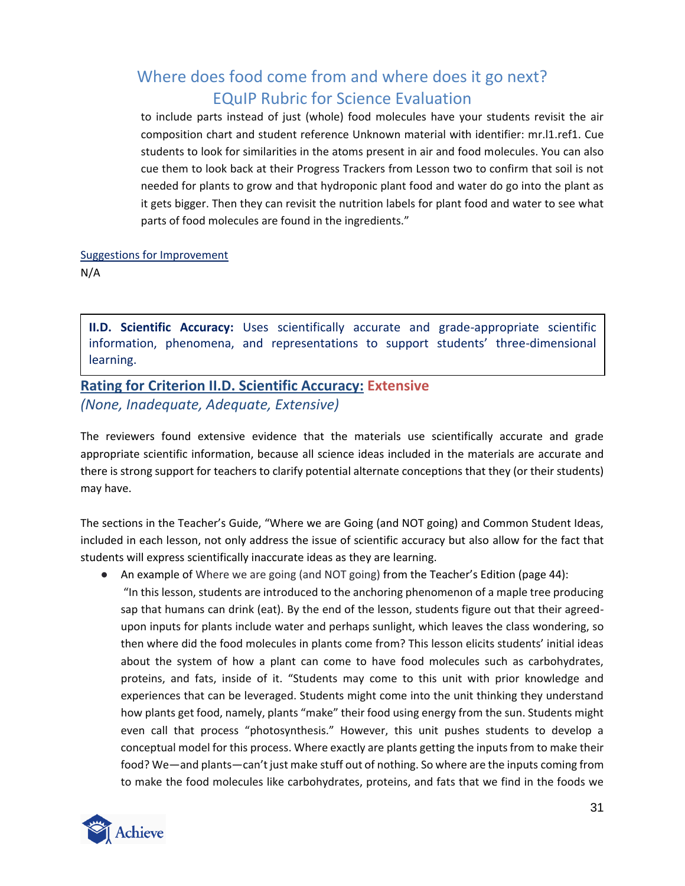to include parts instead of just (whole) food molecules have your students revisit the air composition chart and student reference Unknown material with identifier: mr.l1.ref1. Cue students to look for similarities in the atoms present in air and food molecules. You can also cue them to look back at their Progress Trackers from Lesson two to confirm that soil is not needed for plants to grow and that hydroponic plant food and water do go into the plant as it gets bigger. Then they can revisit the nutrition labels for plant food and water to see what parts of food molecules are found in the ingredients."

Suggestions for Improvement

N/A

> **II.D. Scientific Accuracy:** Uses scientifically accurate and grade-appropriate scientific information, phenomena, and representations to support students' three-dimensional learning.

### Rating for Criterion II.D. Scientific Accuracy: Extensive

*(None, Inadequate, Adequate, Extensive)*

The reviewers found extensive evidence that the materials use scientifically accurate and grade appropriate scientific information, because all science ideas included in the materials are accurate and there is strong support for teachers to clarify potential alternate conceptions that they (or their students) may have.

The sections in the Teacher's Guide, "Where we are Going (and NOT going) and Common Student Ideas, included in each lesson, not only address the issue of scientific accuracy but also allow for the fact that students will express scientifically inaccurate ideas as they are learning.

- An example of Where we are going (and NOT going) from the Teacher's Edition (page 44): "In this lesson, students are introduced to the anchoring phenomenon of a maple tree producing sap that humans can drink (eat). By the end of the lesson, students figure out that their agreed-upon inputs for plants include water and perhaps sunlight, which leaves the class wondering, so then where did the food molecules in plants come from? This lesson elicits students' initial ideas about the system of how a plant can come to have food molecules such as carbohydrates, proteins, and fats, inside of it. "Students may come to this unit with prior knowledge and experiences that can be leveraged. Students might come into the unit thinking they understand how plants get food, namely, plants "make" their food using energy from the sun. Students might even call that process "photosynthesis." However, this unit pushes students to develop a conceptual model for this process. Where exactly are plants getting the inputs from to make their food? We—and plants—can't just make stuff out of nothing. So where are the inputs coming from to make the food molecules like carbohydrates, proteins, and fats that we find in the foods we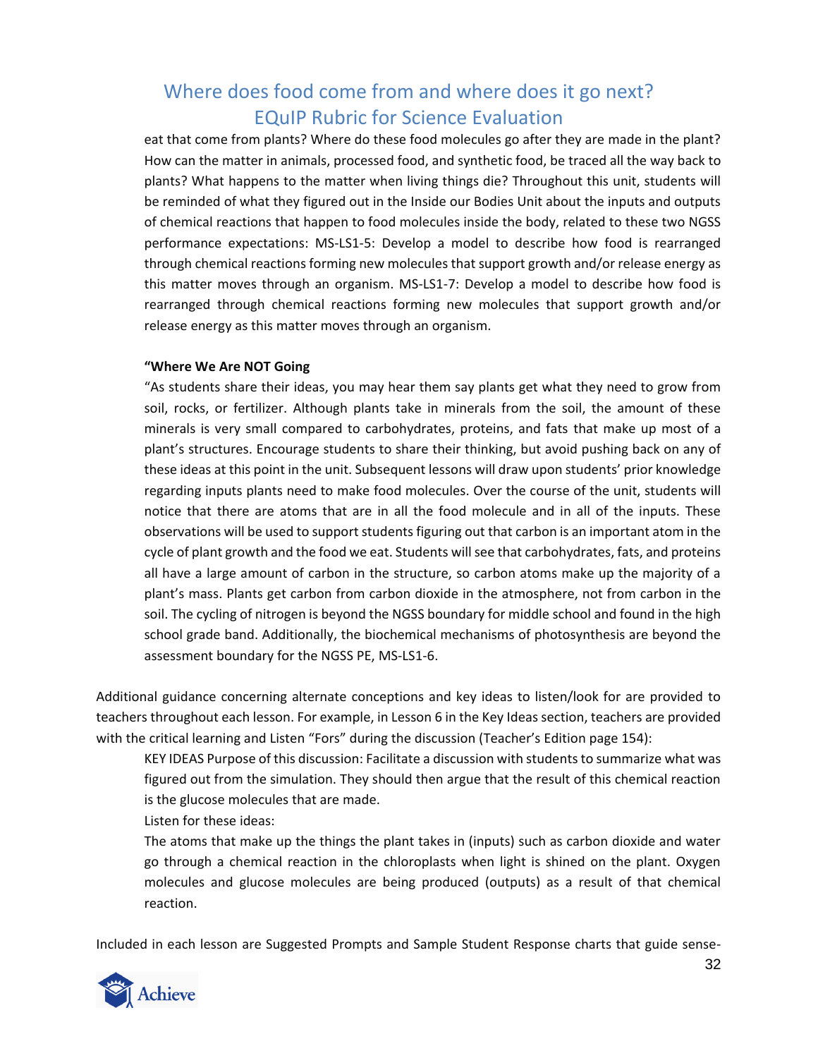eat that come from plants? Where do these food molecules go after they are made in the plant? How can the matter in animals, processed food, and synthetic food, be traced all the way back to plants? What happens to the matter when living things die? Throughout this unit, students will be reminded of what they figured out in the Inside our Bodies Unit about the inputs and outputs of chemical reactions that happen to food molecules inside the body, related to these two NGSS performance expectations: MS-LS1-5: Develop a model to describe how food is rearranged through chemical reactions forming new molecules that support growth and/or release energy as this matter moves through an organism. MS-LS1-7: Develop a model to describe how food is rearranged through chemical reactions forming new molecules that support growth and/or release energy as this matter moves through an organism.

> **"Where We Are NOT Going**
>
> "As students share their ideas, you may hear them say plants get what they need to grow from soil, rocks, or fertilizer. Although plants take in minerals from the soil, the amount of these minerals is very small compared to carbohydrates, proteins, and fats that make up most of a plant's structures. Encourage students to share their thinking, but avoid pushing back on any of these ideas at this point in the unit. Subsequent lessons will draw upon students' prior knowledge regarding inputs plants need to make food molecules. Over the course of the unit, students will notice that there are atoms that are in all the food molecule and in all of the inputs. These observations will be used to support students figuring out that carbon is an important atom in the cycle of plant growth and the food we eat. Students will see that carbohydrates, fats, and proteins all have a large amount of carbon in the structure, so carbon atoms make up the majority of a plant's mass. Plants get carbon from carbon dioxide in the atmosphere, not from carbon in the soil. The cycling of nitrogen is beyond the NGSS boundary for middle school and found in the high school grade band. Additionally, the biochemical mechanisms of photosynthesis are beyond the assessment boundary for the NGSS PE, MS-LS1-6.

Additional guidance concerning alternate conceptions and key ideas to listen/look for are provided to teachers throughout each lesson. For example, in Lesson 6 in the Key Ideas section, teachers are provided with the critical learning and Listen "Fors" during the discussion (Teacher's Edition page 154):

> KEY IDEAS Purpose of this discussion: Facilitate a discussion with students to summarize what was figured out from the simulation. They should then argue that the result of this chemical reaction is the glucose molecules that are made.
>
> Listen for these ideas:
>
> The atoms that make up the things the plant takes in (inputs) such as carbon dioxide and water go through a chemical reaction in the chloroplasts when light is shined on the plant. Oxygen molecules and glucose molecules are being produced (outputs) as a result of that chemical reaction.

Included in each lesson are Suggested Prompts and Sample Student Response charts that guide sense-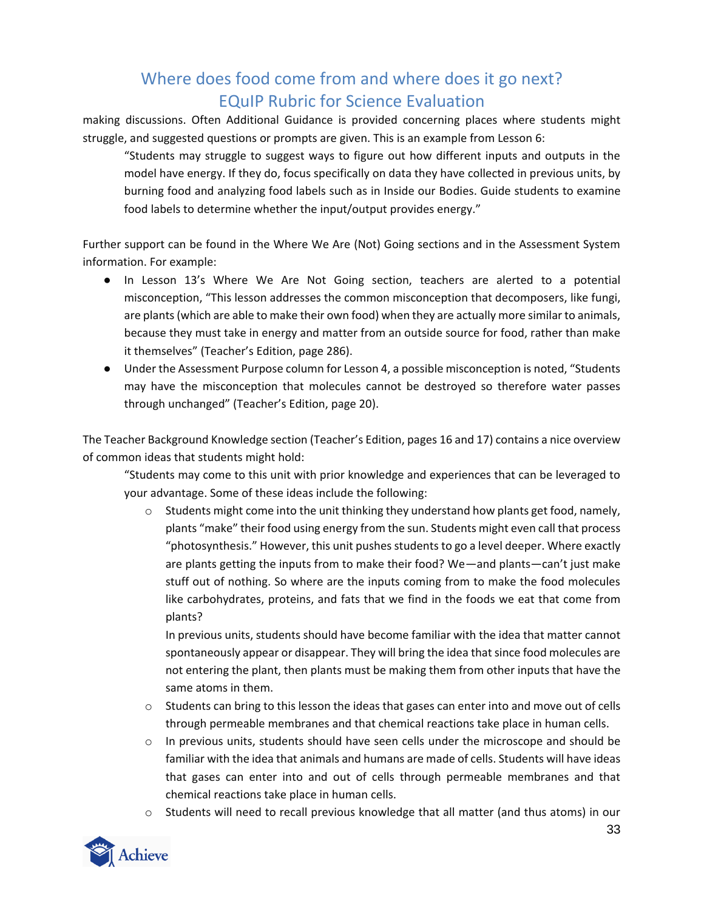making discussions. Often Additional Guidance is provided concerning places where students might struggle, and suggested questions or prompts are given. This is an example from Lesson 6:

> "Students may struggle to suggest ways to figure out how different inputs and outputs in the model have energy. If they do, focus specifically on data they have collected in previous units, by burning food and analyzing food labels such as in Inside our Bodies. Guide students to examine food labels to determine whether the input/output provides energy."

Further support can be found in the Where We Are (Not) Going sections and in the Assessment System information. For example:

- In Lesson 13's Where We Are Not Going section, teachers are alerted to a potential misconception, "This lesson addresses the common misconception that decomposers, like fungi, are plants (which are able to make their own food) when they are actually more similar to animals, because they must take in energy and matter from an outside source for food, rather than make it themselves" (Teacher's Edition, page 286).
- Under the Assessment Purpose column for Lesson 4, a possible misconception is noted, "Students may have the misconception that molecules cannot be destroyed so therefore water passes through unchanged" (Teacher's Edition, page 20).

The Teacher Background Knowledge section (Teacher's Edition, pages 16 and 17) contains a nice overview of common ideas that students might hold:

> "Students may come to this unit with prior knowledge and experiences that can be leveraged to your advantage. Some of these ideas include the following:
>
> - Students might come into the unit thinking they understand how plants get food, namely, plants "make" their food using energy from the sun. Students might even call that process "photosynthesis." However, this unit pushes students to go a level deeper. Where exactly are plants getting the inputs from to make their food? We—and plants—can't just make stuff out of nothing. So where are the inputs coming from to make the food molecules like carbohydrates, proteins, and fats that we find in the foods we eat that come from plants?
>
>   In previous units, students should have become familiar with the idea that matter cannot spontaneously appear or disappear. They will bring the idea that since food molecules are not entering the plant, then plants must be making them from other inputs that have the same atoms in them.
> - Students can bring to this lesson the ideas that gases can enter into and move out of cells through permeable membranes and that chemical reactions take place in human cells.
> - In previous units, students should have seen cells under the microscope and should be familiar with the idea that animals and humans are made of cells. Students will have ideas that gases can enter into and out of cells through permeable membranes and that chemical reactions take place in human cells.
> - Students will need to recall previous knowledge that all matter (and thus atoms) in our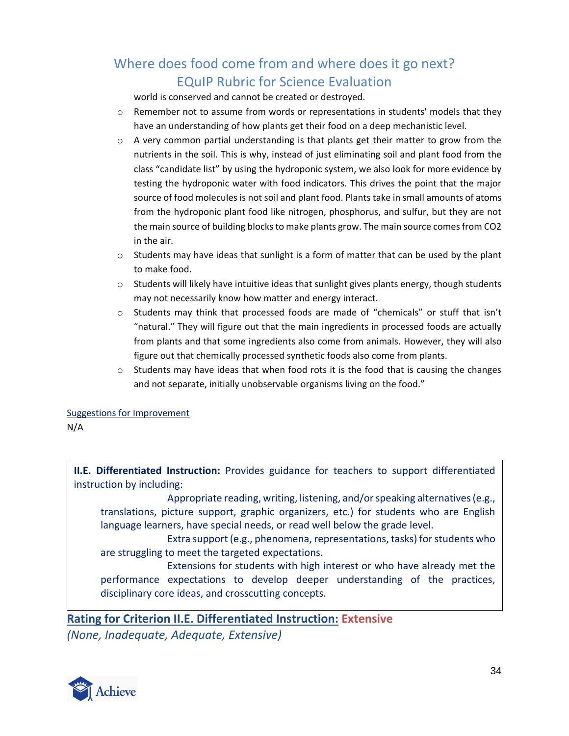world is conserved and cannot be created or destroyed.

- Remember not to assume from words or representations in students' models that they have an understanding of how plants get their food on a deep mechanistic level.
- A very common partial understanding is that plants get their matter to grow from the nutrients in the soil. This is why, instead of just eliminating soil and plant food from the class "candidate list" by using the hydroponic system, we also look for more evidence by testing the hydroponic water with food indicators. This drives the point that the major source of food molecules is not soil and plant food. Plants take in small amounts of atoms from the hydroponic plant food like nitrogen, phosphorus, and sulfur, but they are not the main source of building blocks to make plants grow. The main source comes from $CO_2$ in the air.
- Students may have ideas that sunlight is a form of matter that can be used by the plant to make food.
- Students will likely have intuitive ideas that sunlight gives plants energy, though students may not necessarily know how matter and energy interact.
- Students may think that processed foods are made of "chemicals" or stuff that isn't "natural." They will figure out that the main ingredients in processed foods are actually from plants and that some ingredients also come from animals. However, they will also figure out that chemically processed synthetic foods also come from plants.
- Students may have ideas that when food rots it is the food that is causing the changes and not separate, initially unobservable organisms living on the food."

Suggestions for Improvement

N/A

**II.E. Differentiated Instruction:** Provides guidance for teachers to support differentiated instruction by including:

- Appropriate reading, writing, listening, and/or speaking alternatives (e.g., translations, picture support, graphic organizers, etc.) for students who are English language learners, have special needs, or read well below the grade level.
- Extra support (e.g., phenomena, representations, tasks) for students who are struggling to meet the targeted expectations.
- Extensions for students with high interest or who have already met the performance expectations to develop deeper understanding of the practices, disciplinary core ideas, and crosscutting concepts.

**Rating for Criterion II.E. Differentiated Instruction: Extensive**

*(None, Inadequate, Adequate, Extensive)*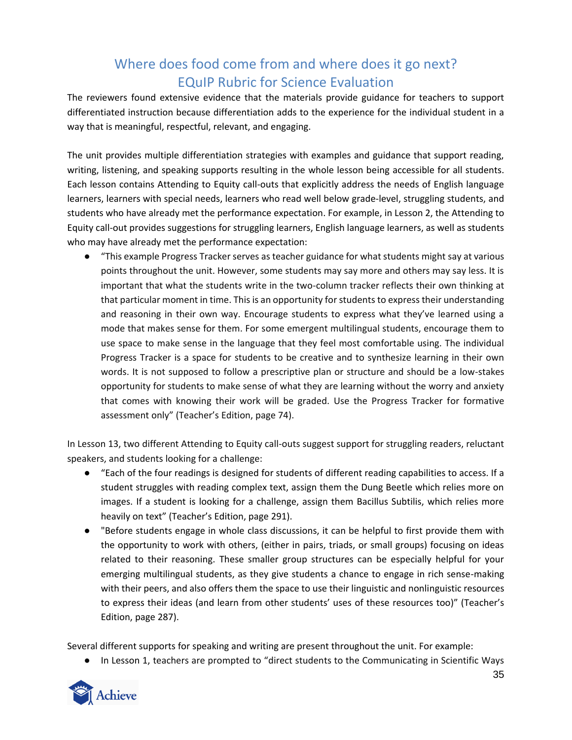## Where does food come from and where does it go next?
## EQuIP Rubric for Science Evaluation

The reviewers found extensive evidence that the materials provide guidance for teachers to support differentiated instruction because differentiation adds to the experience for the individual student in a way that is meaningful, respectful, relevant, and engaging.

The unit provides multiple differentiation strategies with examples and guidance that support reading, writing, listening, and speaking supports resulting in the whole lesson being accessible for all students. Each lesson contains Attending to Equity call-outs that explicitly address the needs of English language learners, learners with special needs, learners who read well below grade-level, struggling students, and students who have already met the performance expectation. For example, in Lesson 2, the Attending to Equity call-out provides suggestions for struggling learners, English language learners, as well as students who may have already met the performance expectation:

- "This example Progress Tracker serves as teacher guidance for what students might say at various points throughout the unit. However, some students may say more and others may say less. It is important that what the students write in the two-column tracker reflects their own thinking at that particular moment in time. This is an opportunity for students to express their understanding and reasoning in their own way. Encourage students to express what they've learned using a mode that makes sense for them. For some emergent multilingual students, encourage them to use space to make sense in the language that they feel most comfortable using. The individual Progress Tracker is a space for students to be creative and to synthesize learning in their own words. It is not supposed to follow a prescriptive plan or structure and should be a low-stakes opportunity for students to make sense of what they are learning without the worry and anxiety that comes with knowing their work will be graded. Use the Progress Tracker for formative assessment only" (Teacher's Edition, page 74).

In Lesson 13, two different Attending to Equity call-outs suggest support for struggling readers, reluctant speakers, and students looking for a challenge:

- "Each of the four readings is designed for students of different reading capabilities to access. If a student struggles with reading complex text, assign them the Dung Beetle which relies more on images. If a student is looking for a challenge, assign them Bacillus Subtilis, which relies more heavily on text" (Teacher's Edition, page 291).
- "Before students engage in whole class discussions, it can be helpful to first provide them with the opportunity to work with others, (either in pairs, triads, or small groups) focusing on ideas related to their reasoning. These smaller group structures can be especially helpful for your emerging multilingual students, as they give students a chance to engage in rich sense-making with their peers, and also offers them the space to use their linguistic and nonlinguistic resources to express their ideas (and learn from other students' uses of these resources too)" (Teacher's Edition, page 287).

Several different supports for speaking and writing are present throughout the unit. For example:

- In Lesson 1, teachers are prompted to "direct students to the Communicating in Scientific Ways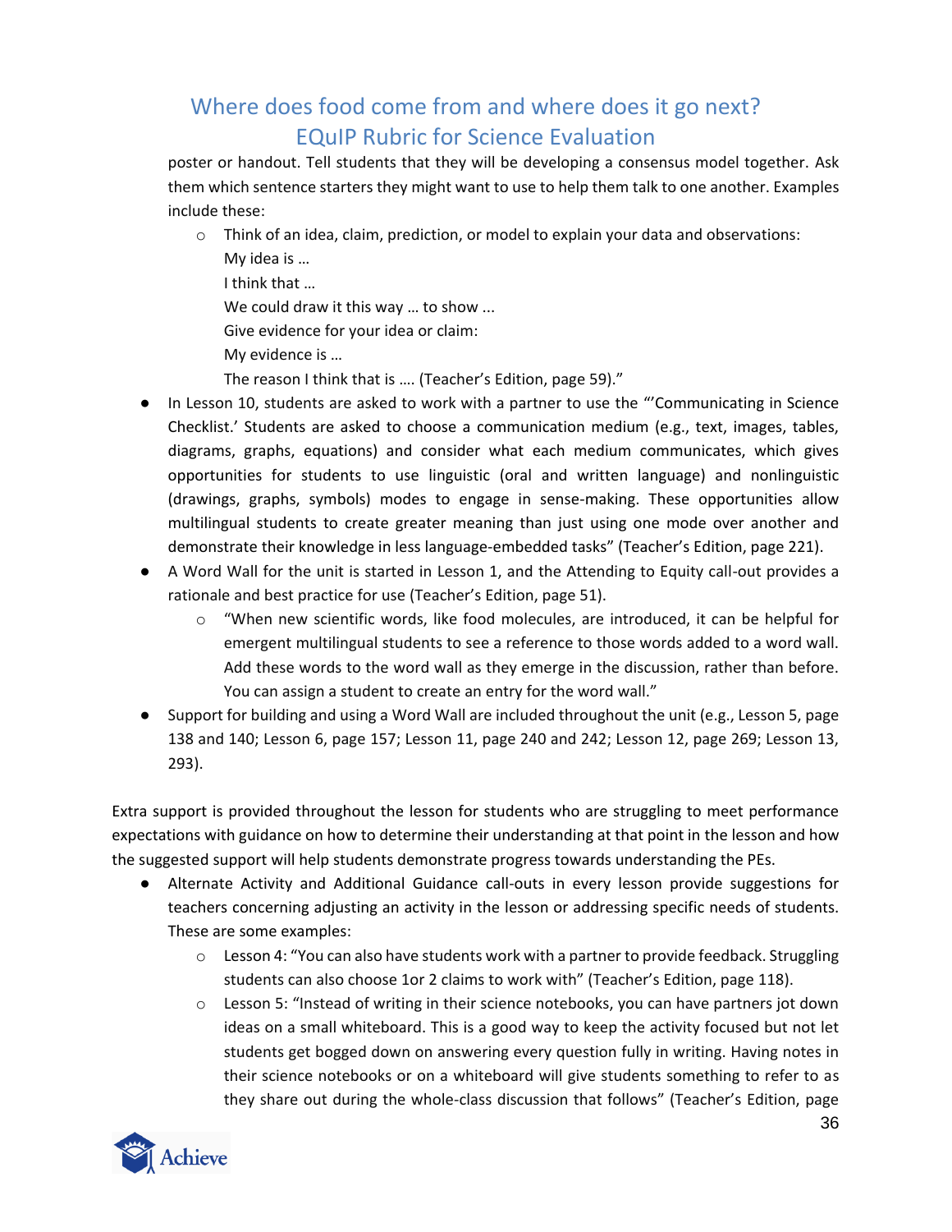poster or handout. Tell students that they will be developing a consensus model together. Ask them which sentence starters they might want to use to help them talk to one another. Examples include these:

- Think of an idea, claim, prediction, or model to explain your data and observations:
  My idea is …
  I think that …
  We could draw it this way … to show ...
  Give evidence for your idea or claim:
  My evidence is …
  The reason I think that is …. (Teacher's Edition, page 59)."

- In Lesson 10, students are asked to work with a partner to use the "'Communicating in Science Checklist.' Students are asked to choose a communication medium (e.g., text, images, tables, diagrams, graphs, equations) and consider what each medium communicates, which gives opportunities for students to use linguistic (oral and written language) and nonlinguistic (drawings, graphs, symbols) modes to engage in sense-making. These opportunities allow multilingual students to create greater meaning than just using one mode over another and demonstrate their knowledge in less language-embedded tasks" (Teacher's Edition, page 221).
- A Word Wall for the unit is started in Lesson 1, and the Attending to Equity call-out provides a rationale and best practice for use (Teacher's Edition, page 51).
  - "When new scientific words, like food molecules, are introduced, it can be helpful for emergent multilingual students to see a reference to those words added to a word wall. Add these words to the word wall as they emerge in the discussion, rather than before. You can assign a student to create an entry for the word wall."
- Support for building and using a Word Wall are included throughout the unit (e.g., Lesson 5, page 138 and 140; Lesson 6, page 157; Lesson 11, page 240 and 242; Lesson 12, page 269; Lesson 13, 293).

Extra support is provided throughout the lesson for students who are struggling to meet performance expectations with guidance on how to determine their understanding at that point in the lesson and how the suggested support will help students demonstrate progress towards understanding the PEs.

- Alternate Activity and Additional Guidance call-outs in every lesson provide suggestions for teachers concerning adjusting an activity in the lesson or addressing specific needs of students. These are some examples:
  - Lesson 4: "You can also have students work with a partner to provide feedback. Struggling students can also choose 1or 2 claims to work with" (Teacher's Edition, page 118).
  - Lesson 5: "Instead of writing in their science notebooks, you can have partners jot down ideas on a small whiteboard. This is a good way to keep the activity focused but not let students get bogged down on answering every question fully in writing. Having notes in their science notebooks or on a whiteboard will give students something to refer to as they share out during the whole-class discussion that follows" (Teacher's Edition, page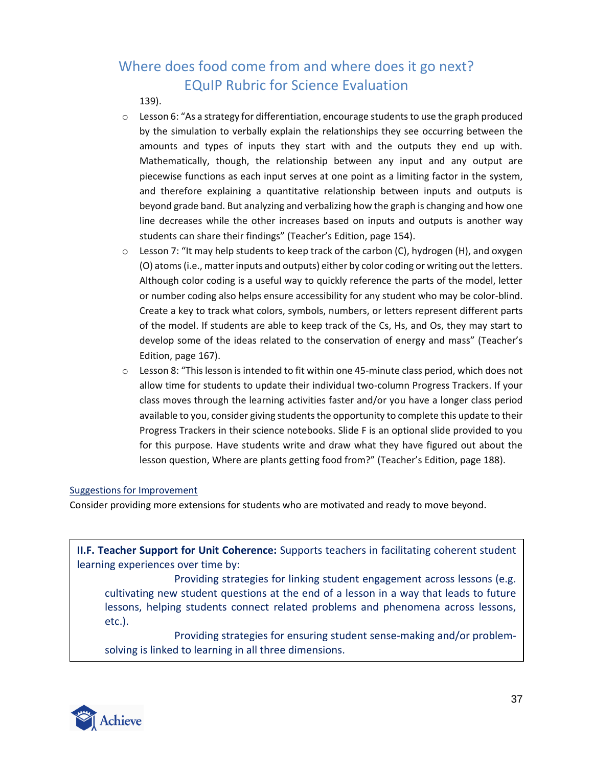139).

- Lesson 6: "As a strategy for differentiation, encourage students to use the graph produced by the simulation to verbally explain the relationships they see occurring between the amounts and types of inputs they start with and the outputs they end up with. Mathematically, though, the relationship between any input and any output are piecewise functions as each input serves at one point as a limiting factor in the system, and therefore explaining a quantitative relationship between inputs and outputs is beyond grade band. But analyzing and verbalizing how the graph is changing and how one line decreases while the other increases based on inputs and outputs is another way students can share their findings" (Teacher's Edition, page 154).
- Lesson 7: "It may help students to keep track of the carbon (C), hydrogen (H), and oxygen (O) atoms (i.e., matter inputs and outputs) either by color coding or writing out the letters. Although color coding is a useful way to quickly reference the parts of the model, letter or number coding also helps ensure accessibility for any student who may be color-blind. Create a key to track what colors, symbols, numbers, or letters represent different parts of the model. If students are able to keep track of the Cs, Hs, and Os, they may start to develop some of the ideas related to the conservation of energy and mass" (Teacher's Edition, page 167).
- Lesson 8: "This lesson is intended to fit within one 45-minute class period, which does not allow time for students to update their individual two-column Progress Trackers. If your class moves through the learning activities faster and/or you have a longer class period available to you, consider giving students the opportunity to complete this update to their Progress Trackers in their science notebooks. Slide F is an optional slide provided to you for this purpose. Have students write and draw what they have figured out about the lesson question, Where are plants getting food from?" (Teacher's Edition, page 188).

Suggestions for Improvement

Consider providing more extensions for students who are motivated and ready to move beyond.

**II.F. Teacher Support for Unit Coherence:** Supports teachers in facilitating coherent student learning experiences over time by:

- Providing strategies for linking student engagement across lessons (e.g. cultivating new student questions at the end of a lesson in a way that leads to future lessons, helping students connect related problems and phenomena across lessons, etc.).
- Providing strategies for ensuring student sense-making and/or problem-solving is linked to learning in all three dimensions.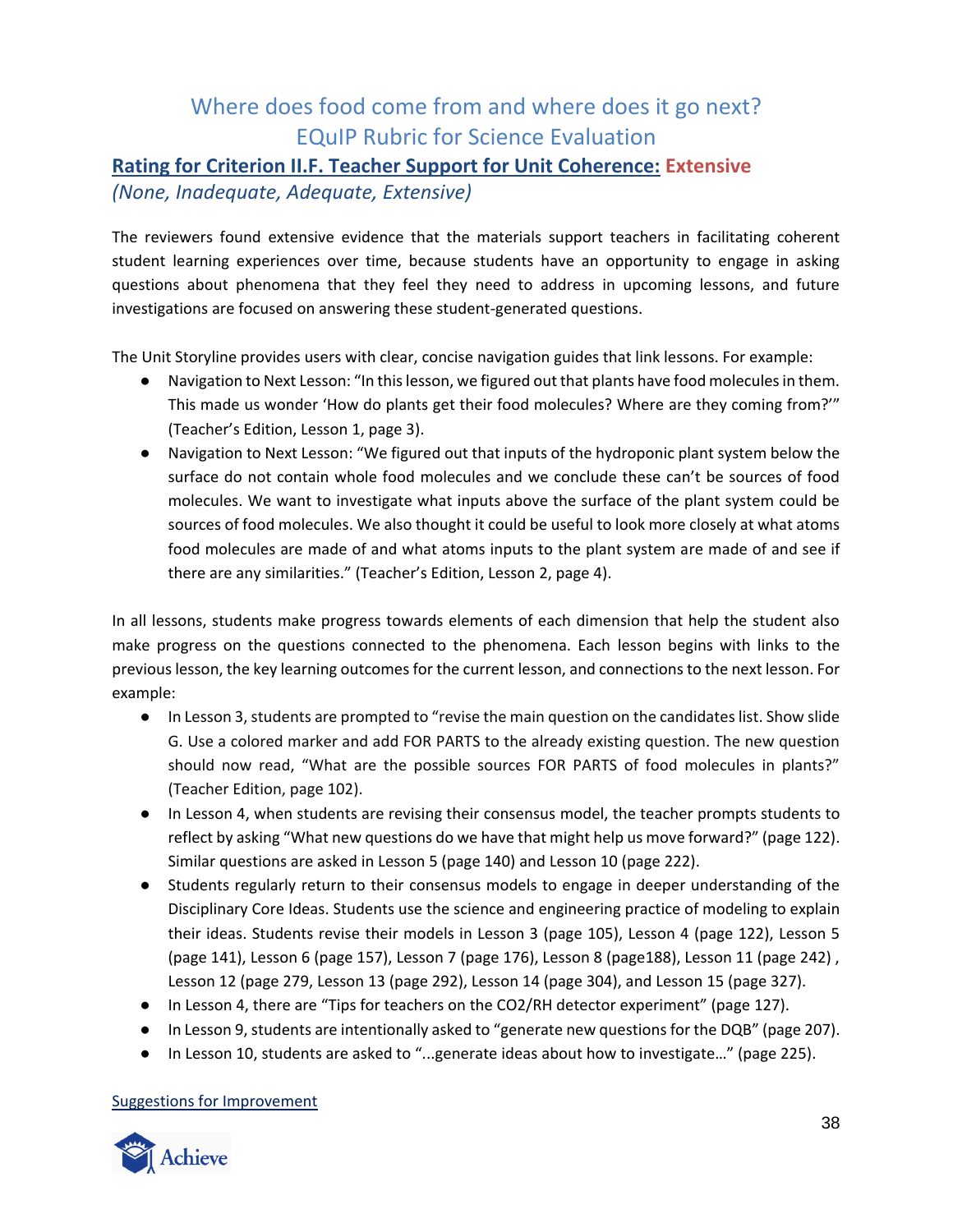# Where does food come from and where does it go next?
# EQuIP Rubric for Science Evaluation

## Rating for Criterion II.F. Teacher Support for Unit Coherence: Extensive

*(None, Inadequate, Adequate, Extensive)*

The reviewers found extensive evidence that the materials support teachers in facilitating coherent student learning experiences over time, because students have an opportunity to engage in asking questions about phenomena that they feel they need to address in upcoming lessons, and future investigations are focused on answering these student-generated questions.

The Unit Storyline provides users with clear, concise navigation guides that link lessons. For example:

- Navigation to Next Lesson: "In this lesson, we figured out that plants have food molecules in them. This made us wonder 'How do plants get their food molecules? Where are they coming from?'" (Teacher's Edition, Lesson 1, page 3).
- Navigation to Next Lesson: "We figured out that inputs of the hydroponic plant system below the surface do not contain whole food molecules and we conclude these can't be sources of food molecules. We want to investigate what inputs above the surface of the plant system could be sources of food molecules. We also thought it could be useful to look more closely at what atoms food molecules are made of and what atoms inputs to the plant system are made of and see if there are any similarities." (Teacher's Edition, Lesson 2, page 4).

In all lessons, students make progress towards elements of each dimension that help the student also make progress on the questions connected to the phenomena. Each lesson begins with links to the previous lesson, the key learning outcomes for the current lesson, and connections to the next lesson. For example:

- In Lesson 3, students are prompted to "revise the main question on the candidates list. Show slide G. Use a colored marker and add FOR PARTS to the already existing question. The new question should now read, "What are the possible sources FOR PARTS of food molecules in plants?" (Teacher Edition, page 102).
- In Lesson 4, when students are revising their consensus model, the teacher prompts students to reflect by asking "What new questions do we have that might help us move forward?" (page 122). Similar questions are asked in Lesson 5 (page 140) and Lesson 10 (page 222).
- Students regularly return to their consensus models to engage in deeper understanding of the Disciplinary Core Ideas. Students use the science and engineering practice of modeling to explain their ideas. Students revise their models in Lesson 3 (page 105), Lesson 4 (page 122), Lesson 5 (page 141), Lesson 6 (page 157), Lesson 7 (page 176), Lesson 8 (page188), Lesson 11 (page 242) , Lesson 12 (page 279, Lesson 13 (page 292), Lesson 14 (page 304), and Lesson 15 (page 327).
- In Lesson 4, there are "Tips for teachers on the CO2/RH detector experiment" (page 127).
- In Lesson 9, students are intentionally asked to "generate new questions for the DQB" (page 207).
- In Lesson 10, students are asked to "...generate ideas about how to investigate…" (page 225).

Suggestions for Improvement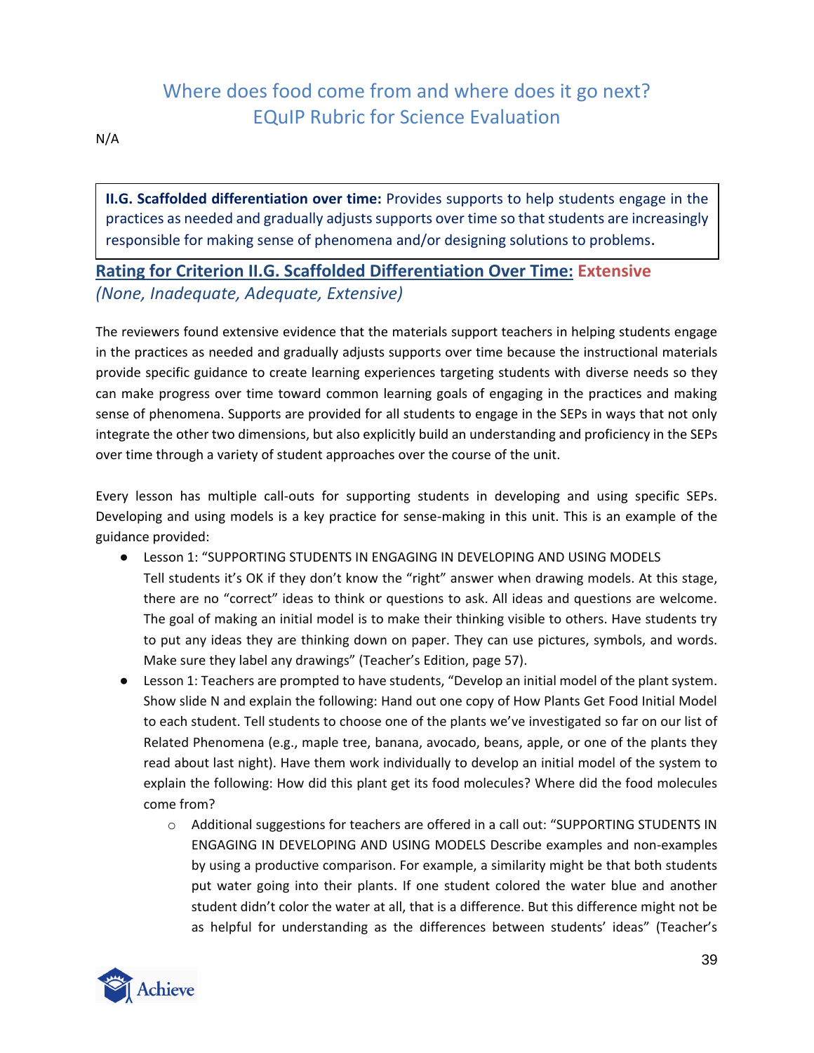N/A

**II.G. Scaffolded differentiation over time:** Provides supports to help students engage in the practices as needed and gradually adjusts supports over time so that students are increasingly responsible for making sense of phenomena and/or designing solutions to problems.

## Rating for Criterion II.G. Scaffolded Differentiation Over Time: Extensive

*(None, Inadequate, Adequate, Extensive)*

The reviewers found extensive evidence that the materials support teachers in helping students engage in the practices as needed and gradually adjusts supports over time because the instructional materials provide specific guidance to create learning experiences targeting students with diverse needs so they can make progress over time toward common learning goals of engaging in the practices and making sense of phenomena. Supports are provided for all students to engage in the SEPs in ways that not only integrate the other two dimensions, but also explicitly build an understanding and proficiency in the SEPs over time through a variety of student approaches over the course of the unit.

Every lesson has multiple call-outs for supporting students in developing and using specific SEPs. Developing and using models is a key practice for sense-making in this unit. This is an example of the guidance provided:

- Lesson 1: "SUPPORTING STUDENTS IN ENGAGING IN DEVELOPING AND USING MODELS Tell students it's OK if they don't know the "right" answer when drawing models. At this stage, there are no "correct" ideas to think or questions to ask. All ideas and questions are welcome. The goal of making an initial model is to make their thinking visible to others. Have students try to put any ideas they are thinking down on paper. They can use pictures, symbols, and words. Make sure they label any drawings" (Teacher's Edition, page 57).
- Lesson 1: Teachers are prompted to have students, "Develop an initial model of the plant system. Show slide N and explain the following: Hand out one copy of How Plants Get Food Initial Model to each student. Tell students to choose one of the plants we've investigated so far on our list of Related Phenomena (e.g., maple tree, banana, avocado, beans, apple, or one of the plants they read about last night). Have them work individually to develop an initial model of the system to explain the following: How did this plant get its food molecules? Where did the food molecules come from?
    - Additional suggestions for teachers are offered in a call out: "SUPPORTING STUDENTS IN ENGAGING IN DEVELOPING AND USING MODELS Describe examples and non-examples by using a productive comparison. For example, a similarity might be that both students put water going into their plants. If one student colored the water blue and another student didn't color the water at all, that is a difference. But this difference might not be as helpful for understanding as the differences between students' ideas" (Teacher's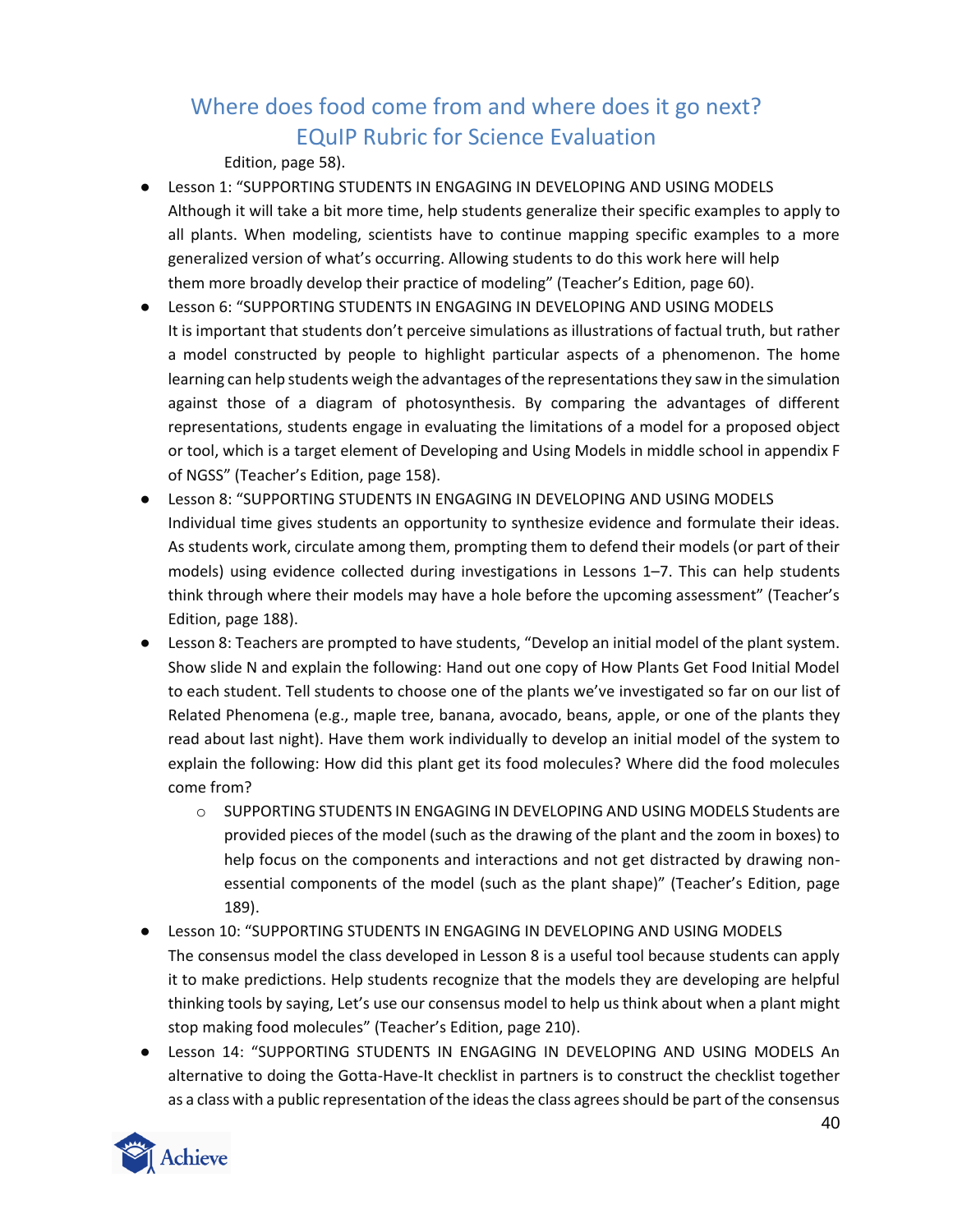Edition, page 58).

- Lesson 1: "SUPPORTING STUDENTS IN ENGAGING IN DEVELOPING AND USING MODELS Although it will take a bit more time, help students generalize their specific examples to apply to all plants. When modeling, scientists have to continue mapping specific examples to a more generalized version of what's occurring. Allowing students to do this work here will help them more broadly develop their practice of modeling" (Teacher's Edition, page 60).
- Lesson 6: "SUPPORTING STUDENTS IN ENGAGING IN DEVELOPING AND USING MODELS It is important that students don't perceive simulations as illustrations of factual truth, but rather a model constructed by people to highlight particular aspects of a phenomenon. The home learning can help students weigh the advantages of the representations they saw in the simulation against those of a diagram of photosynthesis. By comparing the advantages of different representations, students engage in evaluating the limitations of a model for a proposed object or tool, which is a target element of Developing and Using Models in middle school in appendix F of NGSS" (Teacher's Edition, page 158).
- Lesson 8: "SUPPORTING STUDENTS IN ENGAGING IN DEVELOPING AND USING MODELS Individual time gives students an opportunity to synthesize evidence and formulate their ideas. As students work, circulate among them, prompting them to defend their models (or part of their models) using evidence collected during investigations in Lessons 1–7. This can help students think through where their models may have a hole before the upcoming assessment" (Teacher's Edition, page 188).
- Lesson 8: Teachers are prompted to have students, "Develop an initial model of the plant system. Show slide N and explain the following: Hand out one copy of How Plants Get Food Initial Model to each student. Tell students to choose one of the plants we've investigated so far on our list of Related Phenomena (e.g., maple tree, banana, avocado, beans, apple, or one of the plants they read about last night). Have them work individually to develop an initial model of the system to explain the following: How did this plant get its food molecules? Where did the food molecules come from?
  - SUPPORTING STUDENTS IN ENGAGING IN DEVELOPING AND USING MODELS Students are provided pieces of the model (such as the drawing of the plant and the zoom in boxes) to help focus on the components and interactions and not get distracted by drawing non-essential components of the model (such as the plant shape)" (Teacher's Edition, page 189).
- Lesson 10: "SUPPORTING STUDENTS IN ENGAGING IN DEVELOPING AND USING MODELS The consensus model the class developed in Lesson 8 is a useful tool because students can apply it to make predictions. Help students recognize that the models they are developing are helpful thinking tools by saying, Let's use our consensus model to help us think about when a plant might stop making food molecules" (Teacher's Edition, page 210).
- Lesson 14: "SUPPORTING STUDENTS IN ENGAGING IN DEVELOPING AND USING MODELS An alternative to doing the Gotta-Have-It checklist in partners is to construct the checklist together as a class with a public representation of the ideas the class agrees should be part of the consensus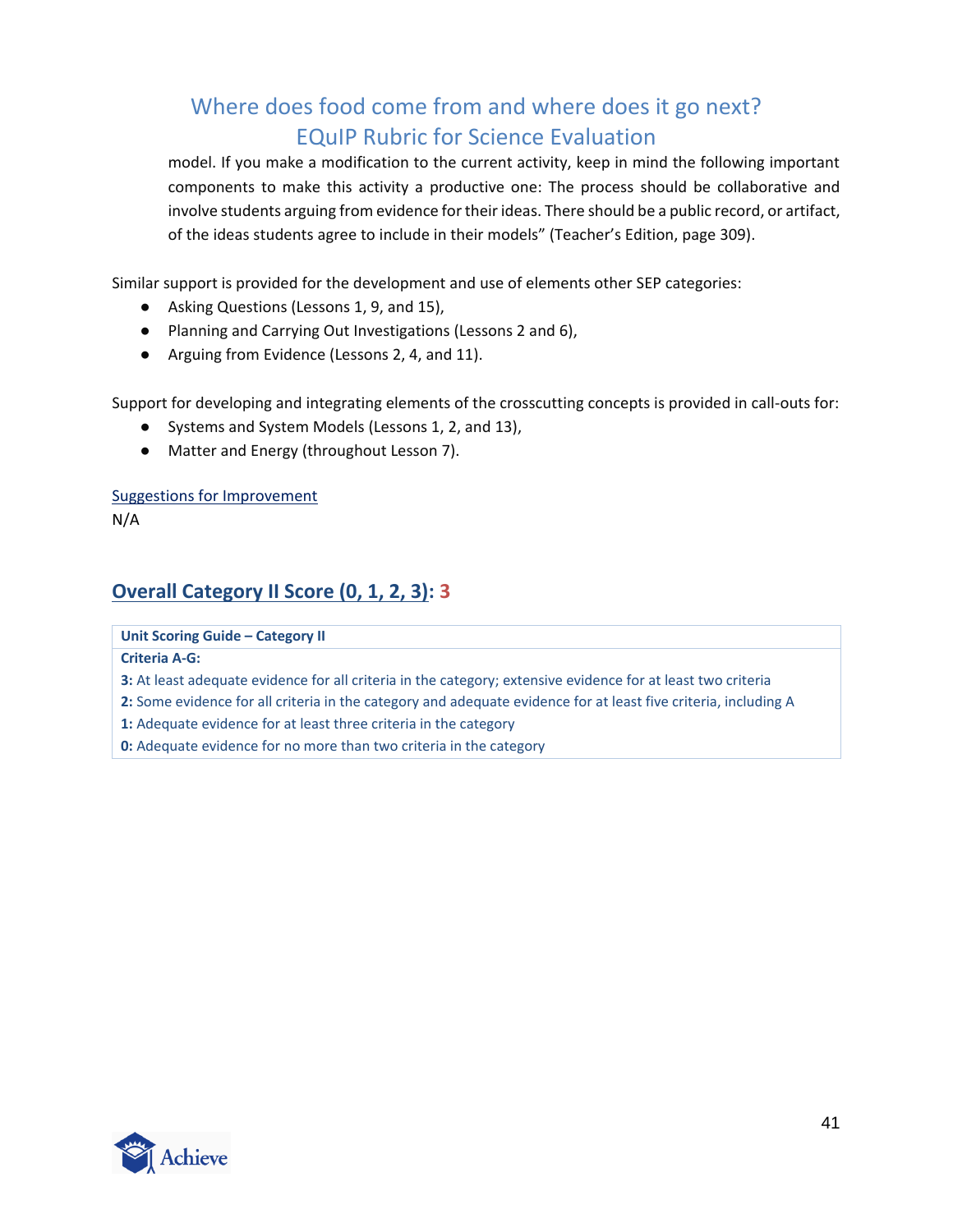model. If you make a modification to the current activity, keep in mind the following important components to make this activity a productive one: The process should be collaborative and involve students arguing from evidence for their ideas. There should be a public record, or artifact, of the ideas students agree to include in their models" (Teacher's Edition, page 309).

Similar support is provided for the development and use of elements other SEP categories:

- Asking Questions (Lessons 1, 9, and 15),
- Planning and Carrying Out Investigations (Lessons 2 and 6),
- Arguing from Evidence (Lessons 2, 4, and 11).

Support for developing and integrating elements of the crosscutting concepts is provided in call-outs for:

- Systems and System Models (Lessons 1, 2, and 13),
- Matter and Energy (throughout Lesson 7).

Suggestions for Improvement

N/A

## Overall Category II Score (0, 1, 2, 3): 3

| Unit Scoring Guide – Category II |
|---|
| **Criteria A-G:** |
| **3:** At least adequate evidence for all criteria in the category; extensive evidence for at least two criteria |
| **2:** Some evidence for all criteria in the category and adequate evidence for at least five criteria, including A |
| **1:** Adequate evidence for at least three criteria in the category |
| **0:** Adequate evidence for no more than two criteria in the category |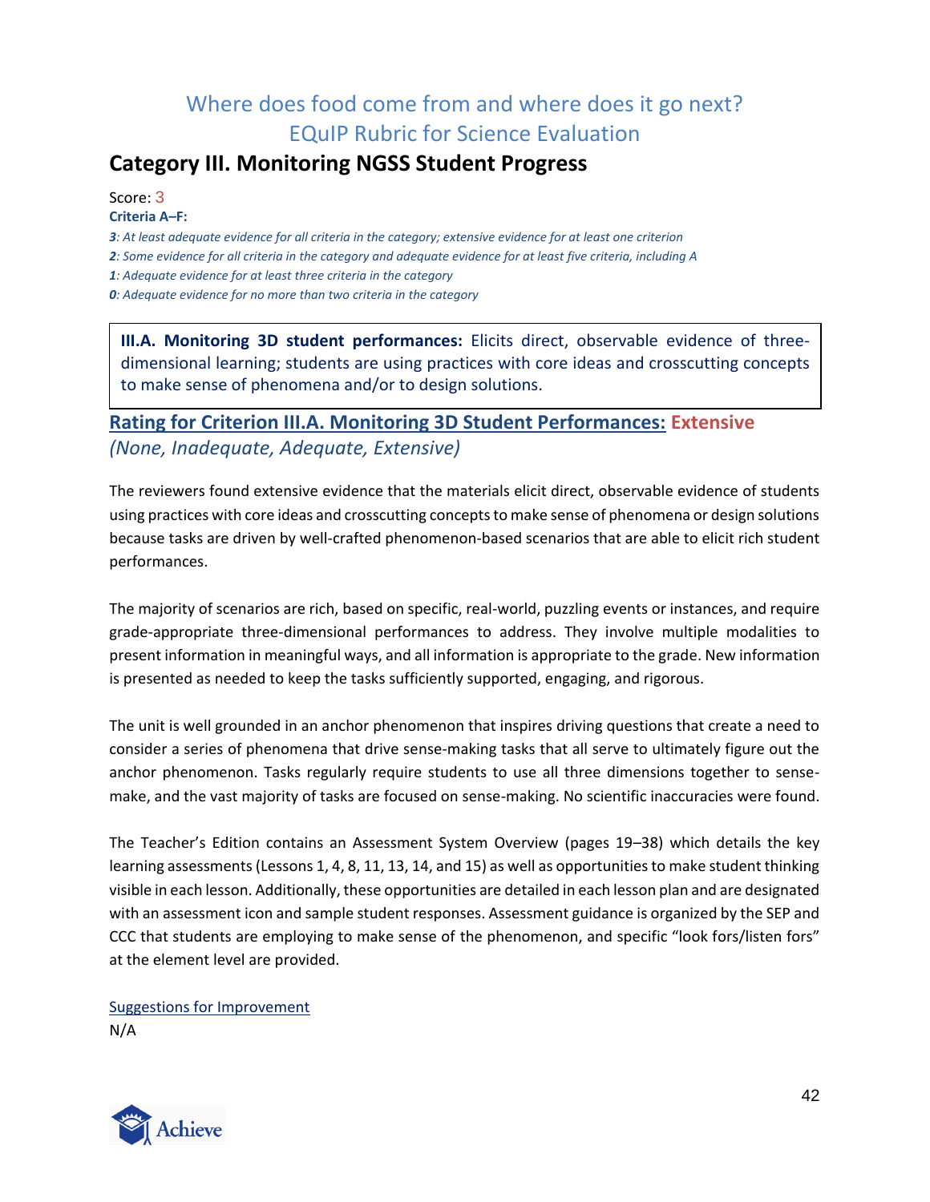Where does food come from and where does it go next?
EQuIP Rubric for Science Evaluation

## Category III. Monitoring NGSS Student Progress

Score: 3

**Criteria A–F:**

*3: At least adequate evidence for all criteria in the category; extensive evidence for at least one criterion*

*2: Some evidence for all criteria in the category and adequate evidence for at least five criteria, including A*

*1: Adequate evidence for at least three criteria in the category*

*0: Adequate evidence for no more than two criteria in the category*

> **III.A. Monitoring 3D student performances:** Elicits direct, observable evidence of three-dimensional learning; students are using practices with core ideas and crosscutting concepts to make sense of phenomena and/or to design solutions.

### Rating for Criterion III.A. Monitoring 3D Student Performances: Extensive

*(None, Inadequate, Adequate, Extensive)*

The reviewers found extensive evidence that the materials elicit direct, observable evidence of students using practices with core ideas and crosscutting concepts to make sense of phenomena or design solutions because tasks are driven by well-crafted phenomenon-based scenarios that are able to elicit rich student performances.

The majority of scenarios are rich, based on specific, real-world, puzzling events or instances, and require grade-appropriate three-dimensional performances to address. They involve multiple modalities to present information in meaningful ways, and all information is appropriate to the grade. New information is presented as needed to keep the tasks sufficiently supported, engaging, and rigorous.

The unit is well grounded in an anchor phenomenon that inspires driving questions that create a need to consider a series of phenomena that drive sense-making tasks that all serve to ultimately figure out the anchor phenomenon. Tasks regularly require students to use all three dimensions together to sense-make, and the vast majority of tasks are focused on sense-making. No scientific inaccuracies were found.

The Teacher's Edition contains an Assessment System Overview (pages 19–38) which details the key learning assessments (Lessons 1, 4, 8, 11, 13, 14, and 15) as well as opportunities to make student thinking visible in each lesson. Additionally, these opportunities are detailed in each lesson plan and are designated with an assessment icon and sample student responses. Assessment guidance is organized by the SEP and CCC that students are employing to make sense of the phenomenon, and specific "look fors/listen fors" at the element level are provided.

Suggestions for Improvement

N/A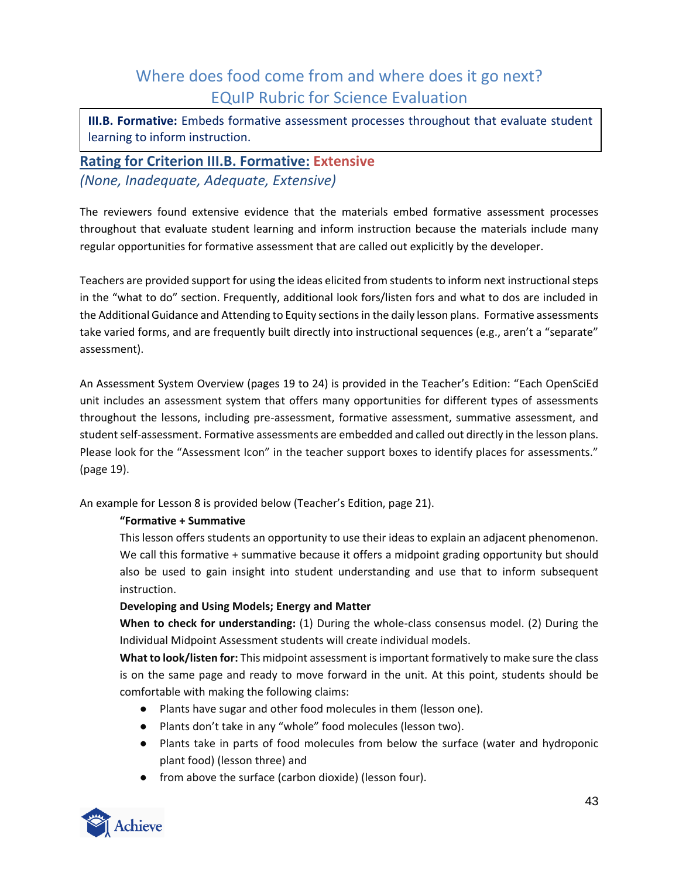# Where does food come from and where does it go next?
# EQuIP Rubric for Science Evaluation

**III.B. Formative:** Embeds formative assessment processes throughout that evaluate student learning to inform instruction.

## Rating for Criterion III.B. Formative: Extensive

*(None, Inadequate, Adequate, Extensive)*

The reviewers found extensive evidence that the materials embed formative assessment processes throughout that evaluate student learning and inform instruction because the materials include many regular opportunities for formative assessment that are called out explicitly by the developer.

Teachers are provided support for using the ideas elicited from students to inform next instructional steps in the "what to do" section. Frequently, additional look fors/listen fors and what to dos are included in the Additional Guidance and Attending to Equity sections in the daily lesson plans. Formative assessments take varied forms, and are frequently built directly into instructional sequences (e.g., aren't a "separate" assessment).

An Assessment System Overview (pages 19 to 24) is provided in the Teacher's Edition: "Each OpenSciEd unit includes an assessment system that offers many opportunities for different types of assessments throughout the lessons, including pre-assessment, formative assessment, summative assessment, and student self-assessment. Formative assessments are embedded and called out directly in the lesson plans. Please look for the "Assessment Icon" in the teacher support boxes to identify places for assessments." (page 19).

An example for Lesson 8 is provided below (Teacher's Edition, page 21).

> **"Formative + Summative**
>
> This lesson offers students an opportunity to use their ideas to explain an adjacent phenomenon. We call this formative + summative because it offers a midpoint grading opportunity but should also be used to gain insight into student understanding and use that to inform subsequent instruction.
>
> **Developing and Using Models; Energy and Matter**
>
> **When to check for understanding:** (1) During the whole-class consensus model. (2) During the Individual Midpoint Assessment students will create individual models.
>
> **What to look/listen for:** This midpoint assessment is important formatively to make sure the class is on the same page and ready to move forward in the unit. At this point, students should be comfortable with making the following claims:
>
> - Plants have sugar and other food molecules in them (lesson one).
> - Plants don't take in any "whole" food molecules (lesson two).
> - Plants take in parts of food molecules from below the surface (water and hydroponic plant food) (lesson three) and
> - from above the surface (carbon dioxide) (lesson four).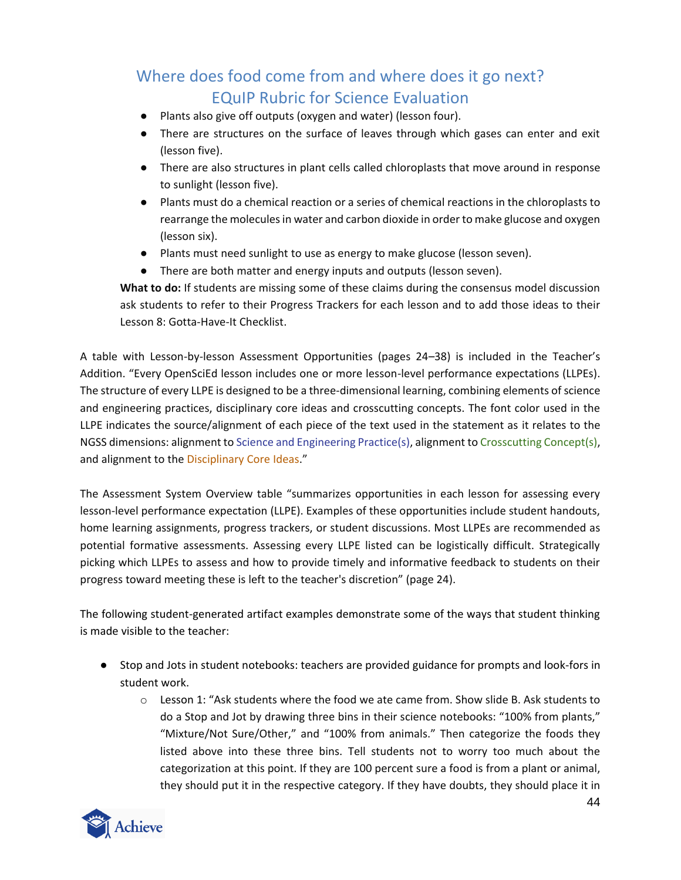- Plants also give off outputs (oxygen and water) (lesson four).
- There are structures on the surface of leaves through which gases can enter and exit (lesson five).
- There are also structures in plant cells called chloroplasts that move around in response to sunlight (lesson five).
- Plants must do a chemical reaction or a series of chemical reactions in the chloroplasts to rearrange the molecules in water and carbon dioxide in order to make glucose and oxygen (lesson six).
- Plants must need sunlight to use as energy to make glucose (lesson seven).
- There are both matter and energy inputs and outputs (lesson seven).

**What to do:** If students are missing some of these claims during the consensus model discussion ask students to refer to their Progress Trackers for each lesson and to add those ideas to their Lesson 8: Gotta-Have-It Checklist.

A table with Lesson-by-lesson Assessment Opportunities (pages 24–38) is included in the Teacher's Addition. "Every OpenSciEd lesson includes one or more lesson-level performance expectations (LLPEs). The structure of every LLPE is designed to be a three-dimensional learning, combining elements of science and engineering practices, disciplinary core ideas and crosscutting concepts. The font color used in the LLPE indicates the source/alignment of each piece of the text used in the statement as it relates to the NGSS dimensions: alignment to Science and Engineering Practice(s), alignment to Crosscutting Concept(s), and alignment to the Disciplinary Core Ideas."

The Assessment System Overview table "summarizes opportunities in each lesson for assessing every lesson-level performance expectation (LLPE). Examples of these opportunities include student handouts, home learning assignments, progress trackers, or student discussions. Most LLPEs are recommended as potential formative assessments. Assessing every LLPE listed can be logistically difficult. Strategically picking which LLPEs to assess and how to provide timely and informative feedback to students on their progress toward meeting these is left to the teacher's discretion" (page 24).

The following student-generated artifact examples demonstrate some of the ways that student thinking is made visible to the teacher:

- Stop and Jots in student notebooks: teachers are provided guidance for prompts and look-fors in student work.
  - Lesson 1: "Ask students where the food we ate came from. Show slide B. Ask students to do a Stop and Jot by drawing three bins in their science notebooks: "100% from plants," "Mixture/Not Sure/Other," and "100% from animals." Then categorize the foods they listed above into these three bins. Tell students not to worry too much about the categorization at this point. If they are 100 percent sure a food is from a plant or animal, they should put it in the respective category. If they have doubts, they should place it in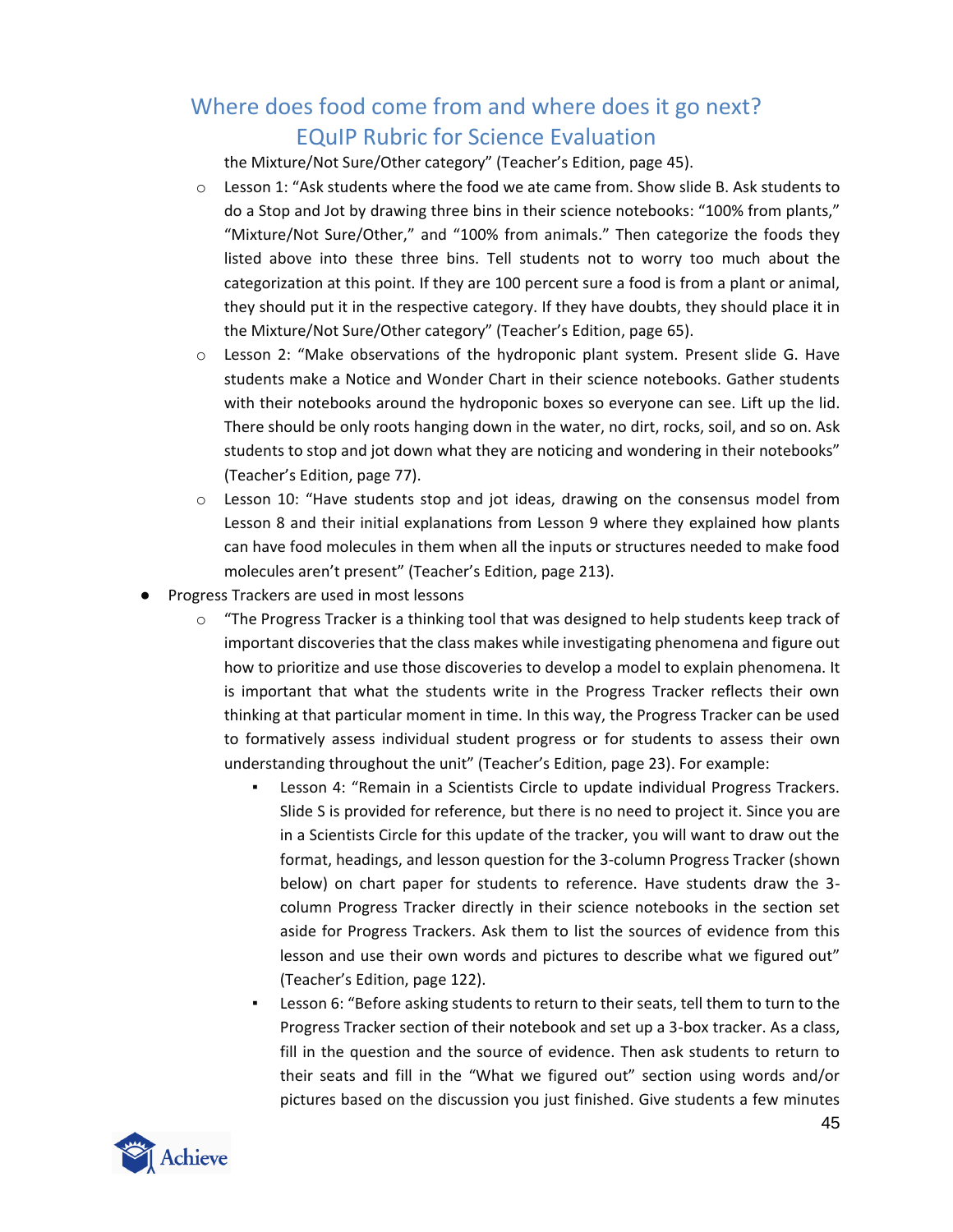the Mixture/Not Sure/Other category" (Teacher's Edition, page 45).

- Lesson 1: "Ask students where the food we ate came from. Show slide B. Ask students to do a Stop and Jot by drawing three bins in their science notebooks: "100% from plants," "Mixture/Not Sure/Other," and "100% from animals." Then categorize the foods they listed above into these three bins. Tell students not to worry too much about the categorization at this point. If they are 100 percent sure a food is from a plant or animal, they should put it in the respective category. If they have doubts, they should place it in the Mixture/Not Sure/Other category" (Teacher's Edition, page 65).
- Lesson 2: "Make observations of the hydroponic plant system. Present slide G. Have students make a Notice and Wonder Chart in their science notebooks. Gather students with their notebooks around the hydroponic boxes so everyone can see. Lift up the lid. There should be only roots hanging down in the water, no dirt, rocks, soil, and so on. Ask students to stop and jot down what they are noticing and wondering in their notebooks" (Teacher's Edition, page 77).
- Lesson 10: "Have students stop and jot ideas, drawing on the consensus model from Lesson 8 and their initial explanations from Lesson 9 where they explained how plants can have food molecules in them when all the inputs or structures needed to make food molecules aren't present" (Teacher's Edition, page 213).

- Progress Trackers are used in most lessons
  - "The Progress Tracker is a thinking tool that was designed to help students keep track of important discoveries that the class makes while investigating phenomena and figure out how to prioritize and use those discoveries to develop a model to explain phenomena. It is important that what the students write in the Progress Tracker reflects their own thinking at that particular moment in time. In this way, the Progress Tracker can be used to formatively assess individual student progress or for students to assess their own understanding throughout the unit" (Teacher's Edition, page 23). For example:
    - Lesson 4: "Remain in a Scientists Circle to update individual Progress Trackers. Slide S is provided for reference, but there is no need to project it. Since you are in a Scientists Circle for this update of the tracker, you will want to draw out the format, headings, and lesson question for the 3-column Progress Tracker (shown below) on chart paper for students to reference. Have students draw the 3-column Progress Tracker directly in their science notebooks in the section set aside for Progress Trackers. Ask them to list the sources of evidence from this lesson and use their own words and pictures to describe what we figured out" (Teacher's Edition, page 122).
    - Lesson 6: "Before asking students to return to their seats, tell them to turn to the Progress Tracker section of their notebook and set up a 3-box tracker. As a class, fill in the question and the source of evidence. Then ask students to return to their seats and fill in the "What we figured out" section using words and/or pictures based on the discussion you just finished. Give students a few minutes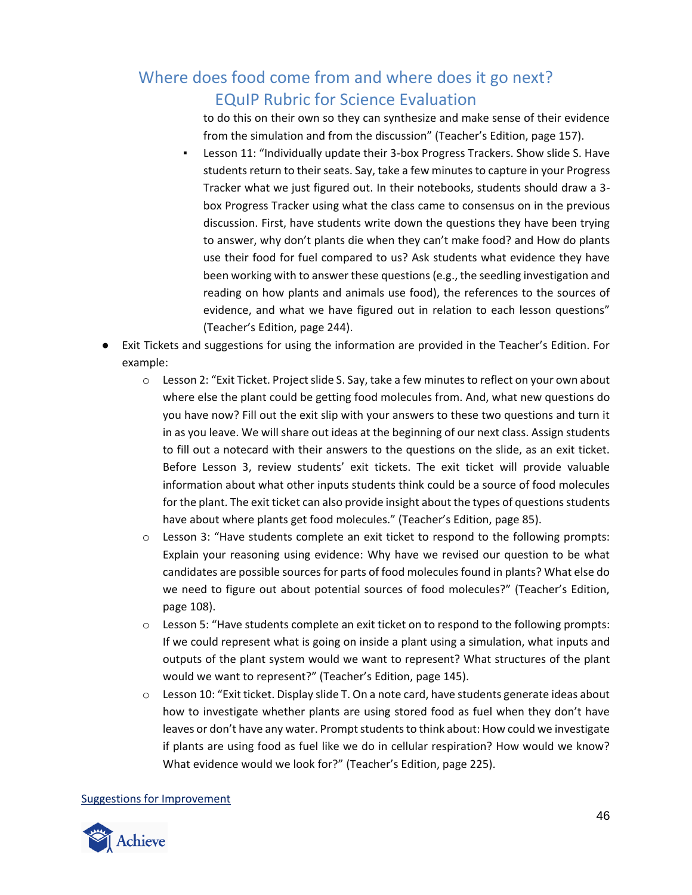to do this on their own so they can synthesize and make sense of their evidence from the simulation and from the discussion" (Teacher's Edition, page 157).

    - Lesson 11: "Individually update their 3-box Progress Trackers. Show slide S. Have students return to their seats. Say, take a few minutes to capture in your Progress Tracker what we just figured out. In their notebooks, students should draw a 3-box Progress Tracker using what the class came to consensus on in the previous discussion. First, have students write down the questions they have been trying to answer, why don't plants die when they can't make food? and How do plants use their food for fuel compared to us? Ask students what evidence they have been working with to answer these questions (e.g., the seedling investigation and reading on how plants and animals use food), the references to the sources of evidence, and what we have figured out in relation to each lesson questions" (Teacher's Edition, page 244).

- Exit Tickets and suggestions for using the information are provided in the Teacher's Edition. For example:
    - Lesson 2: "Exit Ticket. Project slide S. Say, take a few minutes to reflect on your own about where else the plant could be getting food molecules from. And, what new questions do you have now? Fill out the exit slip with your answers to these two questions and turn it in as you leave. We will share out ideas at the beginning of our next class. Assign students to fill out a notecard with their answers to the questions on the slide, as an exit ticket. Before Lesson 3, review students' exit tickets. The exit ticket will provide valuable information about what other inputs students think could be a source of food molecules for the plant. The exit ticket can also provide insight about the types of questions students have about where plants get food molecules." (Teacher's Edition, page 85).
    - Lesson 3: "Have students complete an exit ticket to respond to the following prompts: Explain your reasoning using evidence: Why have we revised our question to be what candidates are possible sources for parts of food molecules found in plants? What else do we need to figure out about potential sources of food molecules?" (Teacher's Edition, page 108).
    - Lesson 5: "Have students complete an exit ticket on to respond to the following prompts: If we could represent what is going on inside a plant using a simulation, what inputs and outputs of the plant system would we want to represent? What structures of the plant would we want to represent?" (Teacher's Edition, page 145).
    - Lesson 10: "Exit ticket. Display slide T. On a note card, have students generate ideas about how to investigate whether plants are using stored food as fuel when they don't have leaves or don't have any water. Prompt students to think about: How could we investigate if plants are using food as fuel like we do in cellular respiration? How would we know? What evidence would we look for?" (Teacher's Edition, page 225).

Suggestions for Improvement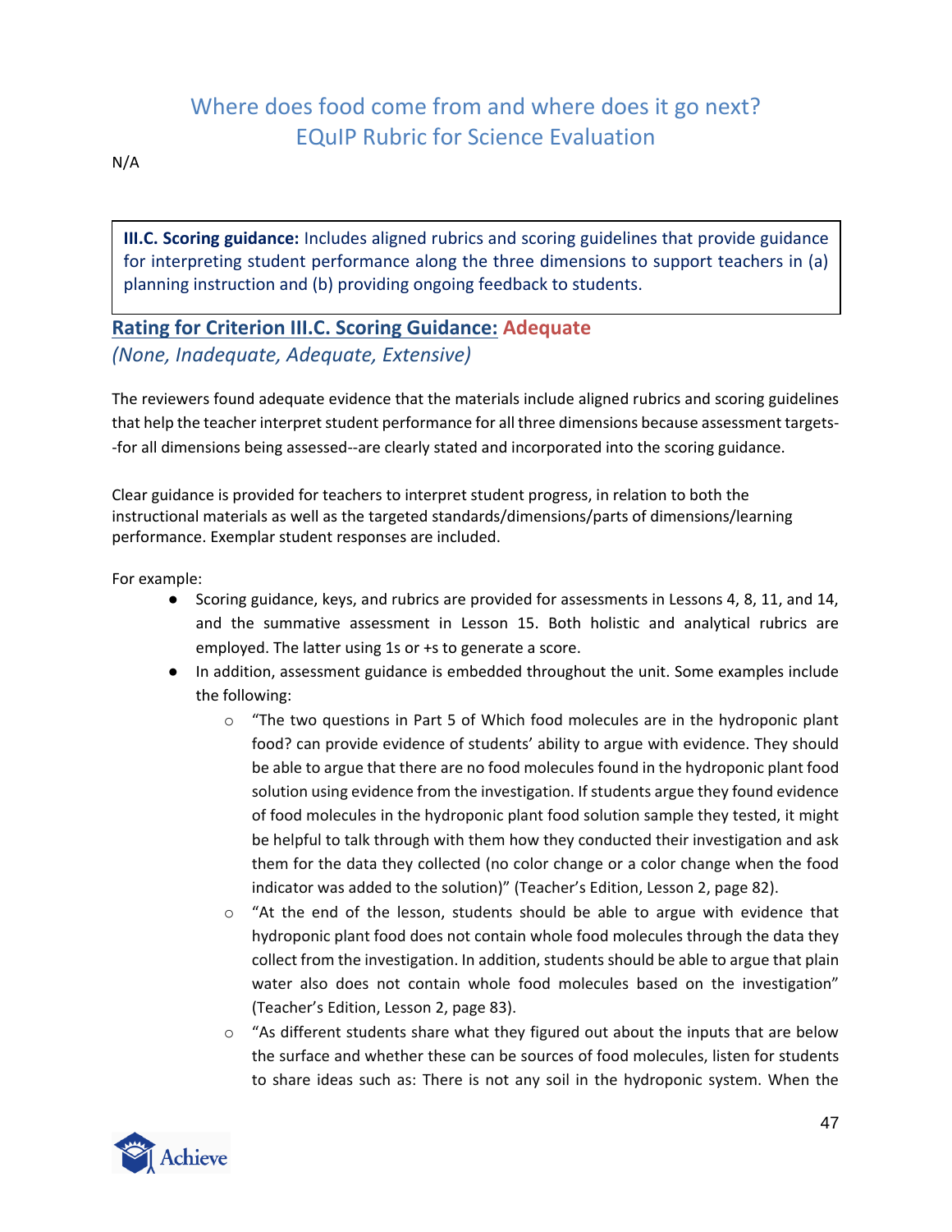N/A

**III.C. Scoring guidance:** Includes aligned rubrics and scoring guidelines that provide guidance for interpreting student performance along the three dimensions to support teachers in (a) planning instruction and (b) providing ongoing feedback to students.

## Rating for Criterion III.C. Scoring Guidance: Adequate

*(None, Inadequate, Adequate, Extensive)*

The reviewers found adequate evidence that the materials include aligned rubrics and scoring guidelines that help the teacher interpret student performance for all three dimensions because assessment targets--for all dimensions being assessed--are clearly stated and incorporated into the scoring guidance.

Clear guidance is provided for teachers to interpret student progress, in relation to both the instructional materials as well as the targeted standards/dimensions/parts of dimensions/learning performance. Exemplar student responses are included.

For example:

- Scoring guidance, keys, and rubrics are provided for assessments in Lessons 4, 8, 11, and 14, and the summative assessment in Lesson 15. Both holistic and analytical rubrics are employed. The latter using 1s or +s to generate a score.
- In addition, assessment guidance is embedded throughout the unit. Some examples include the following:
  - "The two questions in Part 5 of Which food molecules are in the hydroponic plant food? can provide evidence of students' ability to argue with evidence. They should be able to argue that there are no food molecules found in the hydroponic plant food solution using evidence from the investigation. If students argue they found evidence of food molecules in the hydroponic plant food solution sample they tested, it might be helpful to talk through with them how they conducted their investigation and ask them for the data they collected (no color change or a color change when the food indicator was added to the solution)" (Teacher's Edition, Lesson 2, page 82).
  - "At the end of the lesson, students should be able to argue with evidence that hydroponic plant food does not contain whole food molecules through the data they collect from the investigation. In addition, students should be able to argue that plain water also does not contain whole food molecules based on the investigation" (Teacher's Edition, Lesson 2, page 83).
  - "As different students share what they figured out about the inputs that are below the surface and whether these can be sources of food molecules, listen for students to share ideas such as: There is not any soil in the hydroponic system. When the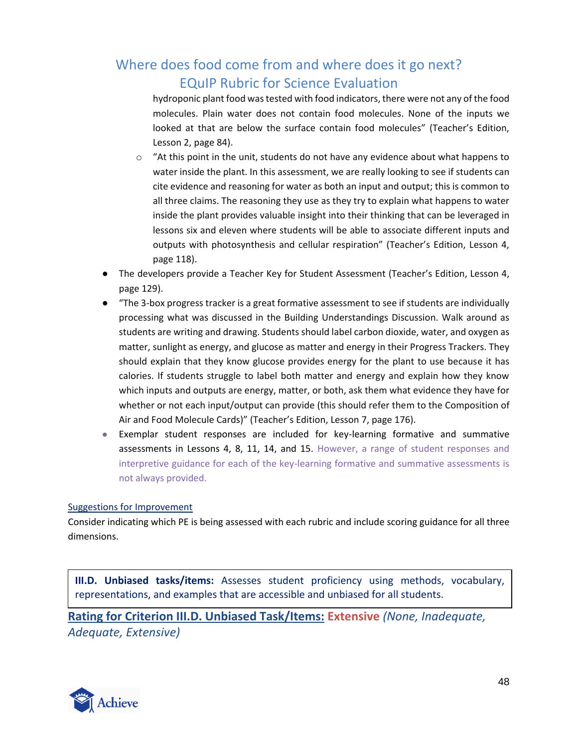hydroponic plant food was tested with food indicators, there were not any of the food molecules. Plain water does not contain food molecules. None of the inputs we looked at that are below the surface contain food molecules" (Teacher's Edition, Lesson 2, page 84).
    - "At this point in the unit, students do not have any evidence about what happens to water inside the plant. In this assessment, we are really looking to see if students can cite evidence and reasoning for water as both an input and output; this is common to all three claims. The reasoning they use as they try to explain what happens to water inside the plant provides valuable insight into their thinking that can be leveraged in lessons six and eleven where students will be able to associate different inputs and outputs with photosynthesis and cellular respiration" (Teacher's Edition, Lesson 4, page 118).
- The developers provide a Teacher Key for Student Assessment (Teacher's Edition, Lesson 4, page 129).
- "The 3-box progress tracker is a great formative assessment to see if students are individually processing what was discussed in the Building Understandings Discussion. Walk around as students are writing and drawing. Students should label carbon dioxide, water, and oxygen as matter, sunlight as energy, and glucose as matter and energy in their Progress Trackers. They should explain that they know glucose provides energy for the plant to use because it has calories. If students struggle to label both matter and energy and explain how they know which inputs and outputs are energy, matter, or both, ask them what evidence they have for whether or not each input/output can provide (this should refer them to the Composition of Air and Food Molecule Cards)" (Teacher's Edition, Lesson 7, page 176).
- Exemplar student responses are included for key-learning formative and summative assessments in Lessons 4, 8, 11, 14, and 15. However, a range of student responses and interpretive guidance for each of the key-learning formative and summative assessments is not always provided.

Suggestions for Improvement

Consider indicating which PE is being assessed with each rubric and include scoring guidance for all three dimensions.

**III.D. Unbiased tasks/items:** Assesses student proficiency using methods, vocabulary, representations, and examples that are accessible and unbiased for all students.

**Rating for Criterion III.D. Unbiased Task/Items: Extensive** *(None, Inadequate, Adequate, Extensive)*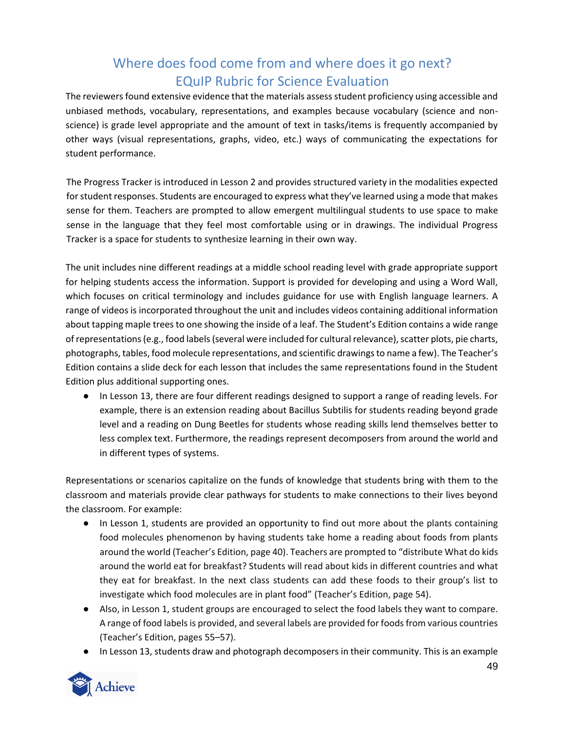The reviewers found extensive evidence that the materials assess student proficiency using accessible and unbiased methods, vocabulary, representations, and examples because vocabulary (science and non-science) is grade level appropriate and the amount of text in tasks/items is frequently accompanied by other ways (visual representations, graphs, video, etc.) ways of communicating the expectations for student performance.

The Progress Tracker is introduced in Lesson 2 and provides structured variety in the modalities expected for student responses. Students are encouraged to express what they've learned using a mode that makes sense for them. Teachers are prompted to allow emergent multilingual students to use space to make sense in the language that they feel most comfortable using or in drawings. The individual Progress Tracker is a space for students to synthesize learning in their own way.

The unit includes nine different readings at a middle school reading level with grade appropriate support for helping students access the information. Support is provided for developing and using a Word Wall, which focuses on critical terminology and includes guidance for use with English language learners. A range of videos is incorporated throughout the unit and includes videos containing additional information about tapping maple trees to one showing the inside of a leaf. The Student's Edition contains a wide range of representations (e.g., food labels (several were included for cultural relevance), scatter plots, pie charts, photographs, tables, food molecule representations, and scientific drawings to name a few). The Teacher's Edition contains a slide deck for each lesson that includes the same representations found in the Student Edition plus additional supporting ones.

- In Lesson 13, there are four different readings designed to support a range of reading levels. For example, there is an extension reading about Bacillus Subtilis for students reading beyond grade level and a reading on Dung Beetles for students whose reading skills lend themselves better to less complex text. Furthermore, the readings represent decomposers from around the world and in different types of systems.

Representations or scenarios capitalize on the funds of knowledge that students bring with them to the classroom and materials provide clear pathways for students to make connections to their lives beyond the classroom. For example:

- In Lesson 1, students are provided an opportunity to find out more about the plants containing food molecules phenomenon by having students take home a reading about foods from plants around the world (Teacher's Edition, page 40). Teachers are prompted to "distribute What do kids around the world eat for breakfast? Students will read about kids in different countries and what they eat for breakfast. In the next class students can add these foods to their group's list to investigate which food molecules are in plant food" (Teacher's Edition, page 54).
- Also, in Lesson 1, student groups are encouraged to select the food labels they want to compare. A range of food labels is provided, and several labels are provided for foods from various countries (Teacher's Edition, pages 55–57).
- In Lesson 13, students draw and photograph decomposers in their community. This is an example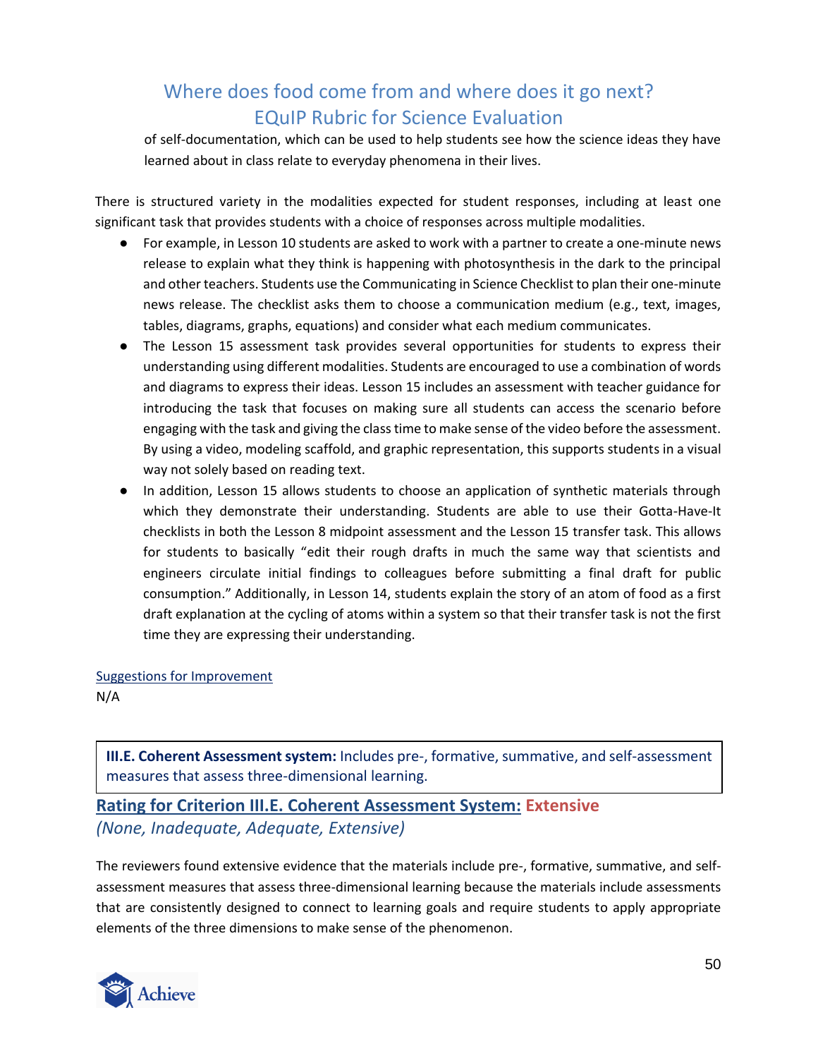of self-documentation, which can be used to help students see how the science ideas they have learned about in class relate to everyday phenomena in their lives.

There is structured variety in the modalities expected for student responses, including at least one significant task that provides students with a choice of responses across multiple modalities.

- For example, in Lesson 10 students are asked to work with a partner to create a one-minute news release to explain what they think is happening with photosynthesis in the dark to the principal and other teachers. Students use the Communicating in Science Checklist to plan their one-minute news release. The checklist asks them to choose a communication medium (e.g., text, images, tables, diagrams, graphs, equations) and consider what each medium communicates.
- The Lesson 15 assessment task provides several opportunities for students to express their understanding using different modalities. Students are encouraged to use a combination of words and diagrams to express their ideas. Lesson 15 includes an assessment with teacher guidance for introducing the task that focuses on making sure all students can access the scenario before engaging with the task and giving the class time to make sense of the video before the assessment. By using a video, modeling scaffold, and graphic representation, this supports students in a visual way not solely based on reading text.
- In addition, Lesson 15 allows students to choose an application of synthetic materials through which they demonstrate their understanding. Students are able to use their Gotta-Have-It checklists in both the Lesson 8 midpoint assessment and the Lesson 15 transfer task. This allows for students to basically "edit their rough drafts in much the same way that scientists and engineers circulate initial findings to colleagues before submitting a final draft for public consumption." Additionally, in Lesson 14, students explain the story of an atom of food as a first draft explanation at the cycling of atoms within a system so that their transfer task is not the first time they are expressing their understanding.

Suggestions for Improvement

N/A

**III.E. Coherent Assessment system:** Includes pre-, formative, summative, and self-assessment measures that assess three-dimensional learning.

### Rating for Criterion III.E. Coherent Assessment System: Extensive

*(None, Inadequate, Adequate, Extensive)*

The reviewers found extensive evidence that the materials include pre-, formative, summative, and self-assessment measures that assess three-dimensional learning because the materials include assessments that are consistently designed to connect to learning goals and require students to apply appropriate elements of the three dimensions to make sense of the phenomenon.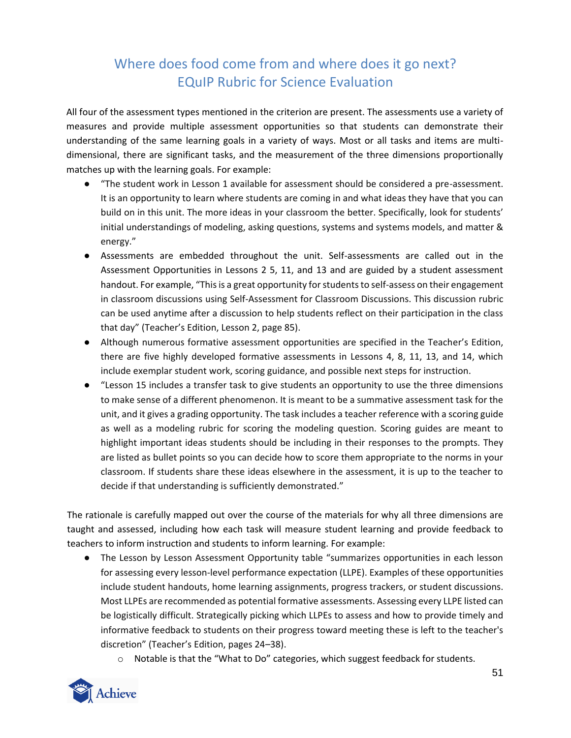All four of the assessment types mentioned in the criterion are present. The assessments use a variety of measures and provide multiple assessment opportunities so that students can demonstrate their understanding of the same learning goals in a variety of ways. Most or all tasks and items are multi-dimensional, there are significant tasks, and the measurement of the three dimensions proportionally matches up with the learning goals. For example:

- "The student work in Lesson 1 available for assessment should be considered a pre-assessment. It is an opportunity to learn where students are coming in and what ideas they have that you can build on in this unit. The more ideas in your classroom the better. Specifically, look for students' initial understandings of modeling, asking questions, systems and systems models, and matter & energy."
- Assessments are embedded throughout the unit. Self-assessments are called out in the Assessment Opportunities in Lessons 2 5, 11, and 13 and are guided by a student assessment handout. For example, "This is a great opportunity for students to self-assess on their engagement in classroom discussions using Self-Assessment for Classroom Discussions. This discussion rubric can be used anytime after a discussion to help students reflect on their participation in the class that day" (Teacher's Edition, Lesson 2, page 85).
- Although numerous formative assessment opportunities are specified in the Teacher's Edition, there are five highly developed formative assessments in Lessons 4, 8, 11, 13, and 14, which include exemplar student work, scoring guidance, and possible next steps for instruction.
- "Lesson 15 includes a transfer task to give students an opportunity to use the three dimensions to make sense of a different phenomenon. It is meant to be a summative assessment task for the unit, and it gives a grading opportunity. The task includes a teacher reference with a scoring guide as well as a modeling rubric for scoring the modeling question. Scoring guides are meant to highlight important ideas students should be including in their responses to the prompts. They are listed as bullet points so you can decide how to score them appropriate to the norms in your classroom. If students share these ideas elsewhere in the assessment, it is up to the teacher to decide if that understanding is sufficiently demonstrated."

The rationale is carefully mapped out over the course of the materials for why all three dimensions are taught and assessed, including how each task will measure student learning and provide feedback to teachers to inform instruction and students to inform learning. For example:

- The Lesson by Lesson Assessment Opportunity table "summarizes opportunities in each lesson for assessing every lesson-level performance expectation (LLPE). Examples of these opportunities include student handouts, home learning assignments, progress trackers, or student discussions. Most LLPEs are recommended as potential formative assessments. Assessing every LLPE listed can be logistically difficult. Strategically picking which LLPEs to assess and how to provide timely and informative feedback to students on their progress toward meeting these is left to the teacher's discretion" (Teacher's Edition, pages 24–38).
  - Notable is that the "What to Do" categories, which suggest feedback for students.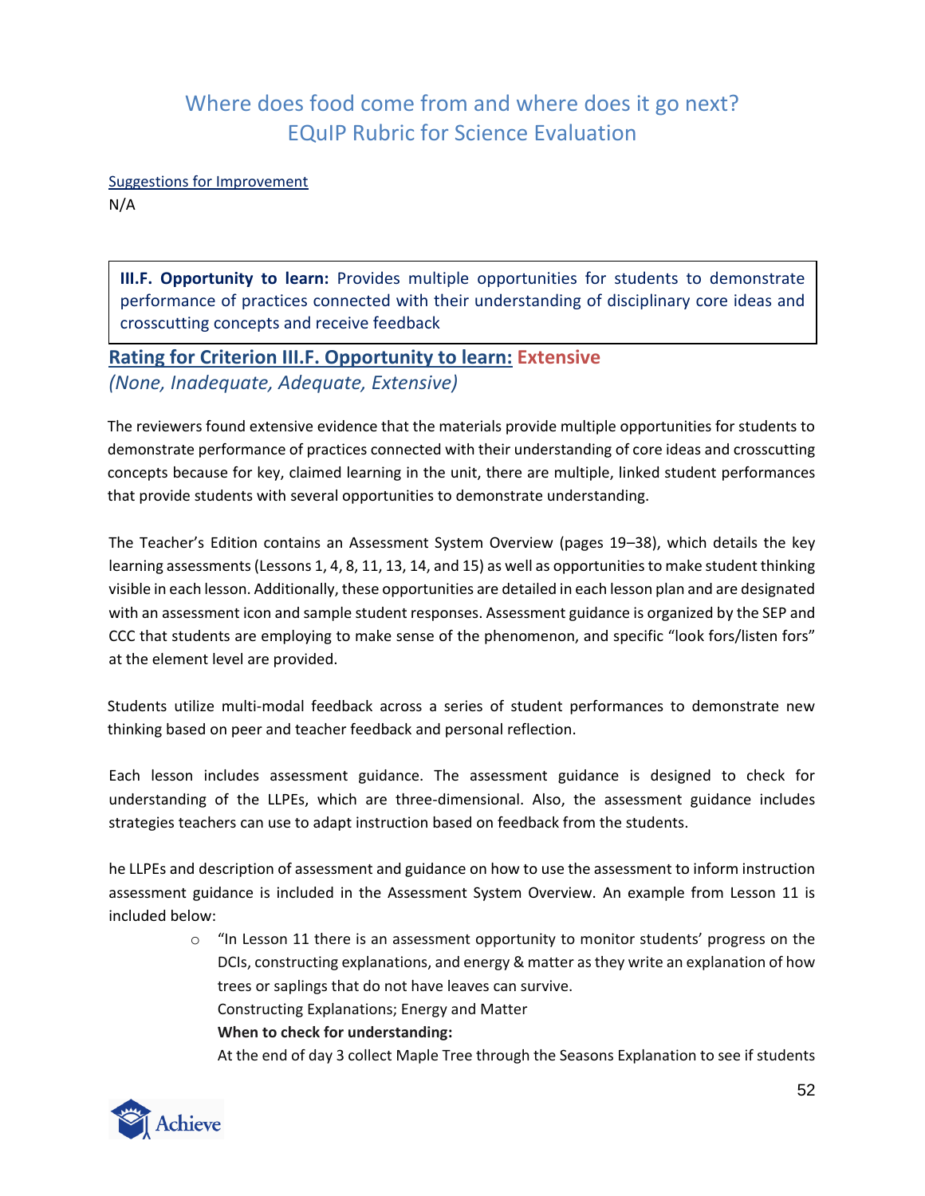Suggestions for Improvement

N/A

**III.F. Opportunity to learn:** Provides multiple opportunities for students to demonstrate performance of practices connected with their understanding of disciplinary core ideas and crosscutting concepts and receive feedback

## Rating for Criterion III.F. Opportunity to learn: Extensive

*(None, Inadequate, Adequate, Extensive)*

The reviewers found extensive evidence that the materials provide multiple opportunities for students to demonstrate performance of practices connected with their understanding of core ideas and crosscutting concepts because for key, claimed learning in the unit, there are multiple, linked student performances that provide students with several opportunities to demonstrate understanding.

The Teacher's Edition contains an Assessment System Overview (pages 19–38), which details the key learning assessments (Lessons 1, 4, 8, 11, 13, 14, and 15) as well as opportunities to make student thinking visible in each lesson. Additionally, these opportunities are detailed in each lesson plan and are designated with an assessment icon and sample student responses. Assessment guidance is organized by the SEP and CCC that students are employing to make sense of the phenomenon, and specific "look fors/listen fors" at the element level are provided.

Students utilize multi-modal feedback across a series of student performances to demonstrate new thinking based on peer and teacher feedback and personal reflection.

Each lesson includes assessment guidance. The assessment guidance is designed to check for understanding of the LLPEs, which are three-dimensional. Also, the assessment guidance includes strategies teachers can use to adapt instruction based on feedback from the students.

he LLPEs and description of assessment and guidance on how to use the assessment to inform instruction assessment guidance is included in the Assessment System Overview. An example from Lesson 11 is included below:

- "In Lesson 11 there is an assessment opportunity to monitor students' progress on the DCIs, constructing explanations, and energy & matter as they write an explanation of how trees or saplings that do not have leaves can survive.
  Constructing Explanations; Energy and Matter
  **When to check for understanding:**
  At the end of day 3 collect Maple Tree through the Seasons Explanation to see if students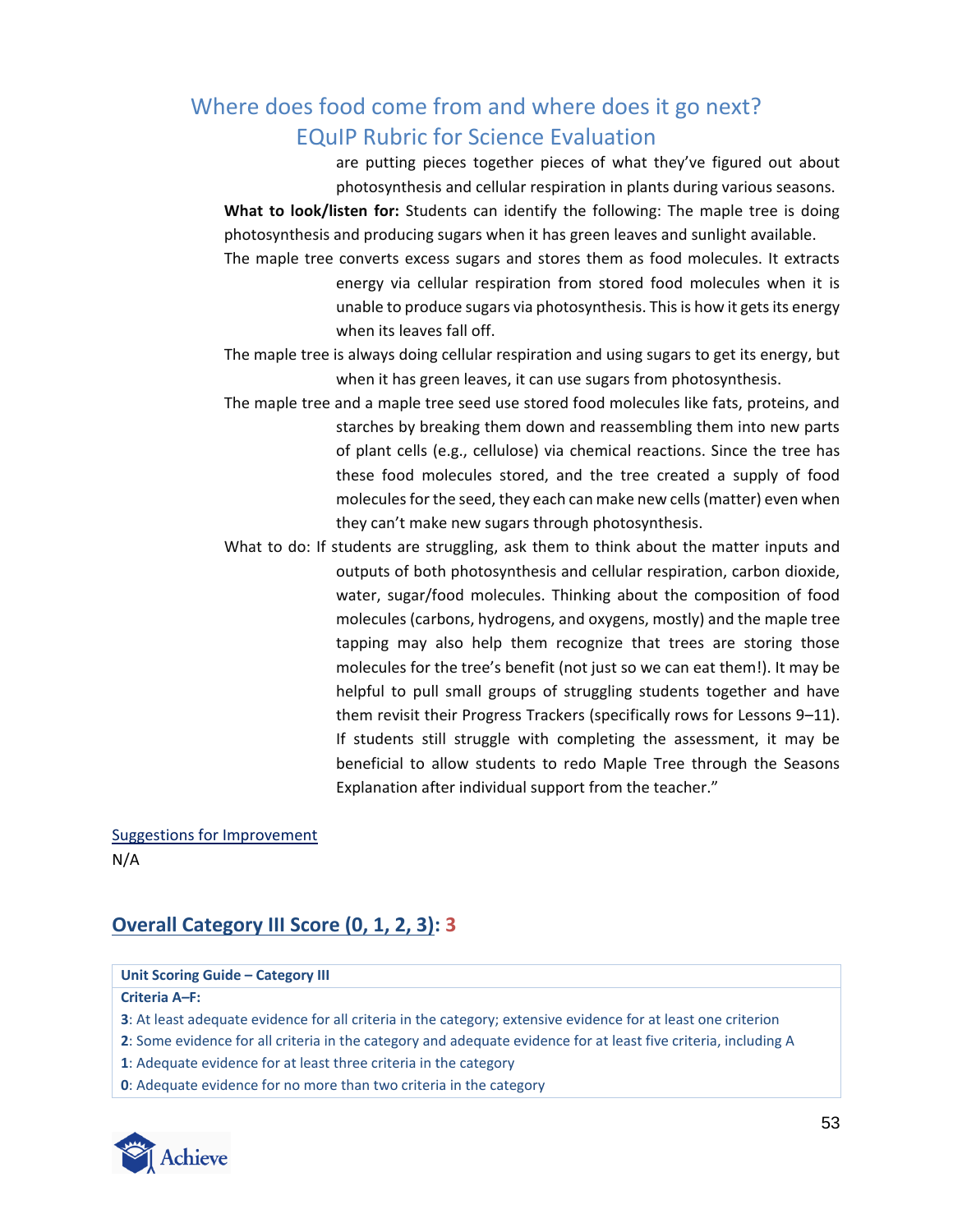are putting pieces together pieces of what they've figured out about photosynthesis and cellular respiration in plants during various seasons.

**What to look/listen for:** Students can identify the following: The maple tree is doing photosynthesis and producing sugars when it has green leaves and sunlight available.

The maple tree converts excess sugars and stores them as food molecules. It extracts energy via cellular respiration from stored food molecules when it is unable to produce sugars via photosynthesis. This is how it gets its energy when its leaves fall off.

The maple tree is always doing cellular respiration and using sugars to get its energy, but when it has green leaves, it can use sugars from photosynthesis.

The maple tree and a maple tree seed use stored food molecules like fats, proteins, and starches by breaking them down and reassembling them into new parts of plant cells (e.g., cellulose) via chemical reactions. Since the tree has these food molecules stored, and the tree created a supply of food molecules for the seed, they each can make new cells (matter) even when they can't make new sugars through photosynthesis.

What to do: If students are struggling, ask them to think about the matter inputs and outputs of both photosynthesis and cellular respiration, carbon dioxide, water, sugar/food molecules. Thinking about the composition of food molecules (carbons, hydrogens, and oxygens, mostly) and the maple tree tapping may also help them recognize that trees are storing those molecules for the tree's benefit (not just so we can eat them!). It may be helpful to pull small groups of struggling students together and have them revisit their Progress Trackers (specifically rows for Lessons 9–11). If students still struggle with completing the assessment, it may be beneficial to allow students to redo Maple Tree through the Seasons Explanation after individual support from the teacher."

Suggestions for Improvement

N/A

## Overall Category III Score (0, 1, 2, 3): 3

| Unit Scoring Guide – Category III |
|---|
| **Criteria A–F:** |
| **3**: At least adequate evidence for all criteria in the category; extensive evidence for at least one criterion |
| **2**: Some evidence for all criteria in the category and adequate evidence for at least five criteria, including A |
| **1**: Adequate evidence for at least three criteria in the category |
| **0**: Adequate evidence for no more than two criteria in the category |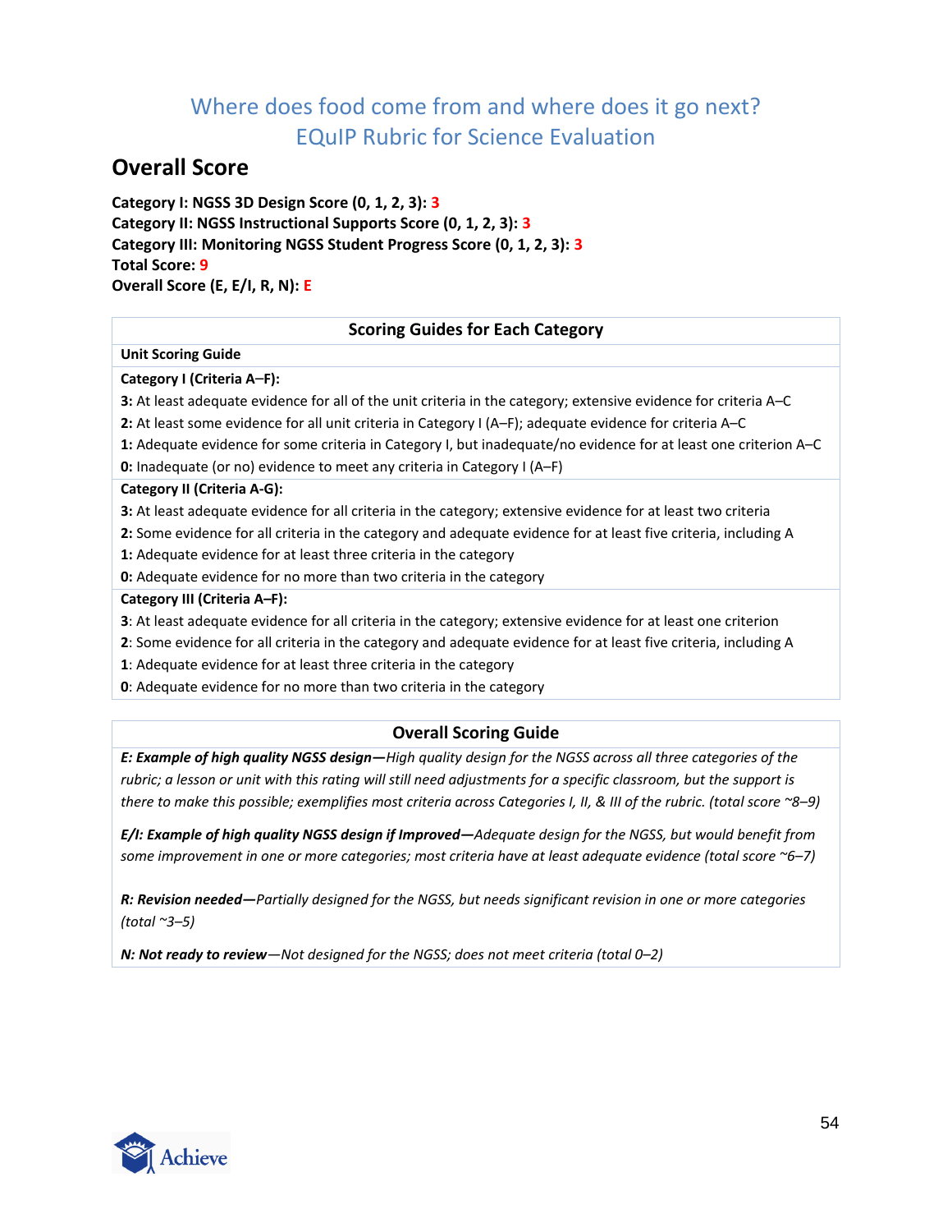# Where does food come from and where does it go next?
# EQuIP Rubric for Science Evaluation

## Overall Score

**Category I: NGSS 3D Design Score (0, 1, 2, 3): 3**
**Category II: NGSS Instructional Supports Score (0, 1, 2, 3): 3**
**Category III: Monitoring NGSS Student Progress Score (0, 1, 2, 3): 3**
**Total Score: 9**
**Overall Score (E, E/I, R, N): E**

| Scoring Guides for Each Category |
| --- |
| **Unit Scoring Guide** |
| **Category I (Criteria A–F):**<br>**3:** At least adequate evidence for all of the unit criteria in the category; extensive evidence for criteria A–C<br>**2:** At least some evidence for all unit criteria in Category I (A–F); adequate evidence for criteria A–C<br>**1:** Adequate evidence for some criteria in Category I, but inadequate/no evidence for at least one criterion A–C<br>**0:** Inadequate (or no) evidence to meet any criteria in Category I (A–F) |
| **Category II (Criteria A-G):**<br>**3:** At least adequate evidence for all criteria in the category; extensive evidence for at least two criteria<br>**2:** Some evidence for all criteria in the category and adequate evidence for at least five criteria, including A<br>**1:** Adequate evidence for at least three criteria in the category<br>**0:** Adequate evidence for no more than two criteria in the category |
| **Category III (Criteria A–F):**<br>**3**: At least adequate evidence for all criteria in the category; extensive evidence for at least one criterion<br>**2**: Some evidence for all criteria in the category and adequate evidence for at least five criteria, including A<br>**1**: Adequate evidence for at least three criteria in the category<br>**0**: Adequate evidence for no more than two criteria in the category |

| Overall Scoring Guide |
| --- |
| ***E: Example of high quality NGSS design***—*High quality design for the NGSS across all three categories of the rubric; a lesson or unit with this rating will still need adjustments for a specific classroom, but the support is there to make this possible; exemplifies most criteria across Categories I, II, & III of the rubric. (total score ~8–9)* |
| ***E/I: Example of high quality NGSS design if Improved***—*Adequate design for the NGSS, but would benefit from some improvement in one or more categories; most criteria have at least adequate evidence (total score ~6–7)* |
| ***R: Revision needed***—*Partially designed for the NGSS, but needs significant revision in one or more categories (total ~3–5)* |
| ***N: Not ready to review***—*Not designed for the NGSS; does not meet criteria (total 0–2)* |